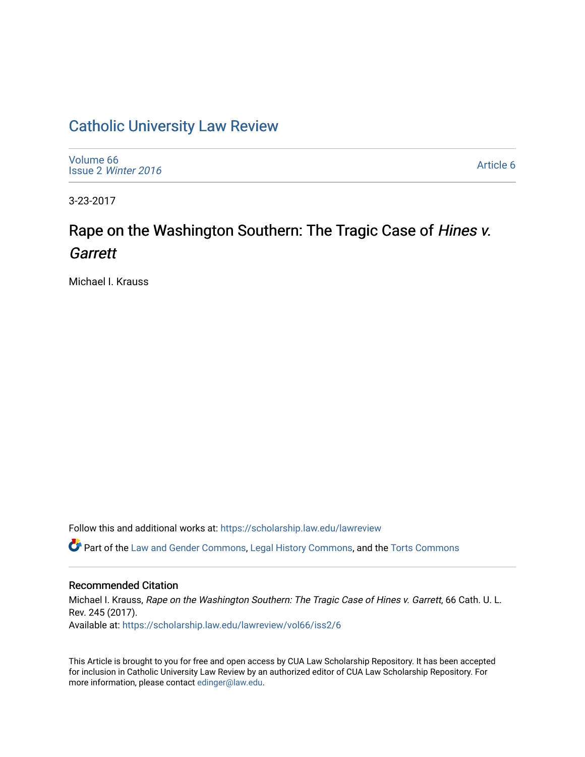# Catholic University Law Review

Volume 66
Issue 2 *Winter 2016*

Article 6

3-23-2017

## Rape on the Washington Southern: The Tragic Case of *Hines v. Garrett*

Michael I. Krauss

Follow this and additional works at: https://scholarship.law.edu/lawreview

Part of the Law and Gender Commons, Legal History Commons, and the Torts Commons

### Recommended Citation

Michael I. Krauss, *Rape on the Washington Southern: The Tragic Case of Hines v. Garrett*, 66 Cath. U. L. Rev. 245 (2017).
Available at: https://scholarship.law.edu/lawreview/vol66/iss2/6

This Article is brought to you for free and open access by CUA Law Scholarship Repository. It has been accepted for inclusion in Catholic University Law Review by an authorized editor of CUA Law Scholarship Repository. For more information, please contact edinger@law.edu.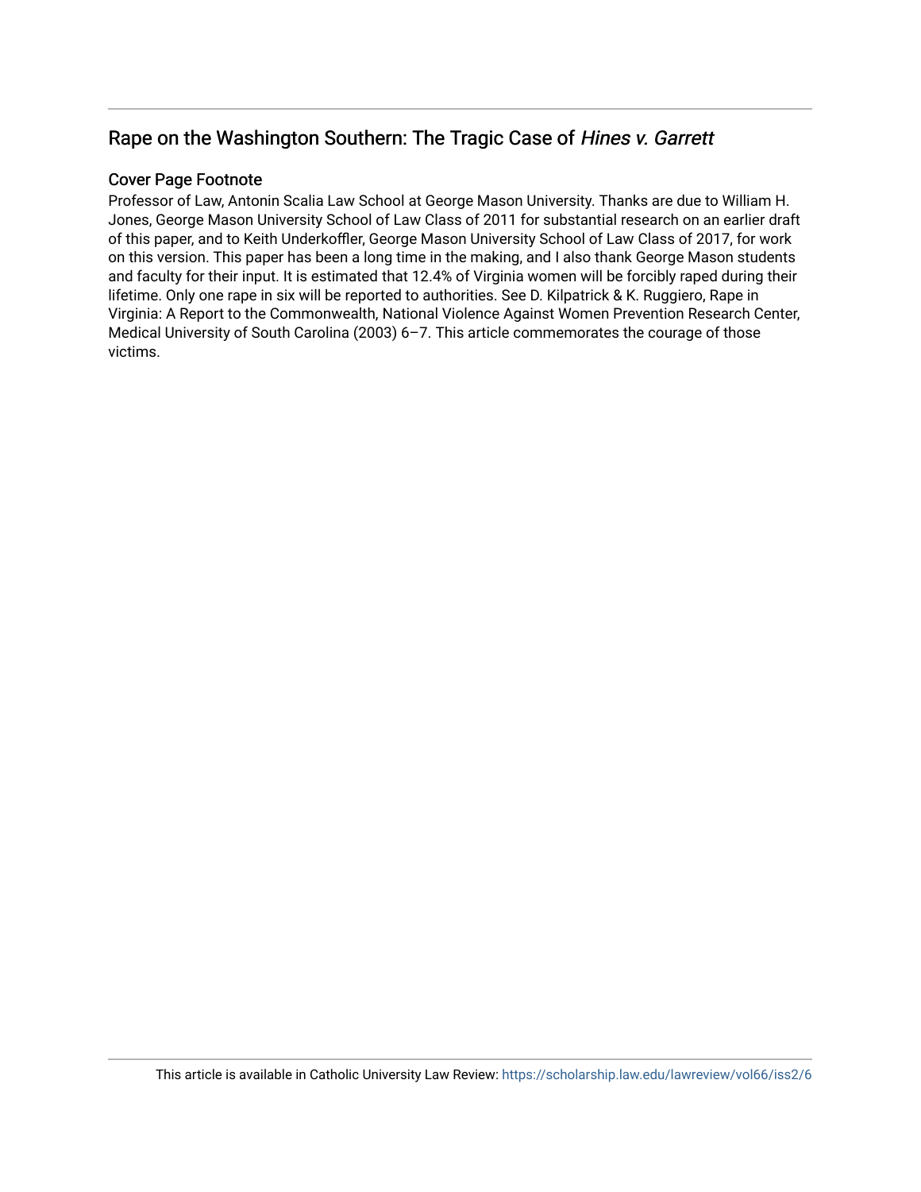## Rape on the Washington Southern: The Tragic Case of *Hines v. Garrett*

### Cover Page Footnote

Professor of Law, Antonin Scalia Law School at George Mason University. Thanks are due to William H. Jones, George Mason University School of Law Class of 2011 for substantial research on an earlier draft of this paper, and to Keith Underkoffler, George Mason University School of Law Class of 2017, for work on this version. This paper has been a long time in the making, and I also thank George Mason students and faculty for their input. It is estimated that 12.4% of Virginia women will be forcibly raped during their lifetime. Only one rape in six will be reported to authorities. See D. Kilpatrick & K. Ruggiero, Rape in Virginia: A Report to the Commonwealth, National Violence Against Women Prevention Research Center, Medical University of South Carolina (2003) 6–7. This article commemorates the courage of those victims.

This article is available in Catholic University Law Review: https://scholarship.law.edu/lawreview/vol66/iss2/6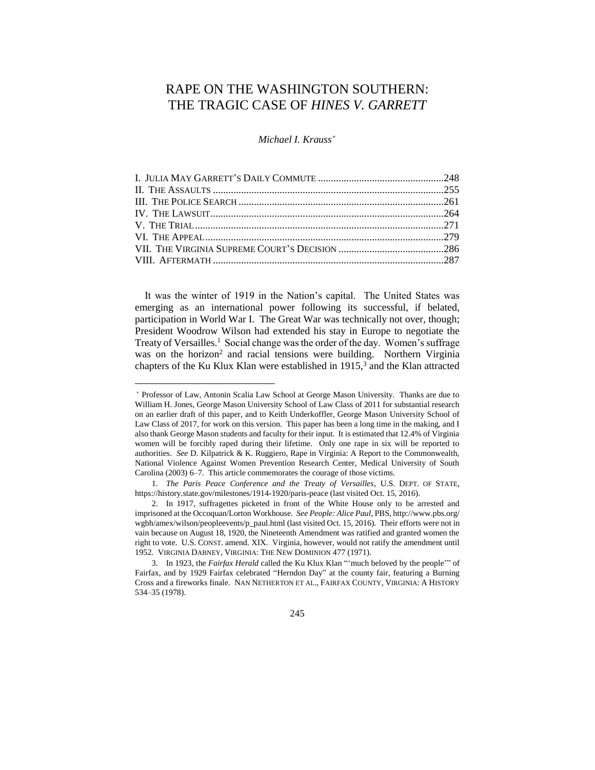# RAPE ON THE WASHINGTON SOUTHERN: THE TRAGIC CASE OF *HINES V. GARRETT*

*Michael I. Krauss*[+]

I. JULIA MAY GARRETT'S DAILY COMMUTE ....248
II. THE ASSAULTS ....255
III. THE POLICE SEARCH ....261
IV. THE LAWSUIT ....264
V. THE TRIAL ....271
VI. THE APPEAL ....279
VII. THE VIRGINIA SUPREME COURT'S DECISION ....286
VIII. AFTERMATH ....287

It was the winter of 1919 in the Nation's capital. The United States was emerging as an international power following its successful, if belated, participation in World War I. The Great War was technically not over, though; President Woodrow Wilson had extended his stay in Europe to negotiate the Treaty of Versailles.[1] Social change was the order of the day. Women's suffrage was on the horizon[2] and racial tensions were building. Northern Virginia chapters of the Ku Klux Klan were established in 1915,[3] and the Klan attracted

---

[+] Professor of Law, Antonin Scalia Law School at George Mason University. Thanks are due to William H. Jones, George Mason University School of Law Class of 2011 for substantial research on an earlier draft of this paper, and to Keith Underkoffler, George Mason University School of Law Class of 2017, for work on this version. This paper has been a long time in the making, and I also thank George Mason students and faculty for their input. It is estimated that 12.4% of Virginia women will be forcibly raped during their lifetime. Only one rape in six will be reported to authorities. *See* D. Kilpatrick & K. Ruggiero, Rape in Virginia: A Report to the Commonwealth, National Violence Against Women Prevention Research Center, Medical University of South Carolina (2003) 6–7. This article commemorates the courage of those victims.

1. *The Paris Peace Conference and the Treaty of Versailles*, U.S. DEPT. OF STATE, https://history.state.gov/milestones/1914-1920/paris-peace (last visited Oct. 15, 2016).

2. In 1917, suffragettes picketed in front of the White House only to be arrested and imprisoned at the Occoquan/Lorton Workhouse. *See People: Alice Paul*, PBS, http://www.pbs.org/wgbh/amex/wilson/peopleevents/p_paul.html (last visited Oct. 15, 2016). Their efforts were not in vain because on August 18, 1920, the Nineteenth Amendment was ratified and granted women the right to vote. U.S. CONST. amend. XIX. Virginia, however, would not ratify the amendment until 1952. VIRGINIA DABNEY, VIRGINIA: THE NEW DOMINION 477 (1971).

3. In 1923, the *Fairfax Herald* called the Ku Klux Klan "'much beloved by the people'" of Fairfax, and by 1929 Fairfax celebrated "Herndon Day" at the county fair, featuring a Burning Cross and a fireworks finale. NAN NETHERTON ET AL., FAIRFAX COUNTY, VIRGINIA: A HISTORY 534–35 (1978).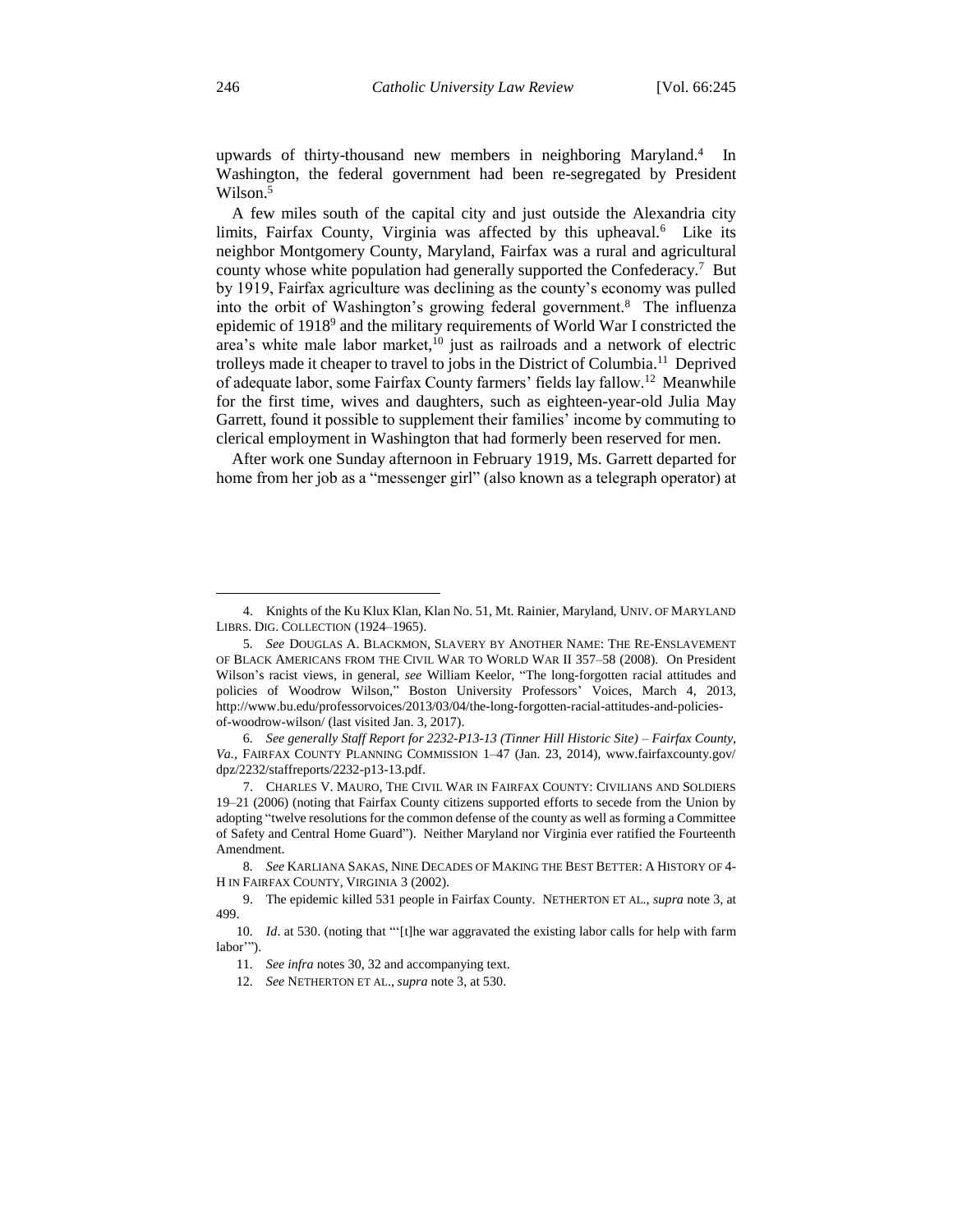upwards of thirty-thousand new members in neighboring Maryland.[4] In Washington, the federal government had been re-segregated by President Wilson.[5]

A few miles south of the capital city and just outside the Alexandria city limits, Fairfax County, Virginia was affected by this upheaval.[6] Like its neighbor Montgomery County, Maryland, Fairfax was a rural and agricultural county whose white population had generally supported the Confederacy.[7] But by 1919, Fairfax agriculture was declining as the county's economy was pulled into the orbit of Washington's growing federal government.[8] The influenza epidemic of 1918[9] and the military requirements of World War I constricted the area's white male labor market,[10] just as railroads and a network of electric trolleys made it cheaper to travel to jobs in the District of Columbia.[11] Deprived of adequate labor, some Fairfax County farmers' fields lay fallow.[12] Meanwhile for the first time, wives and daughters, such as eighteen-year-old Julia May Garrett, found it possible to supplement their families' income by commuting to clerical employment in Washington that had formerly been reserved for men.

After work one Sunday afternoon in February 1919, Ms. Garrett departed for home from her job as a "messenger girl" (also known as a telegraph operator) at

---

4. Knights of the Ku Klux Klan, Klan No. 51, Mt. Rainier, Maryland, UNIV. OF MARYLAND LIBRS. DIG. COLLECTION (1924–1965).

5. *See* DOUGLAS A. BLACKMON, SLAVERY BY ANOTHER NAME: THE RE-ENSLAVEMENT OF BLACK AMERICANS FROM THE CIVIL WAR TO WORLD WAR II 357–58 (2008). On President Wilson's racist views, in general, *see* William Keelor, "The long-forgotten racial attitudes and policies of Woodrow Wilson," Boston University Professors' Voices, March 4, 2013, http://www.bu.edu/professorvoices/2013/03/04/the-long-forgotten-racial-attitudes-and-policies-of-woodrow-wilson/ (last visited Jan. 3, 2017).

6. *See generally Staff Report for 2232-P13-13 (Tinner Hill Historic Site) – Fairfax County, Va.*, FAIRFAX COUNTY PLANNING COMMISSION 1–47 (Jan. 23, 2014), www.fairfaxcounty.gov/dpz/2232/staffreports/2232-p13-13.pdf.

7. CHARLES V. MAURO, THE CIVIL WAR IN FAIRFAX COUNTY: CIVILIANS AND SOLDIERS 19–21 (2006) (noting that Fairfax County citizens supported efforts to secede from the Union by adopting "twelve resolutions for the common defense of the county as well as forming a Committee of Safety and Central Home Guard"). Neither Maryland nor Virginia ever ratified the Fourteenth Amendment.

8. *See* KARLIANA SAKAS, NINE DECADES OF MAKING THE BEST BETTER: A HISTORY OF 4-H IN FAIRFAX COUNTY, VIRGINIA 3 (2002).

9. The epidemic killed 531 people in Fairfax County. NETHERTON ET AL., *supra* note 3, at 499.

10. *Id*. at 530. (noting that "'[t]he war aggravated the existing labor calls for help with farm labor'").

11. *See infra* notes 30, 32 and accompanying text.

12. *See* NETHERTON ET AL., *supra* note 3, at 530.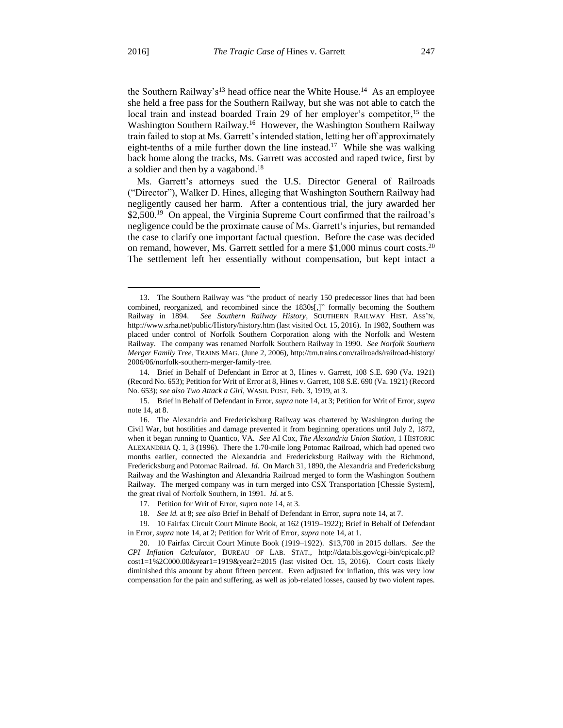the Southern Railway's[13] head office near the White House.[14] As an employee she held a free pass for the Southern Railway, but she was not able to catch the local train and instead boarded Train 29 of her employer's competitor,[15] the Washington Southern Railway.[16] However, the Washington Southern Railway train failed to stop at Ms. Garrett's intended station, letting her off approximately eight-tenths of a mile further down the line instead.[17] While she was walking back home along the tracks, Ms. Garrett was accosted and raped twice, first by a soldier and then by a vagabond.[18]

Ms. Garrett's attorneys sued the U.S. Director General of Railroads ("Director"), Walker D. Hines, alleging that Washington Southern Railway had negligently caused her harm. After a contentious trial, the jury awarded her $2,500.[19] On appeal, the Virginia Supreme Court confirmed that the railroad's negligence could be the proximate cause of Ms. Garrett's injuries, but remanded the case to clarify one important factual question. Before the case was decided on remand, however, Ms. Garrett settled for a mere $1,000 minus court costs.[20] The settlement left her essentially without compensation, but kept intact a

---

13. The Southern Railway was "the product of nearly 150 predecessor lines that had been combined, reorganized, and recombined since the 1830s[,]" formally becoming the Southern Railway in 1894. *See Southern Railway History*, SOUTHERN RAILWAY HIST. ASS'N, http://www.srha.net/public/History/history.htm (last visited Oct. 15, 2016). In 1982, Southern was placed under control of Norfolk Southern Corporation along with the Norfolk and Western Railway. The company was renamed Norfolk Southern Railway in 1990. *See Norfolk Southern Merger Family Tree*, TRAINS MAG. (June 2, 2006), http://trn.trains.com/railroads/railroad-history/2006/06/norfolk-southern-merger-family-tree.

14. Brief in Behalf of Defendant in Error at 3, Hines v. Garrett, 108 S.E. 690 (Va. 1921) (Record No. 653); Petition for Writ of Error at 8, Hines v. Garrett, 108 S.E. 690 (Va. 1921) (Record No. 653); *see also Two Attack a Girl*, WASH. POST, Feb. 3, 1919, at 3.

15. Brief in Behalf of Defendant in Error, *supra* note 14, at 3; Petition for Writ of Error, *supra* note 14, at 8.

16. The Alexandria and Fredericksburg Railway was chartered by Washington during the Civil War, but hostilities and damage prevented it from beginning operations until July 2, 1872, when it began running to Quantico, VA. *See* Al Cox, *The Alexandria Union Station*, 1 HISTORIC ALEXANDRIA Q. 1, 3 (1996). There the 1.70-mile long Potomac Railroad, which had opened two months earlier, connected the Alexandria and Fredericksburg Railway with the Richmond, Fredericksburg and Potomac Railroad. *Id.* On March 31, 1890, the Alexandria and Fredericksburg Railway and the Washington and Alexandria Railroad merged to form the Washington Southern Railway. The merged company was in turn merged into CSX Transportation [Chessie System], the great rival of Norfolk Southern, in 1991. *Id.* at 5.

17. Petition for Writ of Error, *supra* note 14, at 3.

18. *See id.* at 8; *see also* Brief in Behalf of Defendant in Error, *supra* note 14, at 7.

19. 10 Fairfax Circuit Court Minute Book, at 162 (1919–1922); Brief in Behalf of Defendant in Error, *supra* note 14, at 2; Petition for Writ of Error, *supra* note 14, at 1.

20. 10 Fairfax Circuit Court Minute Book (1919–1922). $13,700 in 2015 dollars. *See* the *CPI Inflation Calculator*, BUREAU OF LAB. STAT., http://data.bls.gov/cgi-bin/cpicalc.pl?cost1=1%2C000.00&year1=1919&year2=2015 (last visited Oct. 15, 2016). Court costs likely diminished this amount by about fifteen percent. Even adjusted for inflation, this was very low compensation for the pain and suffering, as well as job-related losses, caused by two violent rapes.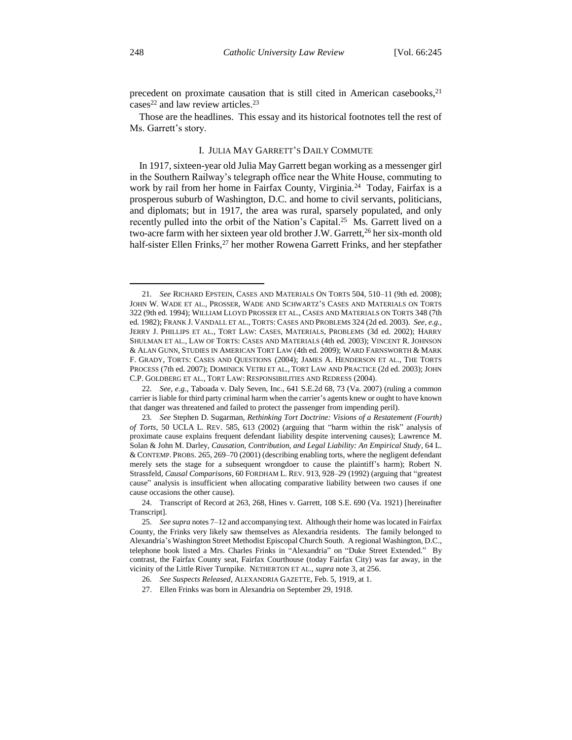precedent on proximate causation that is still cited in American casebooks,[21] cases[22] and law review articles.[23]

Those are the headlines. This essay and its historical footnotes tell the rest of Ms. Garrett's story.

## I. JULIA MAY GARRETT'S DAILY COMMUTE

In 1917, sixteen-year old Julia May Garrett began working as a messenger girl in the Southern Railway's telegraph office near the White House, commuting to work by rail from her home in Fairfax County, Virginia.[24] Today, Fairfax is a prosperous suburb of Washington, D.C. and home to civil servants, politicians, and diplomats; but in 1917, the area was rural, sparsely populated, and only recently pulled into the orbit of the Nation's Capital.[25] Ms. Garrett lived on a two-acre farm with her sixteen year old brother J.W. Garrett,[26] her six-month old half-sister Ellen Frinks,[27] her mother Rowena Garrett Frinks, and her stepfather

---

21. *See* RICHARD EPSTEIN, CASES AND MATERIALS ON TORTS 504, 510–11 (9th ed. 2008); JOHN W. WADE ET AL., PROSSER, WADE AND SCHWARTZ'S CASES AND MATERIALS ON TORTS 322 (9th ed. 1994); WILLIAM LLOYD PROSSER ET AL., CASES AND MATERIALS ON TORTS 348 (7th ed. 1982); FRANK J. VANDALL ET AL., TORTS: CASES AND PROBLEMS 324 (2d ed. 2003). *See, e.g.*, JERRY J. PHILLIPS ET AL., TORT LAW: CASES, MATERIALS, PROBLEMS (3d ed. 2002); HARRY SHULMAN ET AL., LAW OF TORTS: CASES AND MATERIALS (4th ed. 2003); VINCENT R. JOHNSON & ALAN GUNN, STUDIES IN AMERICAN TORT LAW (4th ed. 2009); WARD FARNSWORTH & MARK F. GRADY, TORTS: CASES AND QUESTIONS (2004); JAMES A. HENDERSON ET AL., THE TORTS PROCESS (7th ed. 2007); DOMINICK VETRI ET AL., TORT LAW AND PRACTICE (2d ed. 2003); JOHN C.P. GOLDBERG ET AL., TORT LAW: RESPONSIBILITIES AND REDRESS (2004).

22. *See, e.g.*, Taboada v. Daly Seven, Inc., 641 S.E.2d 68, 73 (Va. 2007) (ruling a common carrier is liable for third party criminal harm when the carrier's agents knew or ought to have known that danger was threatened and failed to protect the passenger from impending peril).

23. *See* Stephen D. Sugarman, *Rethinking Tort Doctrine: Visions of a Restatement (Fourth) of Torts*, 50 UCLA L. REV. 585, 613 (2002) (arguing that "harm within the risk" analysis of proximate cause explains frequent defendant liability despite intervening causes); Lawrence M. Solan & John M. Darley, *Causation, Contribution, and Legal Liability: An Empirical Study*, 64 L. & CONTEMP. PROBS. 265, 269–70 (2001) (describing enabling torts, where the negligent defendant merely sets the stage for a subsequent wrongdoer to cause the plaintiff's harm); Robert N. Strassfeld, *Causal Comparisons*, 60 FORDHAM L. REV. 913, 928–29 (1992) (arguing that "greatest cause" analysis is insufficient when allocating comparative liability between two causes if one cause occasions the other cause).

24. Transcript of Record at 263, 268, Hines v. Garrett, 108 S.E. 690 (Va. 1921) [hereinafter Transcript].

25. *See supra* notes 7–12 and accompanying text. Although their home was located in Fairfax County, the Frinks very likely saw themselves as Alexandria residents. The family belonged to Alexandria's Washington Street Methodist Episcopal Church South. A regional Washington, D.C., telephone book listed a Mrs. Charles Frinks in "Alexandria" on "Duke Street Extended." By contrast, the Fairfax County seat, Fairfax Courthouse (today Fairfax City) was far away, in the vicinity of the Little River Turnpike. NETHERTON ET AL., *supra* note 3, at 256.

26. *See Suspects Released*, ALEXANDRIA GAZETTE, Feb. 5, 1919, at 1.

27. Ellen Frinks was born in Alexandria on September 29, 1918.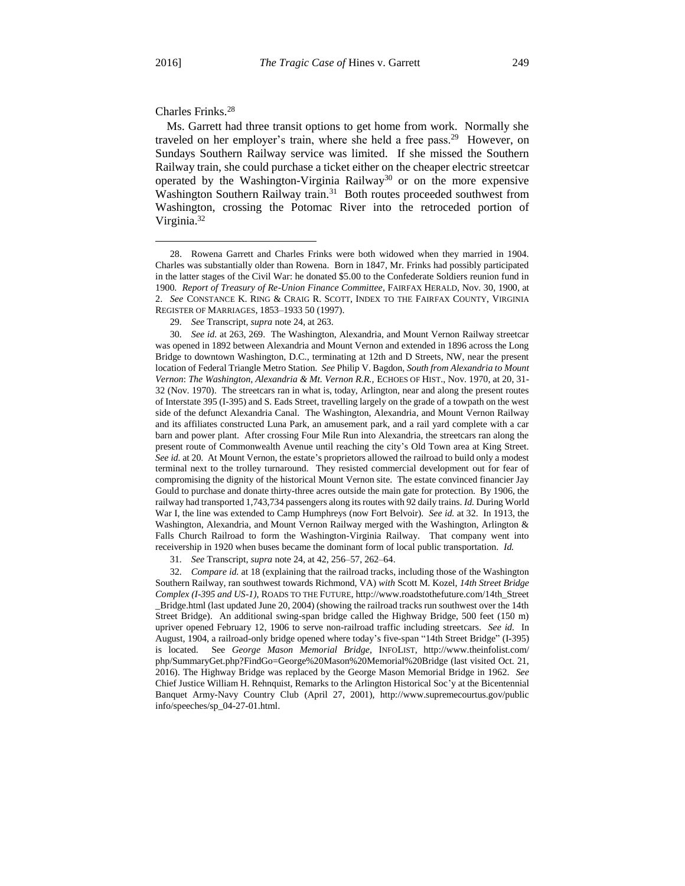Charles Frinks.[28]

Ms. Garrett had three transit options to get home from work. Normally she traveled on her employer's train, where she held a free pass.[29] However, on Sundays Southern Railway service was limited. If she missed the Southern Railway train, she could purchase a ticket either on the cheaper electric streetcar operated by the Washington-Virginia Railway[30] or on the more expensive Washington Southern Railway train.[31] Both routes proceeded southwest from Washington, crossing the Potomac River into the retroceded portion of Virginia.[32]

---

28. Rowena Garrett and Charles Frinks were both widowed when they married in 1904. Charles was substantially older than Rowena. Born in 1847, Mr. Frinks had possibly participated in the latter stages of the Civil War: he donated $5.00 to the Confederate Soldiers reunion fund in 1900. *Report of Treasury of Re-Union Finance Committee*, FAIRFAX HERALD, Nov. 30, 1900, at 2. *See* CONSTANCE K. RING & CRAIG R. SCOTT, INDEX TO THE FAIRFAX COUNTY, VIRGINIA REGISTER OF MARRIAGES, 1853–1933 50 (1997).

29. *See* Transcript, *supra* note 24, at 263.

30. *See id.* at 263, 269. The Washington, Alexandria, and Mount Vernon Railway streetcar was opened in 1892 between Alexandria and Mount Vernon and extended in 1896 across the Long Bridge to downtown Washington, D.C., terminating at 12th and D Streets, NW, near the present location of Federal Triangle Metro Station. *See* Philip V. Bagdon, *South from Alexandria to Mount Vernon*: *The Washington, Alexandria & Mt. Vernon R.R.*, ECHOES OF HIST., Nov. 1970, at 20, 31-32 (Nov. 1970). The streetcars ran in what is, today, Arlington, near and along the present routes of Interstate 395 (I-395) and S. Eads Street, travelling largely on the grade of a towpath on the west side of the defunct Alexandria Canal. The Washington, Alexandria, and Mount Vernon Railway and its affiliates constructed Luna Park, an amusement park, and a rail yard complete with a car barn and power plant. After crossing Four Mile Run into Alexandria, the streetcars ran along the present route of Commonwealth Avenue until reaching the city's Old Town area at King Street. *See id.* at 20. At Mount Vernon, the estate's proprietors allowed the railroad to build only a modest terminal next to the trolley turnaround. They resisted commercial development out for fear of compromising the dignity of the historical Mount Vernon site. The estate convinced financier Jay Gould to purchase and donate thirty-three acres outside the main gate for protection. By 1906, the railway had transported 1,743,734 passengers along its routes with 92 daily trains. *Id.* During World War I, the line was extended to Camp Humphreys (now Fort Belvoir). *See id.* at 32. In 1913, the Washington, Alexandria, and Mount Vernon Railway merged with the Washington, Arlington & Falls Church Railroad to form the Washington-Virginia Railway. That company went into receivership in 1920 when buses became the dominant form of local public transportation. *Id.*

31. *See* Transcript, *supra* note 24, at 42, 256–57, 262–64.

32. *Compare id.* at 18 (explaining that the railroad tracks, including those of the Washington Southern Railway, ran southwest towards Richmond, VA) *with* Scott M. Kozel, *14th Street Bridge Complex (I-395 and US-1)*, ROADS TO THE FUTURE, http://www.roadstothefuture.com/14th_Street_Bridge.html (last updated June 20, 2004) (showing the railroad tracks run southwest over the 14th Street Bridge). An additional swing-span bridge called the Highway Bridge, 500 feet (150 m) upriver opened February 12, 1906 to serve non-railroad traffic including streetcars. *See id.* In August, 1904, a railroad-only bridge opened where today's five-span "14th Street Bridge" (I-395) is located. See *George Mason Memorial Bridge*, INFOLIST, http://www.theinfolist.com/php/SummaryGet.php?FindGo=George%20Mason%20Memorial%20Bridge (last visited Oct. 21, 2016). The Highway Bridge was replaced by the George Mason Memorial Bridge in 1962. *See* Chief Justice William H. Rehnquist, Remarks to the Arlington Historical Soc'y at the Bicentennial Banquet Army-Navy Country Club (April 27, 2001), http://www.supremecourtus.gov/publicinfo/speeches/sp_04-27-01.html.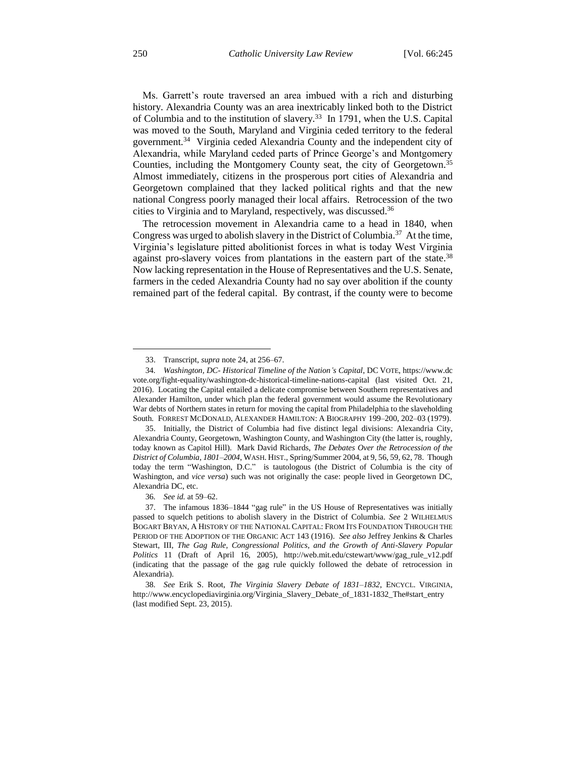Ms. Garrett's route traversed an area imbued with a rich and disturbing history. Alexandria County was an area inextricably linked both to the District of Columbia and to the institution of slavery.[33] In 1791, when the U.S. Capital was moved to the South, Maryland and Virginia ceded territory to the federal government.[34] Virginia ceded Alexandria County and the independent city of Alexandria, while Maryland ceded parts of Prince George's and Montgomery Counties, including the Montgomery County seat, the city of Georgetown.[35] Almost immediately, citizens in the prosperous port cities of Alexandria and Georgetown complained that they lacked political rights and that the new national Congress poorly managed their local affairs. Retrocession of the two cities to Virginia and to Maryland, respectively, was discussed.[36]

The retrocession movement in Alexandria came to a head in 1840, when Congress was urged to abolish slavery in the District of Columbia.[37] At the time, Virginia's legislature pitted abolitionist forces in what is today West Virginia against pro-slavery voices from plantations in the eastern part of the state.[38] Now lacking representation in the House of Representatives and the U.S. Senate, farmers in the ceded Alexandria County had no say over abolition if the county remained part of the federal capital. By contrast, if the county were to become

---

33. Transcript, *supra* note 24, at 256–67.

34. *Washington, DC- Historical Timeline of the Nation's Capital*, DC VOTE, https://www.dcvote.org/fight-equality/washington-dc-historical-timeline-nations-capital (last visited Oct. 21, 2016). Locating the Capital entailed a delicate compromise between Southern representatives and Alexander Hamilton, under which plan the federal government would assume the Revolutionary War debts of Northern states in return for moving the capital from Philadelphia to the slaveholding South. FORREST MCDONALD, ALEXANDER HAMILTON: A BIOGRAPHY 199–200, 202–03 (1979).

35. Initially, the District of Columbia had five distinct legal divisions: Alexandria City, Alexandria County, Georgetown, Washington County, and Washington City (the latter is, roughly, today known as Capitol Hill). Mark David Richards, *The Debates Over the Retrocession of the District of Columbia, 1801–2004*, WASH. HIST., Spring/Summer 2004, at 9, 56, 59, 62, 78. Though today the term "Washington, D.C." is tautologous (the District of Columbia is the city of Washington, and *vice versa*) such was not originally the case: people lived in Georgetown DC, Alexandria DC, etc.

36. *See id.* at 59–62.

37. The infamous 1836–1844 "gag rule" in the US House of Representatives was initially passed to squelch petitions to abolish slavery in the District of Columbia. *See* 2 WILHELMUS BOGART BRYAN, A HISTORY OF THE NATIONAL CAPITAL: FROM ITS FOUNDATION THROUGH THE PERIOD OF THE ADOPTION OF THE ORGANIC ACT 143 (1916). *See also* Jeffrey Jenkins & Charles Stewart, III, *The Gag Rule, Congressional Politics, and the Growth of Anti-Slavery Popular Politics* 11 (Draft of April 16, 2005), http://web.mit.edu/cstewart/www/gag_rule_v12.pdf (indicating that the passage of the gag rule quickly followed the debate of retrocession in Alexandria).

38. *See* Erik S. Root, *The Virginia Slavery Debate of 1831–1832*, ENCYCL. VIRGINIA, http://www.encyclopediavirginia.org/Virginia_Slavery_Debate_of_1831-1832_The#start_entry (last modified Sept. 23, 2015).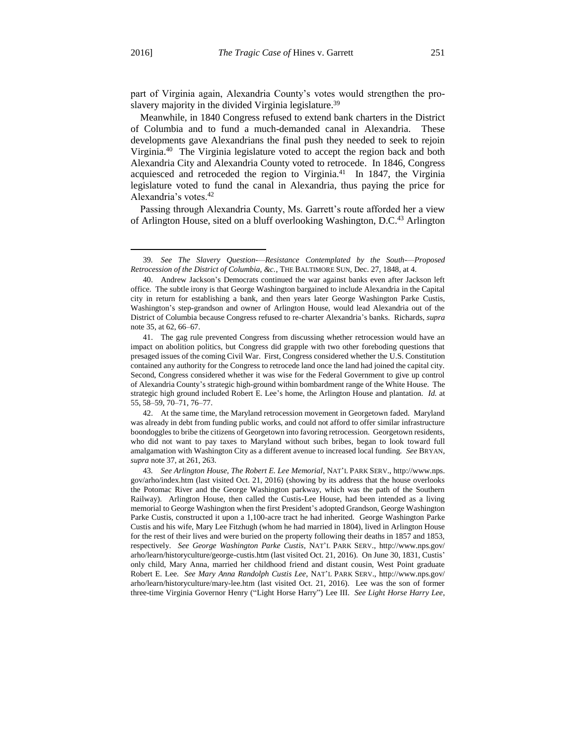part of Virginia again, Alexandria County's votes would strengthen the pro-slavery majority in the divided Virginia legislature.[39]

Meanwhile, in 1840 Congress refused to extend bank charters in the District of Columbia and to fund a much-demanded canal in Alexandria. These developments gave Alexandrians the final push they needed to seek to rejoin Virginia.[40] The Virginia legislature voted to accept the region back and both Alexandria City and Alexandria County voted to retrocede. In 1846, Congress acquiesced and retroceded the region to Virginia.[41] In 1847, the Virginia legislature voted to fund the canal in Alexandria, thus paying the price for Alexandria's votes.[42]

Passing through Alexandria County, Ms. Garrett's route afforded her a view of Arlington House, sited on a bluff overlooking Washington, D.C.[43] Arlington

---

39. *See The Slavery Question-—Resistance Contemplated by the South-—Proposed Retrocession of the District of Columbia, &c.*, THE BALTIMORE SUN, Dec. 27, 1848, at 4.

40. Andrew Jackson's Democrats continued the war against banks even after Jackson left office. The subtle irony is that George Washington bargained to include Alexandria in the Capital city in return for establishing a bank, and then years later George Washington Parke Custis, Washington's step-grandson and owner of Arlington House, would lead Alexandria out of the District of Columbia because Congress refused to re-charter Alexandria's banks. Richards, *supra* note 35, at 62, 66–67.

41. The gag rule prevented Congress from discussing whether retrocession would have an impact on abolition politics, but Congress did grapple with two other foreboding questions that presaged issues of the coming Civil War. First, Congress considered whether the U.S. Constitution contained any authority for the Congress to retrocede land once the land had joined the capital city. Second, Congress considered whether it was wise for the Federal Government to give up control of Alexandria County's strategic high-ground within bombardment range of the White House. The strategic high ground included Robert E. Lee's home, the Arlington House and plantation. *Id.* at 55, 58–59, 70–71, 76–77.

42. At the same time, the Maryland retrocession movement in Georgetown faded. Maryland was already in debt from funding public works, and could not afford to offer similar infrastructure boondoggles to bribe the citizens of Georgetown into favoring retrocession. Georgetown residents, who did not want to pay taxes to Maryland without such bribes, began to look toward full amalgamation with Washington City as a different avenue to increased local funding. *See* BRYAN, *supra* note 37, at 261, 263.

43. *See Arlington House, The Robert E. Lee Memorial*, NAT'L PARK SERV., http://www.nps.gov/arho/index.htm (last visited Oct. 21, 2016) (showing by its address that the house overlooks the Potomac River and the George Washington parkway, which was the path of the Southern Railway). Arlington House, then called the Custis-Lee House, had been intended as a living memorial to George Washington when the first President's adopted Grandson, George Washington Parke Custis, constructed it upon a 1,100-acre tract he had inherited. George Washington Parke Custis and his wife, Mary Lee Fitzhugh (whom he had married in 1804), lived in Arlington House for the rest of their lives and were buried on the property following their deaths in 1857 and 1853, respectively. *See George Washington Parke Custis*, NAT'L PARK SERV., http://www.nps.gov/arho/learn/historyculture/george-custis.htm (last visited Oct. 21, 2016). On June 30, 1831, Custis' only child, Mary Anna, married her childhood friend and distant cousin, West Point graduate Robert E. Lee. *See Mary Anna Randolph Custis Lee*, NAT'L PARK SERV., http://www.nps.gov/arho/learn/historyculture/mary-lee.htm (last visited Oct. 21, 2016). Lee was the son of former three-time Virginia Governor Henry ("Light Horse Harry") Lee III. *See Light Horse Harry Lee*,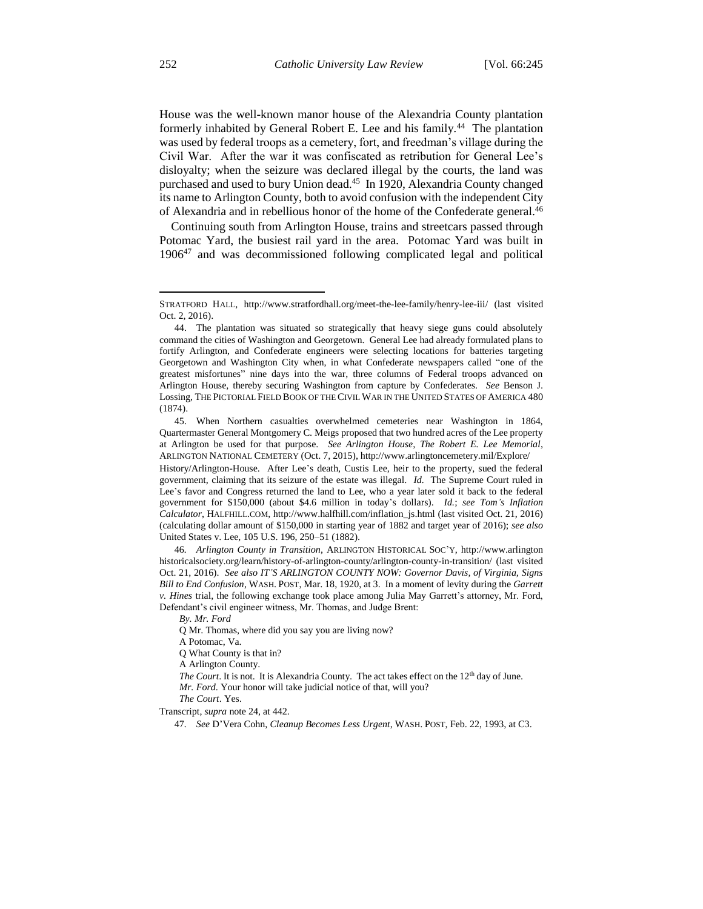House was the well-known manor house of the Alexandria County plantation formerly inhabited by General Robert E. Lee and his family.[44] The plantation was used by federal troops as a cemetery, fort, and freedman's village during the Civil War. After the war it was confiscated as retribution for General Lee's disloyalty; when the seizure was declared illegal by the courts, the land was purchased and used to bury Union dead.[45] In 1920, Alexandria County changed its name to Arlington County, both to avoid confusion with the independent City of Alexandria and in rebellious honor of the home of the Confederate general.[46]

Continuing south from Arlington House, trains and streetcars passed through Potomac Yard, the busiest rail yard in the area. Potomac Yard was built in 1906[47] and was decommissioned following complicated legal and political

---

STRATFORD HALL, http://www.stratfordhall.org/meet-the-lee-family/henry-lee-iii/ (last visited Oct. 2, 2016).

44. The plantation was situated so strategically that heavy siege guns could absolutely command the cities of Washington and Georgetown. General Lee had already formulated plans to fortify Arlington, and Confederate engineers were selecting locations for batteries targeting Georgetown and Washington City when, in what Confederate newspapers called "one of the greatest misfortunes" nine days into the war, three columns of Federal troops advanced on Arlington House, thereby securing Washington from capture by Confederates. *See* Benson J. Lossing, THE PICTORIAL FIELD BOOK OF THE CIVIL WAR IN THE UNITED STATES OF AMERICA 480 (1874).

45. When Northern casualties overwhelmed cemeteries near Washington in 1864, Quartermaster General Montgomery C. Meigs proposed that two hundred acres of the Lee property at Arlington be used for that purpose. *See Arlington House, The Robert E. Lee Memorial*, ARLINGTON NATIONAL CEMETERY (Oct. 7, 2015), http://www.arlingtoncemetery.mil/Explore/History/Arlington-House. After Lee's death, Custis Lee, heir to the property, sued the federal government, claiming that its seizure of the estate was illegal. *Id.* The Supreme Court ruled in Lee's favor and Congress returned the land to Lee, who a year later sold it back to the federal government for $150,000 (about $4.6 million in today's dollars). *Id.*; *see Tom's Inflation Calculator*, HALFHILL.COM, http://www.halfhill.com/inflation_js.html (last visited Oct. 21, 2016) (calculating dollar amount of $150,000 in starting year of 1882 and target year of 2016); *see also* United States v. Lee, 105 U.S. 196, 250–51 (1882).

46. *Arlington County in Transition*, ARLINGTON HISTORICAL SOC'Y, http://www.arlingtonhistoricalsociety.org/learn/history-of-arlington-county/arlington-county-in-transition/ (last visited Oct. 21, 2016). *See also IT'S ARLINGTON COUNTY NOW: Governor Davis, of Virginia, Signs Bill to End Confusion*, WASH. POST, Mar. 18, 1920, at 3. In a moment of levity during the *Garrett v. Hines* trial, the following exchange took place among Julia May Garrett's attorney, Mr. Ford, Defendant's civil engineer witness, Mr. Thomas, and Judge Brent:

> *By. Mr. Ford*
>
> Q Mr. Thomas, where did you say you are living now?
>
> A Potomac, Va.
>
> Q What County is that in?
>
> A Arlington County.
>
> *The Court*. It is not. It is Alexandria County. The act takes effect on the 12th day of June.
>
> *Mr. Ford*. Your honor will take judicial notice of that, will you?
>
> *The Court*. Yes.

Transcript, *supra* note 24, at 442.

47. *See* D'Vera Cohn, *Cleanup Becomes Less Urgent*, WASH. POST, Feb. 22, 1993, at C3.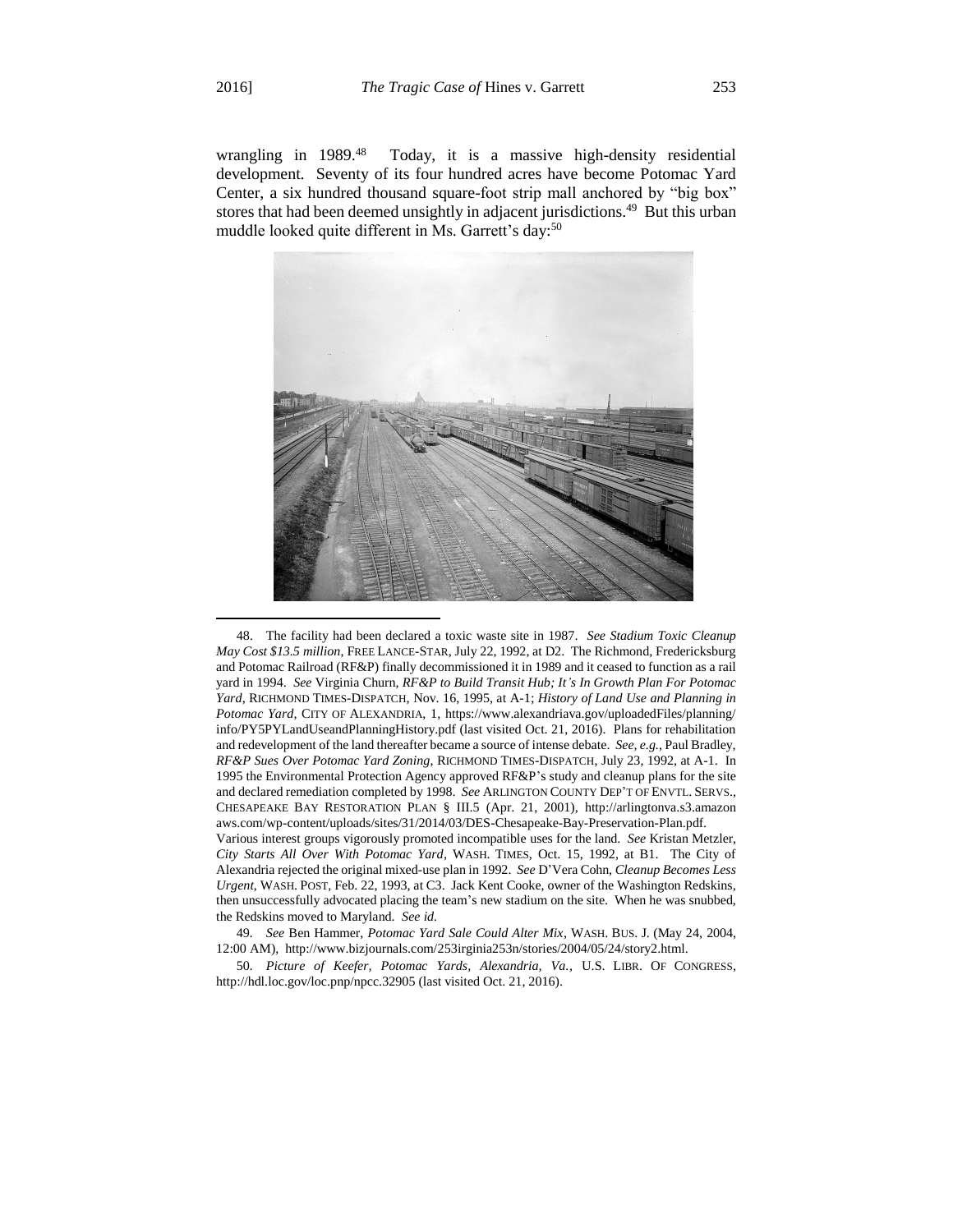wrangling in 1989.[48] Today, it is a massive high-density residential development. Seventy of its four hundred acres have become Potomac Yard Center, a six hundred thousand square-foot strip mall anchored by "big box" stores that had been deemed unsightly in adjacent jurisdictions.[49] But this urban muddle looked quite different in Ms. Garrett's day:[50]

---

48. The facility had been declared a toxic waste site in 1987. *See Stadium Toxic Cleanup May Cost $13.5 million*, FREE LANCE-STAR, July 22, 1992, at D2. The Richmond, Fredericksburg and Potomac Railroad (RF&P) finally decommissioned it in 1989 and it ceased to function as a rail yard in 1994. *See* Virginia Churn, *RF&P to Build Transit Hub; It's In Growth Plan For Potomac Yard*, RICHMOND TIMES-DISPATCH, Nov. 16, 1995, at A-1; *History of Land Use and Planning in Potomac Yard*, CITY OF ALEXANDRIA, 1, https://www.alexandriava.gov/uploadedFiles/planning/info/PY5PYLandUseandPlanningHistory.pdf (last visited Oct. 21, 2016). Plans for rehabilitation and redevelopment of the land thereafter became a source of intense debate. *See, e.g.*, Paul Bradley, *RF&P Sues Over Potomac Yard Zoning*, RICHMOND TIMES-DISPATCH, July 23, 1992, at A-1. In 1995 the Environmental Protection Agency approved RF&P's study and cleanup plans for the site and declared remediation completed by 1998. *See* ARLINGTON COUNTY DEP'T OF ENVTL. SERVS., CHESAPEAKE BAY RESTORATION PLAN § III.5 (Apr. 21, 2001), http://arlingtonva.s3.amazonaws.com/wp-content/uploads/sites/31/2014/03/DES-Chesapeake-Bay-Preservation-Plan.pdf. Various interest groups vigorously promoted incompatible uses for the land. *See* Kristan Metzler, *City Starts All Over With Potomac Yard*, WASH. TIMES, Oct. 15, 1992, at B1. The City of Alexandria rejected the original mixed-use plan in 1992. *See* D'Vera Cohn, *Cleanup Becomes Less Urgent*, WASH. POST, Feb. 22, 1993, at C3. Jack Kent Cooke, owner of the Washington Redskins, then unsuccessfully advocated placing the team's new stadium on the site. When he was snubbed, the Redskins moved to Maryland. *See id.*

49. *See* Ben Hammer, *Potomac Yard Sale Could Alter Mix*, WASH. BUS. J. (May 24, 2004, 12:00 AM), http://www.bizjournals.com/253irginia253n/stories/2004/05/24/story2.html.

50. *Picture of Keefer, Potomac Yards, Alexandria, Va.*, U.S. LIBR. OF CONGRESS, http://hdl.loc.gov/loc.pnp/npcc.32905 (last visited Oct. 21, 2016).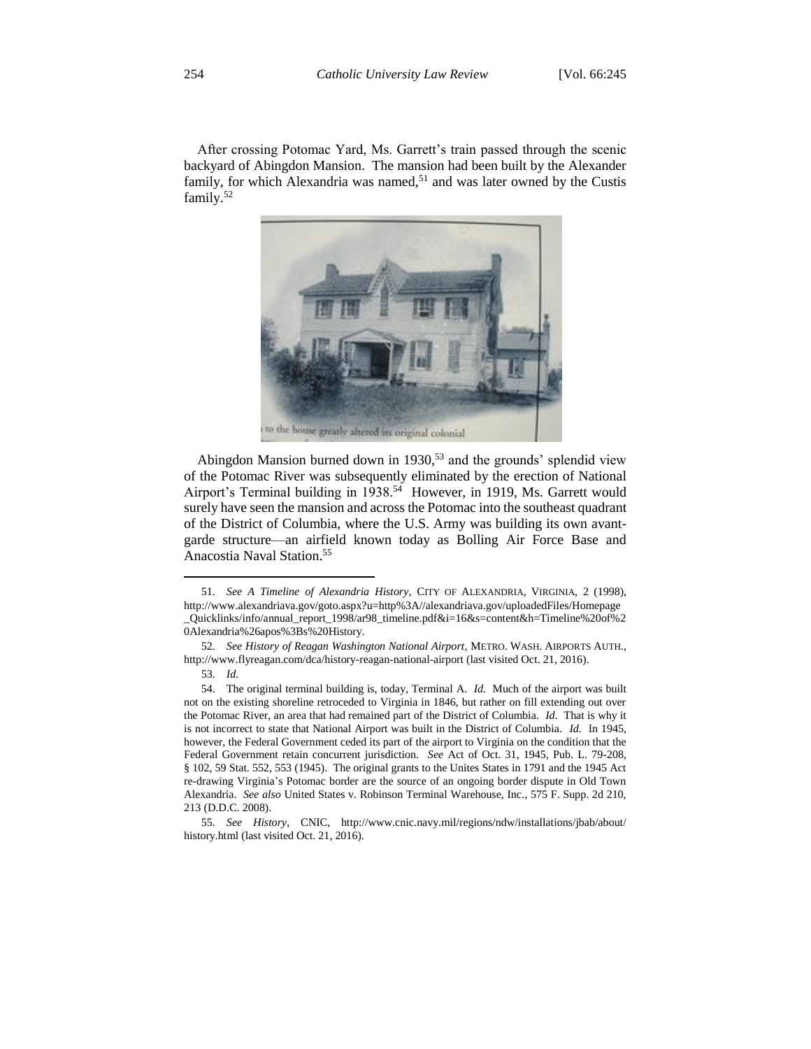After crossing Potomac Yard, Ms. Garrett's train passed through the scenic backyard of Abingdon Mansion. The mansion had been built by the Alexander family, for which Alexandria was named,[51] and was later owned by the Custis family.[52]

Abingdon Mansion burned down in 1930,[53] and the grounds' splendid view of the Potomac River was subsequently eliminated by the erection of National Airport's Terminal building in 1938.[54] However, in 1919, Ms. Garrett would surely have seen the mansion and across the Potomac into the southeast quadrant of the District of Columbia, where the U.S. Army was building its own avant-garde structure—an airfield known today as Bolling Air Force Base and Anacostia Naval Station.[55]

---

51. *See A Timeline of Alexandria History*, CITY OF ALEXANDRIA, VIRGINIA, 2 (1998), http://www.alexandriava.gov/goto.aspx?u=http%3A//alexandriava.gov/uploadedFiles/Homepage_Quicklinks/info/annual_report_1998/ar98_timeline.pdf&i=16&s=content&h=Timeline%20of%20Alexandria%26apos%3Bs%20History.

52. *See History of Reagan Washington National Airport*, METRO. WASH. AIRPORTS AUTH., http://www.flyreagan.com/dca/history-reagan-national-airport (last visited Oct. 21, 2016).

53. *Id.*

54. The original terminal building is, today, Terminal A. *Id.* Much of the airport was built not on the existing shoreline retroceded to Virginia in 1846, but rather on fill extending out over the Potomac River, an area that had remained part of the District of Columbia. *Id.* That is why it is not incorrect to state that National Airport was built in the District of Columbia. *Id.* In 1945, however, the Federal Government ceded its part of the airport to Virginia on the condition that the Federal Government retain concurrent jurisdiction. *See* Act of Oct. 31, 1945, Pub. L. 79-208, § 102, 59 Stat. 552, 553 (1945). The original grants to the Unites States in 1791 and the 1945 Act re-drawing Virginia's Potomac border are the source of an ongoing border dispute in Old Town Alexandria. *See also* United States v. Robinson Terminal Warehouse, Inc., 575 F. Supp. 2d 210, 213 (D.D.C. 2008).

55. *See History*, CNIC, http://www.cnic.navy.mil/regions/ndw/installations/jbab/about/history.html (last visited Oct. 21, 2016).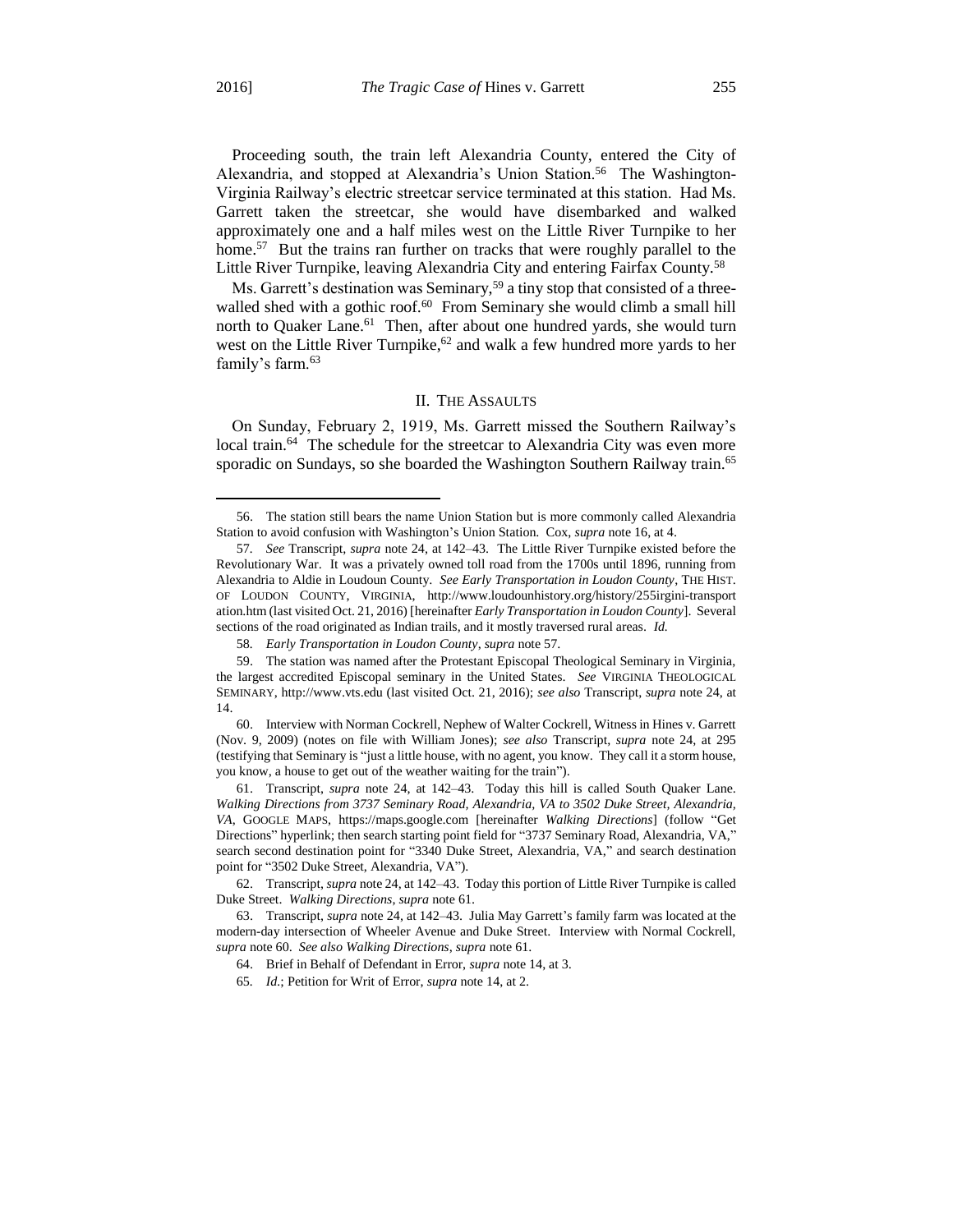Proceeding south, the train left Alexandria County, entered the City of Alexandria, and stopped at Alexandria's Union Station.[56] The Washington-Virginia Railway's electric streetcar service terminated at this station. Had Ms. Garrett taken the streetcar, she would have disembarked and walked approximately one and a half miles west on the Little River Turnpike to her home.[57] But the trains ran further on tracks that were roughly parallel to the Little River Turnpike, leaving Alexandria City and entering Fairfax County.[58]

Ms. Garrett's destination was Seminary,[59] a tiny stop that consisted of a three-walled shed with a gothic roof.[60] From Seminary she would climb a small hill north to Quaker Lane.[61] Then, after about one hundred yards, she would turn west on the Little River Turnpike,[62] and walk a few hundred more yards to her family's farm.[63]

## II. The Assaults

On Sunday, February 2, 1919, Ms. Garrett missed the Southern Railway's local train.[64] The schedule for the streetcar to Alexandria City was even more sporadic on Sundays, so she boarded the Washington Southern Railway train.[65]

---

56. The station still bears the name Union Station but is more commonly called Alexandria Station to avoid confusion with Washington's Union Station. Cox, *supra* note 16, at 4.

57. *See* Transcript, *supra* note 24, at 142–43. The Little River Turnpike existed before the Revolutionary War. It was a privately owned toll road from the 1700s until 1896, running from Alexandria to Aldie in Loudoun County. *See Early Transportation in Loudon County*, THE HIST. OF LOUDON COUNTY, VIRGINIA, http://www.loudounhistory.org/history/255irgini-transportation.htm (last visited Oct. 21, 2016) [hereinafter *Early Transportation in Loudon County*]. Several sections of the road originated as Indian trails, and it mostly traversed rural areas. *Id.*

58. *Early Transportation in Loudon County*, *supra* note 57.

59. The station was named after the Protestant Episcopal Theological Seminary in Virginia, the largest accredited Episcopal seminary in the United States. *See* VIRGINIA THEOLOGICAL SEMINARY, http://www.vts.edu (last visited Oct. 21, 2016); *see also* Transcript, *supra* note 24, at 14.

60. Interview with Norman Cockrell, Nephew of Walter Cockrell, Witness in Hines v. Garrett (Nov. 9, 2009) (notes on file with William Jones); *see also* Transcript, *supra* note 24, at 295 (testifying that Seminary is "just a little house, with no agent, you know. They call it a storm house, you know, a house to get out of the weather waiting for the train").

61. Transcript, *supra* note 24, at 142–43. Today this hill is called South Quaker Lane. *Walking Directions from 3737 Seminary Road, Alexandria, VA to 3502 Duke Street, Alexandria, VA*, GOOGLE MAPS, https://maps.google.com [hereinafter *Walking Directions*] (follow "Get Directions" hyperlink; then search starting point field for "3737 Seminary Road, Alexandria, VA," search second destination point for "3340 Duke Street, Alexandria, VA," and search destination point for "3502 Duke Street, Alexandria, VA").

62. Transcript, *supra* note 24, at 142–43. Today this portion of Little River Turnpike is called Duke Street. *Walking Directions*, *supra* note 61.

63. Transcript, *supra* note 24, at 142–43. Julia May Garrett's family farm was located at the modern-day intersection of Wheeler Avenue and Duke Street. Interview with Normal Cockrell, *supra* note 60. *See also Walking Directions*, *supra* note 61.

64. Brief in Behalf of Defendant in Error, *supra* note 14, at 3.

65. *Id.*; Petition for Writ of Error, *supra* note 14, at 2.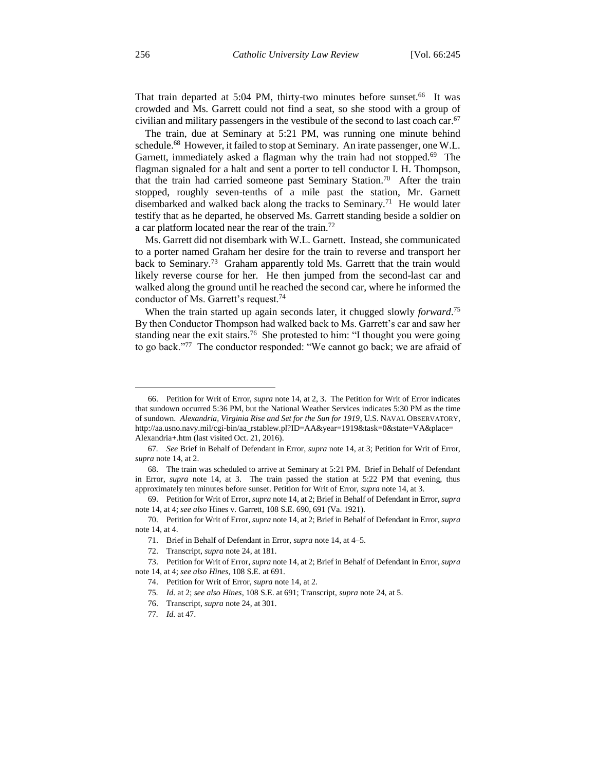That train departed at 5:04 PM, thirty-two minutes before sunset.[66] It was crowded and Ms. Garrett could not find a seat, so she stood with a group of civilian and military passengers in the vestibule of the second to last coach car.[67]

The train, due at Seminary at 5:21 PM, was running one minute behind schedule.[68] However, it failed to stop at Seminary. An irate passenger, one W.L. Garnett, immediately asked a flagman why the train had not stopped.[69] The flagman signaled for a halt and sent a porter to tell conductor I. H. Thompson, that the train had carried someone past Seminary Station.[70] After the train stopped, roughly seven-tenths of a mile past the station, Mr. Garnett disembarked and walked back along the tracks to Seminary.[71] He would later testify that as he departed, he observed Ms. Garrett standing beside a soldier on a car platform located near the rear of the train.[72]

Ms. Garrett did not disembark with W.L. Garnett. Instead, she communicated to a porter named Graham her desire for the train to reverse and transport her back to Seminary.[73] Graham apparently told Ms. Garrett that the train would likely reverse course for her. He then jumped from the second-last car and walked along the ground until he reached the second car, where he informed the conductor of Ms. Garrett's request.[74]

When the train started up again seconds later, it chugged slowly *forward*.[75] By then Conductor Thompson had walked back to Ms. Garrett's car and saw her standing near the exit stairs.[76] She protested to him: "I thought you were going to go back."[77] The conductor responded: "We cannot go back; we are afraid of

---

66. Petition for Writ of Error, *supra* note 14, at 2, 3. The Petition for Writ of Error indicates that sundown occurred 5:36 PM, but the National Weather Services indicates 5:30 PM as the time of sundown. *Alexandria, Virginia Rise and Set for the Sun for 1919*, U.S. NAVAL OBSERVATORY, http://aa.usno.navy.mil/cgi-bin/aa_rstablew.pl?ID=AA&year=1919&task=0&state=VA&place=Alexandria+.htm (last visited Oct. 21, 2016).

67. *See* Brief in Behalf of Defendant in Error, *supra* note 14, at 3; Petition for Writ of Error, *supra* note 14, at 2.

68. The train was scheduled to arrive at Seminary at 5:21 PM. Brief in Behalf of Defendant in Error, *supra* note 14, at 3. The train passed the station at 5:22 PM that evening, thus approximately ten minutes before sunset. Petition for Writ of Error, *supra* note 14, at 3.

69. Petition for Writ of Error, *supra* note 14, at 2; Brief in Behalf of Defendant in Error, *supra* note 14, at 4; *see also* Hines v. Garrett, 108 S.E. 690, 691 (Va. 1921).

70. Petition for Writ of Error, *supra* note 14, at 2; Brief in Behalf of Defendant in Error, *supra* note 14, at 4.

71. Brief in Behalf of Defendant in Error, *supra* note 14, at 4–5.

72. Transcript, *supra* note 24, at 181.

73. Petition for Writ of Error, *supra* note 14, at 2; Brief in Behalf of Defendant in Error, *supra* note 14, at 4; *see also Hines*, 108 S.E. at 691.

74. Petition for Writ of Error, *supra* note 14, at 2.

75. *Id.* at 2; *see also Hines*, 108 S.E. at 691; Transcript, *supra* note 24, at 5.

76. Transcript, *supra* note 24, at 301.

77. *Id.* at 47.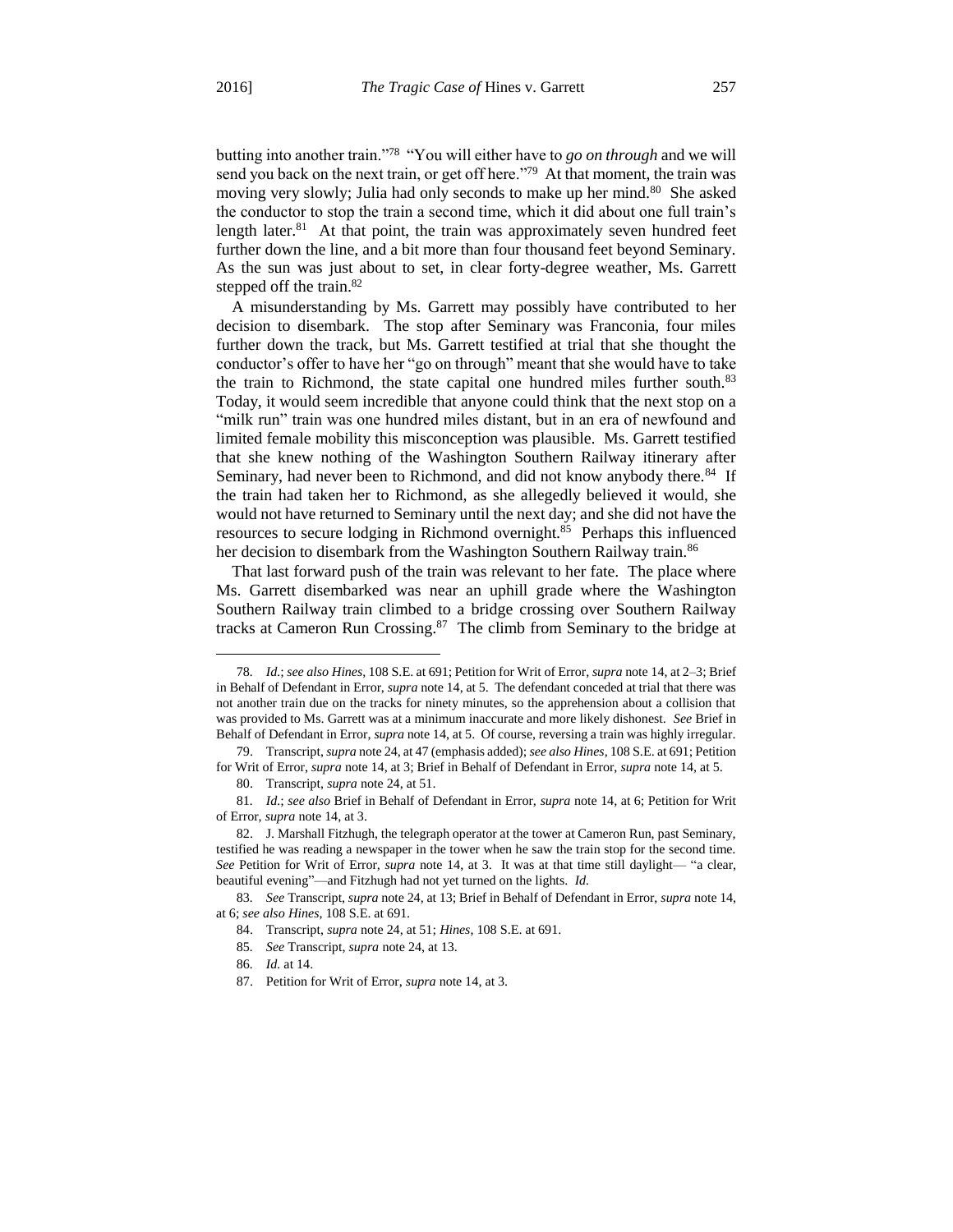butting into another train."[78] "You will either have to *go on through* and we will send you back on the next train, or get off here."[79] At that moment, the train was moving very slowly; Julia had only seconds to make up her mind.[80] She asked the conductor to stop the train a second time, which it did about one full train's length later.[81] At that point, the train was approximately seven hundred feet further down the line, and a bit more than four thousand feet beyond Seminary. As the sun was just about to set, in clear forty-degree weather, Ms. Garrett stepped off the train.[82]

A misunderstanding by Ms. Garrett may possibly have contributed to her decision to disembark. The stop after Seminary was Franconia, four miles further down the track, but Ms. Garrett testified at trial that she thought the conductor's offer to have her "go on through" meant that she would have to take the train to Richmond, the state capital one hundred miles further south.[83] Today, it would seem incredible that anyone could think that the next stop on a "milk run" train was one hundred miles distant, but in an era of newfound and limited female mobility this misconception was plausible. Ms. Garrett testified that she knew nothing of the Washington Southern Railway itinerary after Seminary, had never been to Richmond, and did not know anybody there.[84] If the train had taken her to Richmond, as she allegedly believed it would, she would not have returned to Seminary until the next day; and she did not have the resources to secure lodging in Richmond overnight.[85] Perhaps this influenced her decision to disembark from the Washington Southern Railway train.[86]

That last forward push of the train was relevant to her fate. The place where Ms. Garrett disembarked was near an uphill grade where the Washington Southern Railway train climbed to a bridge crossing over Southern Railway tracks at Cameron Run Crossing.[87] The climb from Seminary to the bridge at

---

78. *Id.*; *see also Hines*, 108 S.E. at 691; Petition for Writ of Error, *supra* note 14, at 2–3; Brief in Behalf of Defendant in Error, *supra* note 14, at 5. The defendant conceded at trial that there was not another train due on the tracks for ninety minutes, so the apprehension about a collision that was provided to Ms. Garrett was at a minimum inaccurate and more likely dishonest. *See* Brief in Behalf of Defendant in Error, *supra* note 14, at 5. Of course, reversing a train was highly irregular.

79. Transcript, *supra* note 24, at 47 (emphasis added); *see also Hines*, 108 S.E. at 691; Petition for Writ of Error, *supra* note 14, at 3; Brief in Behalf of Defendant in Error, *supra* note 14, at 5.

80. Transcript, *supra* note 24, at 51.

81. *Id.*; *see also* Brief in Behalf of Defendant in Error, *supra* note 14, at 6; Petition for Writ of Error, *supra* note 14, at 3.

82. J. Marshall Fitzhugh, the telegraph operator at the tower at Cameron Run, past Seminary, testified he was reading a newspaper in the tower when he saw the train stop for the second time. *See* Petition for Writ of Error, *supra* note 14, at 3. It was at that time still daylight— "a clear, beautiful evening"—and Fitzhugh had not yet turned on the lights. *Id.*

83. *See* Transcript, *supra* note 24, at 13; Brief in Behalf of Defendant in Error, *supra* note 14, at 6; *see also Hines*, 108 S.E. at 691.

84. Transcript, *supra* note 24, at 51; *Hines*, 108 S.E. at 691.

85. *See* Transcript, *supra* note 24, at 13.

86. *Id.* at 14.

87. Petition for Writ of Error, *supra* note 14, at 3.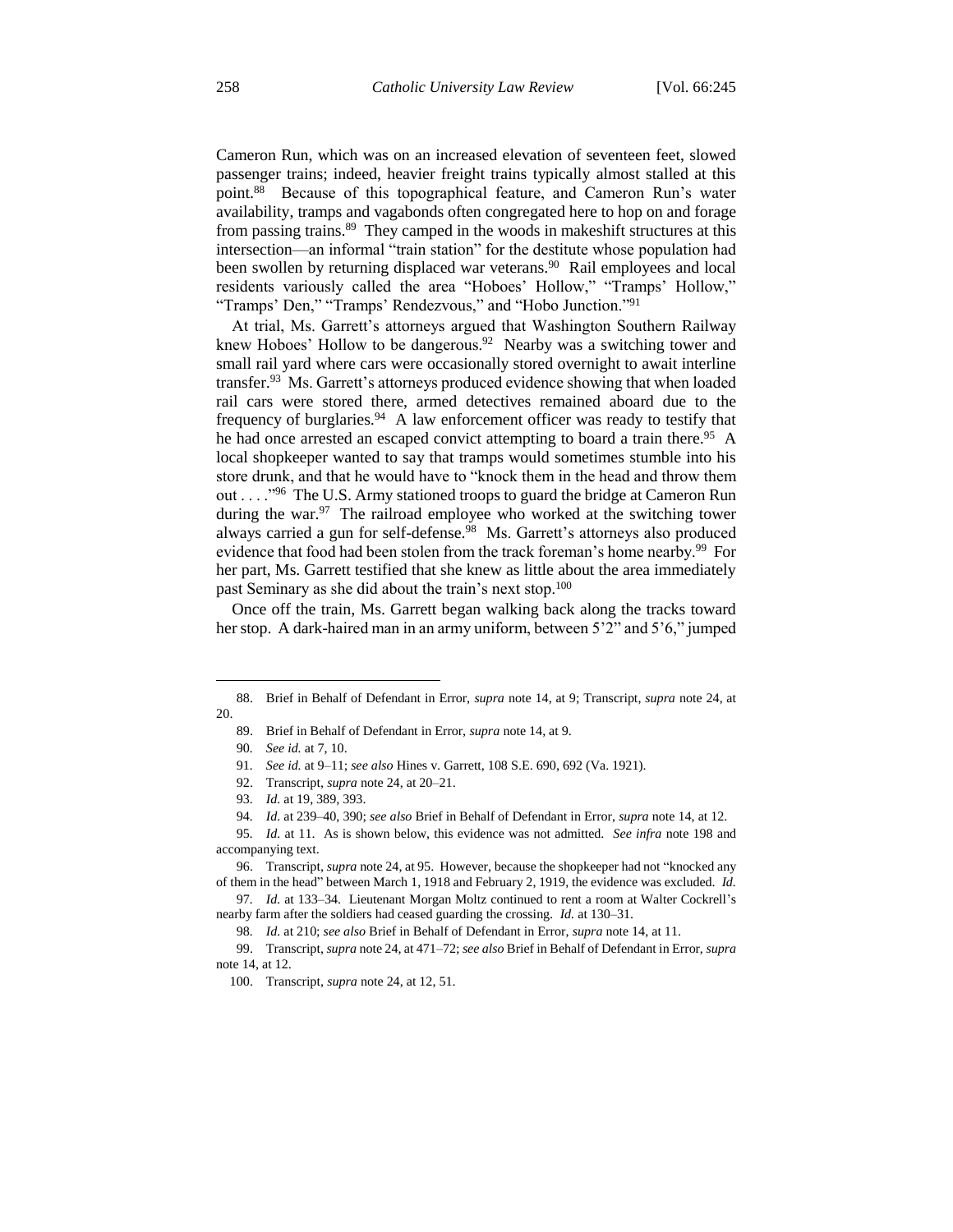Cameron Run, which was on an increased elevation of seventeen feet, slowed passenger trains; indeed, heavier freight trains typically almost stalled at this point.[88] Because of this topographical feature, and Cameron Run's water availability, tramps and vagabonds often congregated here to hop on and forage from passing trains.[89] They camped in the woods in makeshift structures at this intersection—an informal "train station" for the destitute whose population had been swollen by returning displaced war veterans.[90] Rail employees and local residents variously called the area "Hoboes' Hollow," "Tramps' Hollow," "Tramps' Den," "Tramps' Rendezvous," and "Hobo Junction."[91]

At trial, Ms. Garrett's attorneys argued that Washington Southern Railway knew Hoboes' Hollow to be dangerous.[92] Nearby was a switching tower and small rail yard where cars were occasionally stored overnight to await interline transfer.[93] Ms. Garrett's attorneys produced evidence showing that when loaded rail cars were stored there, armed detectives remained aboard due to the frequency of burglaries.[94] A law enforcement officer was ready to testify that he had once arrested an escaped convict attempting to board a train there.[95] A local shopkeeper wanted to say that tramps would sometimes stumble into his store drunk, and that he would have to "knock them in the head and throw them out . . . ."[96] The U.S. Army stationed troops to guard the bridge at Cameron Run during the war.[97] The railroad employee who worked at the switching tower always carried a gun for self-defense.[98] Ms. Garrett's attorneys also produced evidence that food had been stolen from the track foreman's home nearby.[99] For her part, Ms. Garrett testified that she knew as little about the area immediately past Seminary as she did about the train's next stop.[100]

Once off the train, Ms. Garrett began walking back along the tracks toward her stop. A dark-haired man in an army uniform, between 5'2" and 5'6," jumped

---

88. Brief in Behalf of Defendant in Error, *supra* note 14, at 9; Transcript, *supra* note 24, at 20.

89. Brief in Behalf of Defendant in Error, *supra* note 14, at 9.

90. *See id.* at 7, 10.

91. *See id.* at 9–11; *see also* Hines v. Garrett, 108 S.E. 690, 692 (Va. 1921).

92. Transcript, *supra* note 24, at 20–21.

93. *Id.* at 19, 389, 393.

94. *Id.* at 239–40, 390; *see also* Brief in Behalf of Defendant in Error, *supra* note 14, at 12.

95. *Id.* at 11. As is shown below, this evidence was not admitted. *See infra* note 198 and accompanying text.

96. Transcript, *supra* note 24, at 95. However, because the shopkeeper had not "knocked any of them in the head" between March 1, 1918 and February 2, 1919, the evidence was excluded. *Id.*

97. *Id.* at 133–34. Lieutenant Morgan Moltz continued to rent a room at Walter Cockrell's nearby farm after the soldiers had ceased guarding the crossing. *Id.* at 130–31.

98. *Id.* at 210; *see also* Brief in Behalf of Defendant in Error, *supra* note 14, at 11.

99. Transcript, *supra* note 24, at 471–72; *see also* Brief in Behalf of Defendant in Error, *supra* note 14, at 12.

100. Transcript, *supra* note 24, at 12, 51.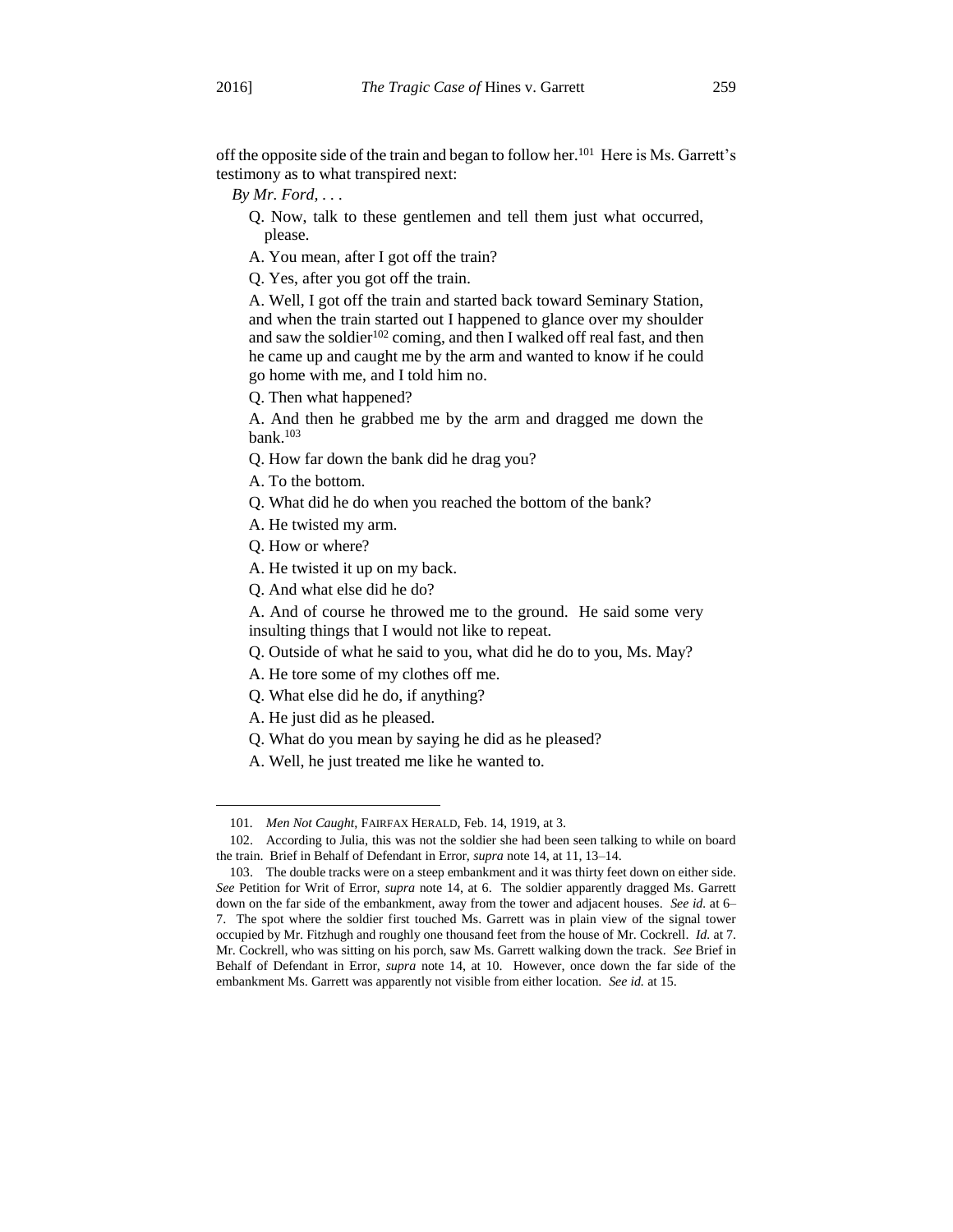off the opposite side of the train and began to follow her.[101] Here is Ms. Garrett's testimony as to what transpired next:

*By Mr. Ford, . . .*

> Q. Now, talk to these gentlemen and tell them just what occurred, please.
>
> A. You mean, after I got off the train?
>
> Q. Yes, after you got off the train.
>
> A. Well, I got off the train and started back toward Seminary Station, and when the train started out I happened to glance over my shoulder and saw the soldier[102] coming, and then I walked off real fast, and then he came up and caught me by the arm and wanted to know if he could go home with me, and I told him no.
>
> Q. Then what happened?
>
> A. And then he grabbed me by the arm and dragged me down the bank.[103]
>
> Q. How far down the bank did he drag you?
>
> A. To the bottom.
>
> Q. What did he do when you reached the bottom of the bank?
>
> A. He twisted my arm.
>
> Q. How or where?
>
> A. He twisted it up on my back.
>
> Q. And what else did he do?
>
> A. And of course he throwed me to the ground. He said some very insulting things that I would not like to repeat.
>
> Q. Outside of what he said to you, what did he do to you, Ms. May?
>
> A. He tore some of my clothes off me.
>
> Q. What else did he do, if anything?
>
> A. He just did as he pleased.
>
> Q. What do you mean by saying he did as he pleased?
>
> A. Well, he just treated me like he wanted to.

---

101. *Men Not Caught*, FAIRFAX HERALD, Feb. 14, 1919, at 3.

102. According to Julia, this was not the soldier she had been seen talking to while on board the train. Brief in Behalf of Defendant in Error, *supra* note 14, at 11, 13–14.

103. The double tracks were on a steep embankment and it was thirty feet down on either side. *See* Petition for Writ of Error, *supra* note 14, at 6. The soldier apparently dragged Ms. Garrett down on the far side of the embankment, away from the tower and adjacent houses. *See id.* at 6–7. The spot where the soldier first touched Ms. Garrett was in plain view of the signal tower occupied by Mr. Fitzhugh and roughly one thousand feet from the house of Mr. Cockrell. *Id.* at 7. Mr. Cockrell, who was sitting on his porch, saw Ms. Garrett walking down the track. *See* Brief in Behalf of Defendant in Error, *supra* note 14, at 10. However, once down the far side of the embankment Ms. Garrett was apparently not visible from either location. *See id.* at 15.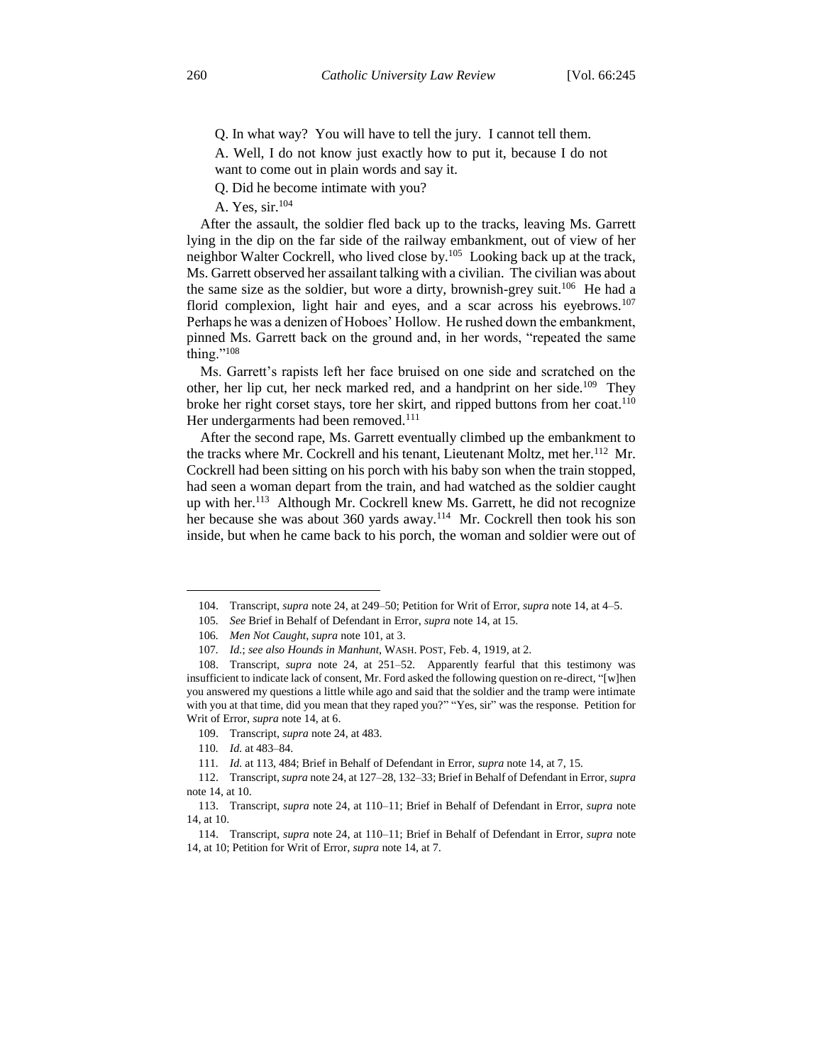Q. In what way? You will have to tell the jury. I cannot tell them.

A. Well, I do not know just exactly how to put it, because I do not want to come out in plain words and say it.

Q. Did he become intimate with you?

A. Yes, sir.[104]

After the assault, the soldier fled back up to the tracks, leaving Ms. Garrett lying in the dip on the far side of the railway embankment, out of view of her neighbor Walter Cockrell, who lived close by.[105] Looking back up at the track, Ms. Garrett observed her assailant talking with a civilian. The civilian was about the same size as the soldier, but wore a dirty, brownish-grey suit.[106] He had a florid complexion, light hair and eyes, and a scar across his eyebrows.[107] Perhaps he was a denizen of Hoboes' Hollow. He rushed down the embankment, pinned Ms. Garrett back on the ground and, in her words, "repeated the same thing."[108]

Ms. Garrett's rapists left her face bruised on one side and scratched on the other, her lip cut, her neck marked red, and a handprint on her side.[109] They broke her right corset stays, tore her skirt, and ripped buttons from her coat.[110] Her undergarments had been removed.[111]

After the second rape, Ms. Garrett eventually climbed up the embankment to the tracks where Mr. Cockrell and his tenant, Lieutenant Moltz, met her.[112] Mr. Cockrell had been sitting on his porch with his baby son when the train stopped, had seen a woman depart from the train, and had watched as the soldier caught up with her.[113] Although Mr. Cockrell knew Ms. Garrett, he did not recognize her because she was about 360 yards away.[114] Mr. Cockrell then took his son inside, but when he came back to his porch, the woman and soldier were out of

---

104. Transcript, *supra* note 24, at 249–50; Petition for Writ of Error, *supra* note 14, at 4–5.

105. *See* Brief in Behalf of Defendant in Error, *supra* note 14, at 15.

106. *Men Not Caught*, *supra* note 101, at 3.

107. *Id.*; *see also Hounds in Manhunt*, WASH. POST, Feb. 4, 1919, at 2.

108. Transcript, *supra* note 24, at 251–52. Apparently fearful that this testimony was insufficient to indicate lack of consent, Mr. Ford asked the following question on re-direct, "[w]hen you answered my questions a little while ago and said that the soldier and the tramp were intimate with you at that time, did you mean that they raped you?" "Yes, sir" was the response. Petition for Writ of Error, *supra* note 14, at 6.

109. Transcript, *supra* note 24, at 483.

110. *Id.* at 483–84.

111. *Id.* at 113, 484; Brief in Behalf of Defendant in Error, *supra* note 14, at 7, 15.

112. Transcript, *supra* note 24, at 127–28, 132–33; Brief in Behalf of Defendant in Error, *supra* note 14, at 10.

113. Transcript, *supra* note 24, at 110–11; Brief in Behalf of Defendant in Error, *supra* note 14, at 10.

114. Transcript, *supra* note 24, at 110–11; Brief in Behalf of Defendant in Error, *supra* note 14, at 10; Petition for Writ of Error, *supra* note 14, at 7.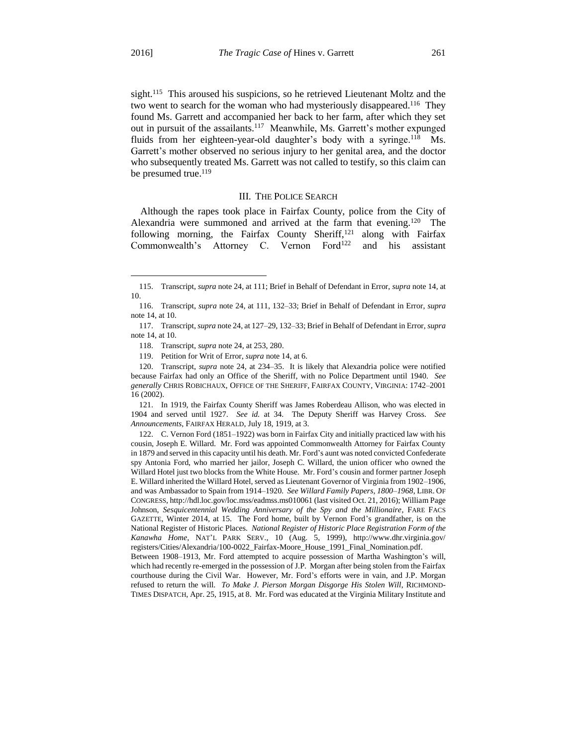sight.[115] This aroused his suspicions, so he retrieved Lieutenant Moltz and the two went to search for the woman who had mysteriously disappeared.[116] They found Ms. Garrett and accompanied her back to her farm, after which they set out in pursuit of the assailants.[117] Meanwhile, Ms. Garrett's mother expunged fluids from her eighteen-year-old daughter's body with a syringe.[118] Ms. Garrett's mother observed no serious injury to her genital area, and the doctor who subsequently treated Ms. Garrett was not called to testify, so this claim can be presumed true.[119]

## III. The Police Search

Although the rapes took place in Fairfax County, police from the City of Alexandria were summoned and arrived at the farm that evening.[120] The following morning, the Fairfax County Sheriff,[121] along with Fairfax Commonwealth's Attorney C. Vernon Ford[122] and his assistant

---

115. Transcript, *supra* note 24, at 111; Brief in Behalf of Defendant in Error, *supra* note 14, at 10.

116. Transcript, *supra* note 24, at 111, 132–33; Brief in Behalf of Defendant in Error, *supra* note 14, at 10.

117. Transcript, *supra* note 24, at 127–29, 132–33; Brief in Behalf of Defendant in Error, *supra* note 14, at 10.

118. Transcript, *supra* note 24, at 253, 280.

119. Petition for Writ of Error, *supra* note 14, at 6.

120. Transcript, *supra* note 24, at 234–35. It is likely that Alexandria police were notified because Fairfax had only an Office of the Sheriff, with no Police Department until 1940. *See generally* CHRIS ROBICHAUX, OFFICE OF THE SHERIFF, FAIRFAX COUNTY, VIRGINIA: 1742–2001 16 (2002).

121. In 1919, the Fairfax County Sheriff was James Roberdeau Allison, who was elected in 1904 and served until 1927. *See id.* at 34. The Deputy Sheriff was Harvey Cross. *See Announcements*, FAIRFAX HERALD, July 18, 1919, at 3.

122. C. Vernon Ford (1851–1922) was born in Fairfax City and initially practiced law with his cousin, Joseph E. Willard. Mr. Ford was appointed Commonwealth Attorney for Fairfax County in 1879 and served in this capacity until his death. Mr. Ford's aunt was noted convicted Confederate spy Antonia Ford, who married her jailor, Joseph C. Willard, the union officer who owned the Willard Hotel just two blocks from the White House. Mr. Ford's cousin and former partner Joseph E. Willard inherited the Willard Hotel, served as Lieutenant Governor of Virginia from 1902–1906, and was Ambassador to Spain from 1914–1920. *See Willard Family Papers, 1800–1968*, LIBR. OF CONGRESS, http://hdl.loc.gov/loc.mss/eadmss.ms010061 (last visited Oct. 21, 2016); William Page Johnson, *Sesquicentennial Wedding Anniversary of the Spy and the Millionaire*, FARE FACS GAZETTE, Winter 2014, at 15. The Ford home, built by Vernon Ford's grandfather, is on the National Register of Historic Places. *National Register of Historic Place Registration Form of the Kanawha Home*, NAT'L PARK SERV., 10 (Aug. 5, 1999), http://www.dhr.virginia.gov/registers/Cities/Alexandria/100-0022_Fairfax-Moore_House_1991_Final_Nomination.pdf.
Between 1908–1913, Mr. Ford attempted to acquire possession of Martha Washington's will, which had recently re-emerged in the possession of J.P. Morgan after being stolen from the Fairfax courthouse during the Civil War. However, Mr. Ford's efforts were in vain, and J.P. Morgan refused to return the will. *To Make J. Pierson Morgan Disgorge His Stolen Will*, RICHMOND-TIMES DISPATCH, Apr. 25, 1915, at 8. Mr. Ford was educated at the Virginia Military Institute and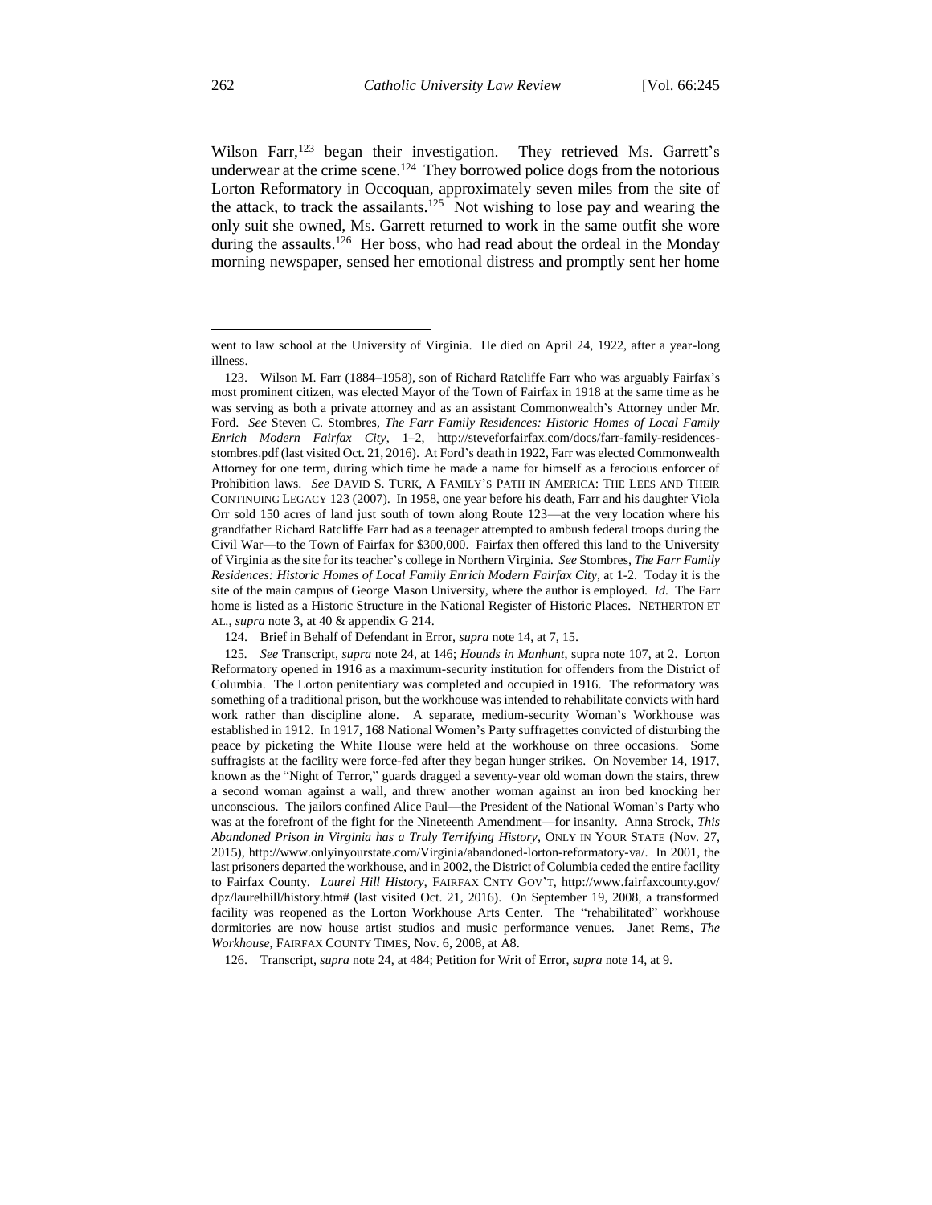Wilson Farr,[123] began their investigation. They retrieved Ms. Garrett's underwear at the crime scene.[124] They borrowed police dogs from the notorious Lorton Reformatory in Occoquan, approximately seven miles from the site of the attack, to track the assailants.[125] Not wishing to lose pay and wearing the only suit she owned, Ms. Garrett returned to work in the same outfit she wore during the assaults.[126] Her boss, who had read about the ordeal in the Monday morning newspaper, sensed her emotional distress and promptly sent her home

---

went to law school at the University of Virginia. He died on April 24, 1922, after a year-long illness.

123. Wilson M. Farr (1884–1958), son of Richard Ratcliffe Farr who was arguably Fairfax's most prominent citizen, was elected Mayor of the Town of Fairfax in 1918 at the same time as he was serving as both a private attorney and as an assistant Commonwealth's Attorney under Mr. Ford. *See* Steven C. Stombres, *The Farr Family Residences: Historic Homes of Local Family Enrich Modern Fairfax City*, 1–2, http://steveforfairfax.com/docs/farr-family-residences-stombres.pdf (last visited Oct. 21, 2016). At Ford's death in 1922, Farr was elected Commonwealth Attorney for one term, during which time he made a name for himself as a ferocious enforcer of Prohibition laws. *See* DAVID S. TURK, A FAMILY'S PATH IN AMERICA: THE LEES AND THEIR CONTINUING LEGACY 123 (2007). In 1958, one year before his death, Farr and his daughter Viola Orr sold 150 acres of land just south of town along Route 123—at the very location where his grandfather Richard Ratcliffe Farr had as a teenager attempted to ambush federal troops during the Civil War—to the Town of Fairfax for $300,000. Fairfax then offered this land to the University of Virginia as the site for its teacher's college in Northern Virginia. *See* Stombres, *The Farr Family Residences: Historic Homes of Local Family Enrich Modern Fairfax City*, at 1-2. Today it is the site of the main campus of George Mason University, where the author is employed. *Id.* The Farr home is listed as a Historic Structure in the National Register of Historic Places. NETHERTON ET AL., *supra* note 3, at 40 & appendix G 214.

124. Brief in Behalf of Defendant in Error, *supra* note 14, at 7, 15.

125. *See* Transcript, *supra* note 24, at 146; *Hounds in Manhunt*, supra note 107, at 2. Lorton Reformatory opened in 1916 as a maximum-security institution for offenders from the District of Columbia. The Lorton penitentiary was completed and occupied in 1916. The reformatory was something of a traditional prison, but the workhouse was intended to rehabilitate convicts with hard work rather than discipline alone. A separate, medium-security Woman's Workhouse was established in 1912. In 1917, 168 National Women's Party suffragettes convicted of disturbing the peace by picketing the White House were held at the workhouse on three occasions. Some suffragists at the facility were force-fed after they began hunger strikes. On November 14, 1917, known as the "Night of Terror," guards dragged a seventy-year old woman down the stairs, threw a second woman against a wall, and threw another woman against an iron bed knocking her unconscious. The jailors confined Alice Paul—the President of the National Woman's Party who was at the forefront of the fight for the Nineteenth Amendment—for insanity. Anna Strock, *This Abandoned Prison in Virginia has a Truly Terrifying History*, ONLY IN YOUR STATE (Nov. 27, 2015), http://www.onlyinyourstate.com/Virginia/abandoned-lorton-reformatory-va/. In 2001, the last prisoners departed the workhouse, and in 2002, the District of Columbia ceded the entire facility to Fairfax County. *Laurel Hill History*, FAIRFAX CNTY GOV'T, http://www.fairfaxcounty.gov/dpz/laurelhill/history.htm# (last visited Oct. 21, 2016). On September 19, 2008, a transformed facility was reopened as the Lorton Workhouse Arts Center. The "rehabilitated" workhouse dormitories are now house artist studios and music performance venues. Janet Rems, *The Workhouse*, FAIRFAX COUNTY TIMES, Nov. 6, 2008, at A8.

126. Transcript, *supra* note 24, at 484; Petition for Writ of Error, *supra* note 14, at 9.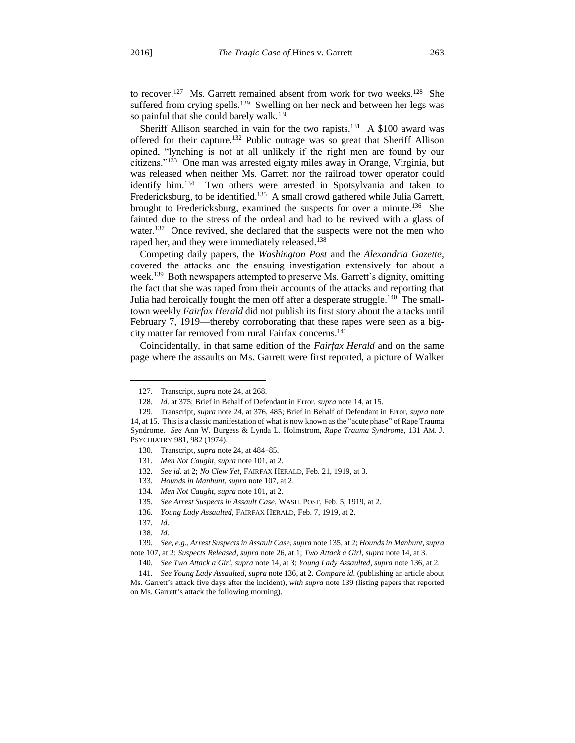to recover.[127] Ms. Garrett remained absent from work for two weeks.[128] She suffered from crying spells.[129] Swelling on her neck and between her legs was so painful that she could barely walk.[130]

Sheriff Allison searched in vain for the two rapists.[131] A $100 award was offered for their capture.[132] Public outrage was so great that Sheriff Allison opined, "lynching is not at all unlikely if the right men are found by our citizens."[133] One man was arrested eighty miles away in Orange, Virginia, but was released when neither Ms. Garrett nor the railroad tower operator could identify him.[134] Two others were arrested in Spotsylvania and taken to Fredericksburg, to be identified.[135] A small crowd gathered while Julia Garrett, brought to Fredericksburg, examined the suspects for over a minute.[136] She fainted due to the stress of the ordeal and had to be revived with a glass of water.[137] Once revived, she declared that the suspects were not the men who raped her, and they were immediately released.[138]

Competing daily papers, the *Washington Post* and the *Alexandria Gazette*, covered the attacks and the ensuing investigation extensively for about a week.[139] Both newspapers attempted to preserve Ms. Garrett's dignity, omitting the fact that she was raped from their accounts of the attacks and reporting that Julia had heroically fought the men off after a desperate struggle.[140] The small-town weekly *Fairfax Herald* did not publish its first story about the attacks until February 7, 1919—thereby corroborating that these rapes were seen as a big-city matter far removed from rural Fairfax concerns.[141]

Coincidentally, in that same edition of the *Fairfax Herald* and on the same page where the assaults on Ms. Garrett were first reported, a picture of Walker

---

127. Transcript, *supra* note 24, at 268.

128. *Id.* at 375; Brief in Behalf of Defendant in Error, *supra* note 14, at 15.

129. Transcript, *supra* note 24, at 376, 485; Brief in Behalf of Defendant in Error, *supra* note 14, at 15. This is a classic manifestation of what is now known as the "acute phase" of Rape Trauma Syndrome. *See* Ann W. Burgess & Lynda L. Holmstrom, *Rape Trauma Syndrome*, 131 AM. J. PSYCHIATRY 981, 982 (1974).

130. Transcript, *supra* note 24, at 484–85.

131. *Men Not Caught*, *supra* note 101, at 2.

132. *See id.* at 2; *No Clew Yet*, FAIRFAX HERALD, Feb. 21, 1919, at 3.

133. *Hounds in Manhunt*, *supra* note 107, at 2.

134. *Men Not Caught*, *supra* note 101, at 2.

135. *See Arrest Suspects in Assault Case*, WASH. POST, Feb. 5, 1919, at 2.

136. *Young Lady Assaulted*, FAIRFAX HERALD, Feb. 7, 1919, at 2.

137. *Id.*

138. *Id.*

139. *See, e.g.*, *Arrest Suspects in Assault Case*, *supra* note 135, at 2; *Hounds in Manhunt*, *supra* note 107, at 2; *Suspects Released*, *supra* note 26, at 1; *Two Attack a Girl*, *supra* note 14, at 3.

140. *See Two Attack a Girl*, *supra* note 14, at 3; *Young Lady Assaulted*, *supra* note 136, at 2.

141. *See Young Lady Assaulted*, *supra* note 136, at 2. *Compare id.* (publishing an article about Ms. Garrett's attack five days after the incident), *with supra* note 139 (listing papers that reported on Ms. Garrett's attack the following morning).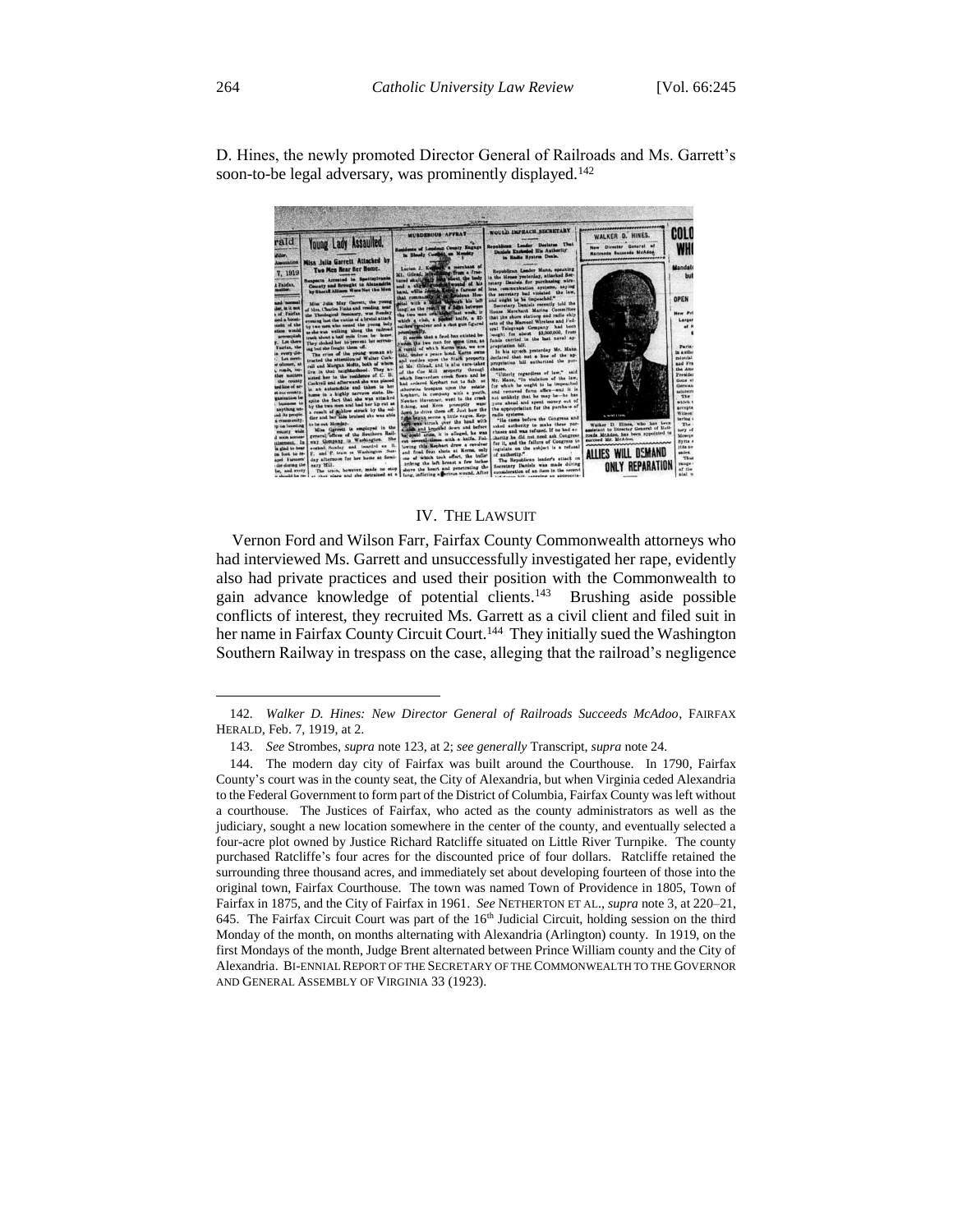D. Hines, the newly promoted Director General of Railroads and Ms. Garrett's soon-to-be legal adversary, was prominently displayed.[142]

## IV. THE LAWSUIT

Vernon Ford and Wilson Farr, Fairfax County Commonwealth attorneys who had interviewed Ms. Garrett and unsuccessfully investigated her rape, evidently also had private practices and used their position with the Commonwealth to gain advance knowledge of potential clients.[143] Brushing aside possible conflicts of interest, they recruited Ms. Garrett as a civil client and filed suit in her name in Fairfax County Circuit Court.[144] They initially sued the Washington Southern Railway in trespass on the case, alleging that the railroad's negligence

---

142. *Walker D. Hines: New Director General of Railroads Succeeds McAdoo*, FAIRFAX HERALD, Feb. 7, 1919, at 2.

143. *See* Strombes, *supra* note 123, at 2; *see generally* Transcript, *supra* note 24.

144. The modern day city of Fairfax was built around the Courthouse. In 1790, Fairfax County's court was in the county seat, the City of Alexandria, but when Virginia ceded Alexandria to the Federal Government to form part of the District of Columbia, Fairfax County was left without a courthouse. The Justices of Fairfax, who acted as the county administrators as well as the judiciary, sought a new location somewhere in the center of the county, and eventually selected a four-acre plot owned by Justice Richard Ratcliffe situated on Little River Turnpike. The county purchased Ratcliffe's four acres for the discounted price of four dollars. Ratcliffe retained the surrounding three thousand acres, and immediately set about developing fourteen of those into the original town, Fairfax Courthouse. The town was named Town of Providence in 1805, Town of Fairfax in 1875, and the City of Fairfax in 1961. *See* NETHERTON ET AL., *supra* note 3, at 220–21, 645. The Fairfax Circuit Court was part of the 16th Judicial Circuit, holding session on the third Monday of the month, on months alternating with Alexandria (Arlington) county. In 1919, on the first Mondays of the month, Judge Brent alternated between Prince William county and the City of Alexandria. BI-ENNIAL REPORT OF THE SECRETARY OF THE COMMONWEALTH TO THE GOVERNOR AND GENERAL ASSEMBLY OF VIRGINIA 33 (1923).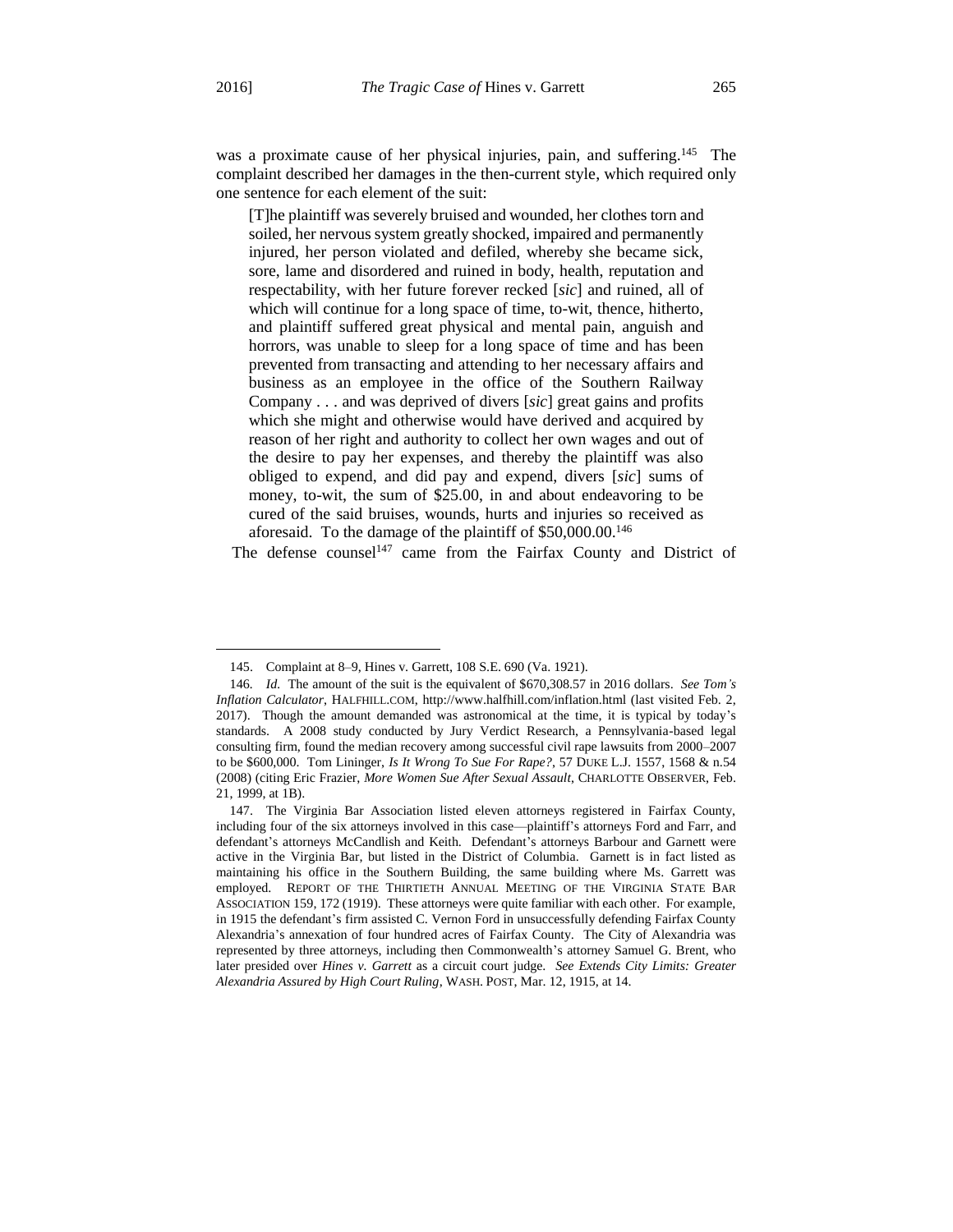was a proximate cause of her physical injuries, pain, and suffering.[145] The complaint described her damages in the then-current style, which required only one sentence for each element of the suit:

> [T]he plaintiff was severely bruised and wounded, her clothes torn and soiled, her nervous system greatly shocked, impaired and permanently injured, her person violated and defiled, whereby she became sick, sore, lame and disordered and ruined in body, health, reputation and respectability, with her future forever recked [*sic*] and ruined, all of which will continue for a long space of time, to-wit, thence, hitherto, and plaintiff suffered great physical and mental pain, anguish and horrors, was unable to sleep for a long space of time and has been prevented from transacting and attending to her necessary affairs and business as an employee in the office of the Southern Railway Company . . . and was deprived of divers [*sic*] great gains and profits which she might and otherwise would have derived and acquired by reason of her right and authority to collect her own wages and out of the desire to pay her expenses, and thereby the plaintiff was also obliged to expend, and did pay and expend, divers [*sic*] sums of money, to-wit, the sum of $25.00, in and about endeavoring to be cured of the said bruises, wounds, hurts and injuries so received as aforesaid. To the damage of the plaintiff of $50,000.00.[146]

The defense counsel[147] came from the Fairfax County and District of

---

145. Complaint at 8–9, Hines v. Garrett, 108 S.E. 690 (Va. 1921).

146. *Id.* The amount of the suit is the equivalent of $670,308.57 in 2016 dollars. *See Tom's Inflation Calculator*, HALFHILL.COM, http://www.halfhill.com/inflation.html (last visited Feb. 2, 2017). Though the amount demanded was astronomical at the time, it is typical by today's standards. A 2008 study conducted by Jury Verdict Research, a Pennsylvania-based legal consulting firm, found the median recovery among successful civil rape lawsuits from 2000–2007 to be $600,000. Tom Lininger, *Is It Wrong To Sue For Rape?*, 57 DUKE L.J. 1557, 1568 & n.54 (2008) (citing Eric Frazier, *More Women Sue After Sexual Assault*, CHARLOTTE OBSERVER, Feb. 21, 1999, at 1B).

147. The Virginia Bar Association listed eleven attorneys registered in Fairfax County, including four of the six attorneys involved in this case—plaintiff's attorneys Ford and Farr, and defendant's attorneys McCandlish and Keith. Defendant's attorneys Barbour and Garnett were active in the Virginia Bar, but listed in the District of Columbia. Garnett is in fact listed as maintaining his office in the Southern Building, the same building where Ms. Garrett was employed. REPORT OF THE THIRTIETH ANNUAL MEETING OF THE VIRGINIA STATE BAR ASSOCIATION 159, 172 (1919). These attorneys were quite familiar with each other. For example, in 1915 the defendant's firm assisted C. Vernon Ford in unsuccessfully defending Fairfax County Alexandria's annexation of four hundred acres of Fairfax County. The City of Alexandria was represented by three attorneys, including then Commonwealth's attorney Samuel G. Brent, who later presided over *Hines v. Garrett* as a circuit court judge. *See Extends City Limits: Greater Alexandria Assured by High Court Ruling*, WASH. POST, Mar. 12, 1915, at 14.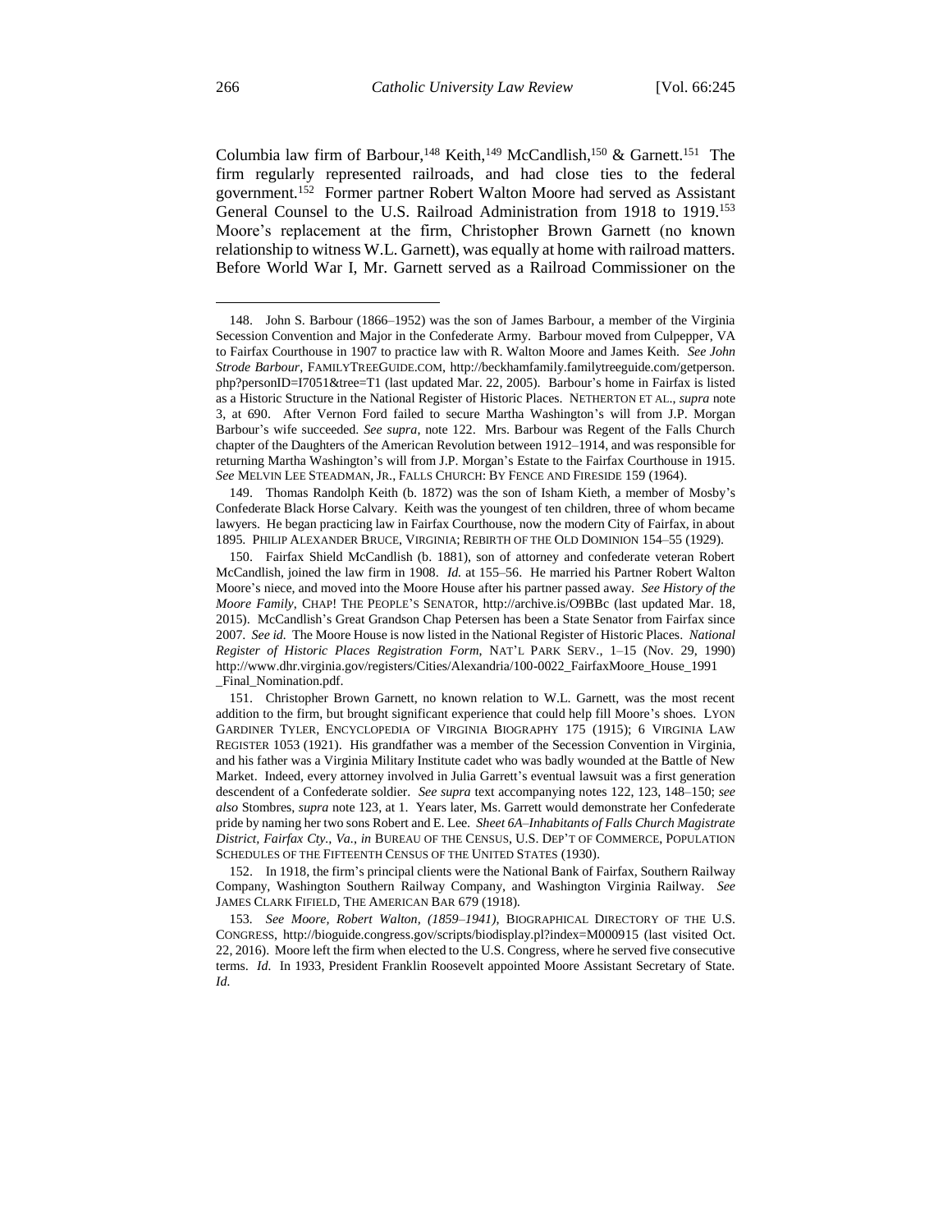Columbia law firm of Barbour,[148] Keith,[149] McCandlish,[150] & Garnett.[151] The firm regularly represented railroads, and had close ties to the federal government.[152] Former partner Robert Walton Moore had served as Assistant General Counsel to the U.S. Railroad Administration from 1918 to 1919.[153] Moore's replacement at the firm, Christopher Brown Garnett (no known relationship to witness W.L. Garnett), was equally at home with railroad matters. Before World War I, Mr. Garnett served as a Railroad Commissioner on the

---

148. John S. Barbour (1866–1952) was the son of James Barbour, a member of the Virginia Secession Convention and Major in the Confederate Army. Barbour moved from Culpepper, VA to Fairfax Courthouse in 1907 to practice law with R. Walton Moore and James Keith. *See John Strode Barbour*, FAMILYTREEGUIDE.COM, http://beckhamfamily.familytreeguide.com/getperson.php?personID=I7051&tree=T1 (last updated Mar. 22, 2005). Barbour's home in Fairfax is listed as a Historic Structure in the National Register of Historic Places. NETHERTON ET AL., *supra* note 3, at 690. After Vernon Ford failed to secure Martha Washington's will from J.P. Morgan Barbour's wife succeeded. *See supra*, note 122. Mrs. Barbour was Regent of the Falls Church chapter of the Daughters of the American Revolution between 1912–1914, and was responsible for returning Martha Washington's will from J.P. Morgan's Estate to the Fairfax Courthouse in 1915. *See* MELVIN LEE STEADMAN, JR., FALLS CHURCH: BY FENCE AND FIRESIDE 159 (1964).

149. Thomas Randolph Keith (b. 1872) was the son of Isham Kieth, a member of Mosby's Confederate Black Horse Calvary. Keith was the youngest of ten children, three of whom became lawyers. He began practicing law in Fairfax Courthouse, now the modern City of Fairfax, in about 1895. PHILIP ALEXANDER BRUCE, VIRGINIA; REBIRTH OF THE OLD DOMINION 154–55 (1929).

150. Fairfax Shield McCandlish (b. 1881), son of attorney and confederate veteran Robert McCandlish, joined the law firm in 1908. *Id.* at 155–56. He married his Partner Robert Walton Moore's niece, and moved into the Moore House after his partner passed away. *See History of the Moore Family*, CHAP! THE PEOPLE'S SENATOR, http://archive.is/O9BBc (last updated Mar. 18, 2015). McCandlish's Great Grandson Chap Petersen has been a State Senator from Fairfax since 2007. *See id.* The Moore House is now listed in the National Register of Historic Places. *National Register of Historic Places Registration Form*, NAT'L PARK SERV., 1–15 (Nov. 29, 1990) http://www.dhr.virginia.gov/registers/Cities/Alexandria/100-0022_FairfaxMoore_House_1991_Final_Nomination.pdf.

151. Christopher Brown Garnett, no known relation to W.L. Garnett, was the most recent addition to the firm, but brought significant experience that could help fill Moore's shoes. LYON GARDINER TYLER, ENCYCLOPEDIA OF VIRGINIA BIOGRAPHY 175 (1915); 6 VIRGINIA LAW REGISTER 1053 (1921). His grandfather was a member of the Secession Convention in Virginia, and his father was a Virginia Military Institute cadet who was badly wounded at the Battle of New Market. Indeed, every attorney involved in Julia Garrett's eventual lawsuit was a first generation descendent of a Confederate soldier. *See supra* text accompanying notes 122, 123, 148–150; *see also* Stombres, *supra* note 123, at 1. Years later, Ms. Garrett would demonstrate her Confederate pride by naming her two sons Robert and E. Lee. *Sheet 6A–Inhabitants of Falls Church Magistrate District, Fairfax Cty., Va.*, *in* BUREAU OF THE CENSUS, U.S. DEP'T OF COMMERCE, POPULATION SCHEDULES OF THE FIFTEENTH CENSUS OF THE UNITED STATES (1930).

152. In 1918, the firm's principal clients were the National Bank of Fairfax, Southern Railway Company, Washington Southern Railway Company, and Washington Virginia Railway. *See* JAMES CLARK FIFIELD, THE AMERICAN BAR 679 (1918).

153. *See Moore, Robert Walton, (1859–1941)*, BIOGRAPHICAL DIRECTORY OF THE U.S. CONGRESS, http://bioguide.congress.gov/scripts/biodisplay.pl?index=M000915 (last visited Oct. 22, 2016). Moore left the firm when elected to the U.S. Congress, where he served five consecutive terms. *Id.* In 1933, President Franklin Roosevelt appointed Moore Assistant Secretary of State. *Id.*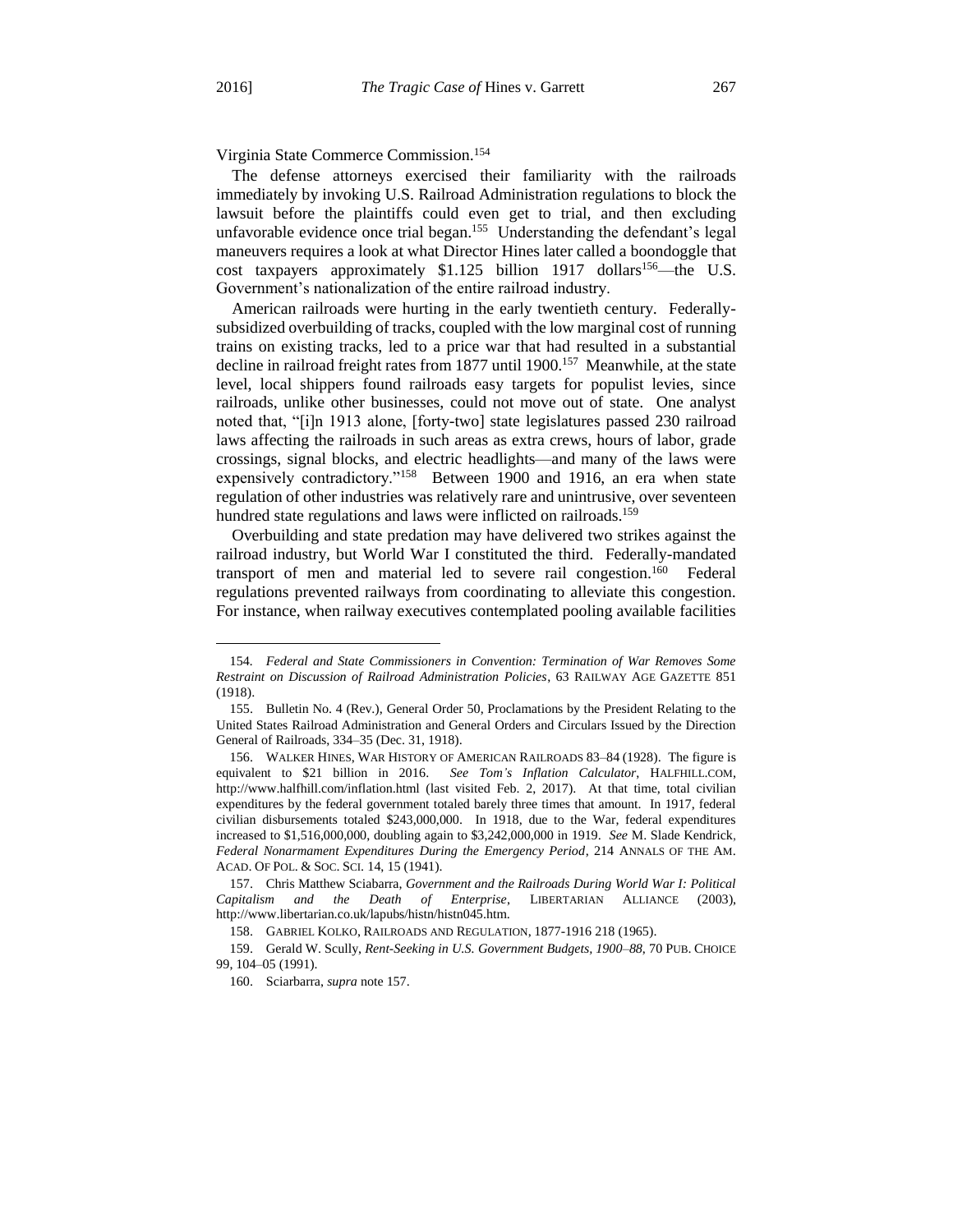Virginia State Commerce Commission.[154]

The defense attorneys exercised their familiarity with the railroads immediately by invoking U.S. Railroad Administration regulations to block the lawsuit before the plaintiffs could even get to trial, and then excluding unfavorable evidence once trial began.[155] Understanding the defendant's legal maneuvers requires a look at what Director Hines later called a boondoggle that cost taxpayers approximately $1.125 billion 1917 dollars[156]—the U.S. Government's nationalization of the entire railroad industry.

American railroads were hurting in the early twentieth century. Federally-subsidized overbuilding of tracks, coupled with the low marginal cost of running trains on existing tracks, led to a price war that had resulted in a substantial decline in railroad freight rates from 1877 until 1900.[157] Meanwhile, at the state level, local shippers found railroads easy targets for populist levies, since railroads, unlike other businesses, could not move out of state. One analyst noted that, "[i]n 1913 alone, [forty-two] state legislatures passed 230 railroad laws affecting the railroads in such areas as extra crews, hours of labor, grade crossings, signal blocks, and electric headlights—and many of the laws were expensively contradictory."[158] Between 1900 and 1916, an era when state regulation of other industries was relatively rare and unintrusive, over seventeen hundred state regulations and laws were inflicted on railroads.[159]

Overbuilding and state predation may have delivered two strikes against the railroad industry, but World War I constituted the third. Federally-mandated transport of men and material led to severe rail congestion.[160] Federal regulations prevented railways from coordinating to alleviate this congestion. For instance, when railway executives contemplated pooling available facilities

---

154. *Federal and State Commissioners in Convention: Termination of War Removes Some Restraint on Discussion of Railroad Administration Policies*, 63 RAILWAY AGE GAZETTE 851 (1918).

155. Bulletin No. 4 (Rev.), General Order 50, Proclamations by the President Relating to the United States Railroad Administration and General Orders and Circulars Issued by the Direction General of Railroads, 334–35 (Dec. 31, 1918).

156. WALKER HINES, WAR HISTORY OF AMERICAN RAILROADS 83–84 (1928). The figure is equivalent to $21 billion in 2016. *See Tom's Inflation Calculator*, HALFHILL.COM, http://www.halfhill.com/inflation.html (last visited Feb. 2, 2017). At that time, total civilian expenditures by the federal government totaled barely three times that amount. In 1917, federal civilian disbursements totaled $243,000,000. In 1918, due to the War, federal expenditures increased to $1,516,000,000, doubling again to $3,242,000,000 in 1919. *See* M. Slade Kendrick, *Federal Nonarmament Expenditures During the Emergency Period*, 214 ANNALS OF THE AM. ACAD. OF POL. & SOC. SCI. 14, 15 (1941).

157. Chris Matthew Sciabarra, *Government and the Railroads During World War I: Political Capitalism and the Death of Enterprise*, LIBERTARIAN ALLIANCE (2003), http://www.libertarian.co.uk/lapubs/histn/histn045.htm.

158. GABRIEL KOLKO, RAILROADS AND REGULATION, 1877-1916 218 (1965).

159. Gerald W. Scully, *Rent-Seeking in U.S. Government Budgets, 1900–88*, 70 PUB. CHOICE 99, 104–05 (1991).

160. Sciarbarra, *supra* note 157.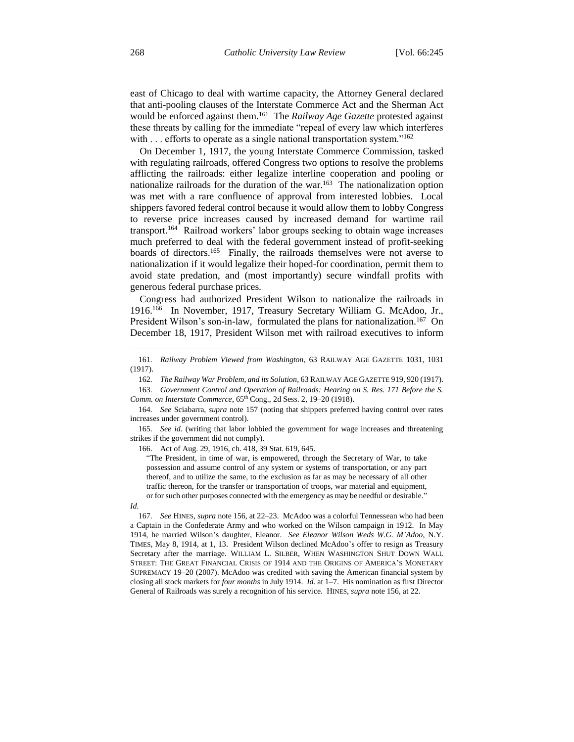east of Chicago to deal with wartime capacity, the Attorney General declared that anti-pooling clauses of the Interstate Commerce Act and the Sherman Act would be enforced against them.[161] The *Railway Age Gazette* protested against these threats by calling for the immediate "repeal of every law which interferes with . . . efforts to operate as a single national transportation system."[162]

On December 1, 1917, the young Interstate Commerce Commission, tasked with regulating railroads, offered Congress two options to resolve the problems afflicting the railroads: either legalize interline cooperation and pooling or nationalize railroads for the duration of the war.[163] The nationalization option was met with a rare confluence of approval from interested lobbies. Local shippers favored federal control because it would allow them to lobby Congress to reverse price increases caused by increased demand for wartime rail transport.[164] Railroad workers' labor groups seeking to obtain wage increases much preferred to deal with the federal government instead of profit-seeking boards of directors.[165] Finally, the railroads themselves were not averse to nationalization if it would legalize their hoped-for coordination, permit them to avoid state predation, and (most importantly) secure windfall profits with generous federal purchase prices.

Congress had authorized President Wilson to nationalize the railroads in 1916.[166] In November, 1917, Treasury Secretary William G. McAdoo, Jr., President Wilson's son-in-law, formulated the plans for nationalization.[167] On December 18, 1917, President Wilson met with railroad executives to inform

---

161. *Railway Problem Viewed from Washington*, 63 RAILWAY AGE GAZETTE 1031, 1031 (1917).

162. *The Railway War Problem, and its Solution*, 63 RAILWAY AGE GAZETTE 919, 920 (1917).

163. *Government Control and Operation of Railroads: Hearing on S. Res. 171 Before the S. Comm. on Interstate Commerce*, 65th Cong., 2d Sess. 2, 19–20 (1918).

164. *See* Sciabarra, *supra* note 157 (noting that shippers preferred having control over rates increases under government control).

165. *See id.* (writing that labor lobbied the government for wage increases and threatening strikes if the government did not comply).

166. Act of Aug. 29, 1916, ch. 418, 39 Stat. 619, 645.

> "The President, in time of war, is empowered, through the Secretary of War, to take possession and assume control of any system or systems of transportation, or any part thereof, and to utilize the same, to the exclusion as far as may be necessary of all other traffic thereon, for the transfer or transportation of troops, war material and equipment, or for such other purposes connected with the emergency as may be needful or desirable."

*Id.*

167. *See* HINES, *supra* note 156, at 22–23. McAdoo was a colorful Tennessean who had been a Captain in the Confederate Army and who worked on the Wilson campaign in 1912. In May 1914, he married Wilson's daughter, Eleanor. *See Eleanor Wilson Weds W.G. M'Adoo*, N.Y. TIMES, May 8, 1914, at 1, 13. President Wilson declined McAdoo's offer to resign as Treasury Secretary after the marriage. WILLIAM L. SILBER, WHEN WASHINGTON SHUT DOWN WALL STREET: THE GREAT FINANCIAL CRISIS OF 1914 AND THE ORIGINS OF AMERICA'S MONETARY SUPREMACY 19–20 (2007). McAdoo was credited with saving the American financial system by closing all stock markets for *four months* in July 1914. *Id.* at 1–7. His nomination as first Director General of Railroads was surely a recognition of his service. HINES, *supra* note 156, at 22.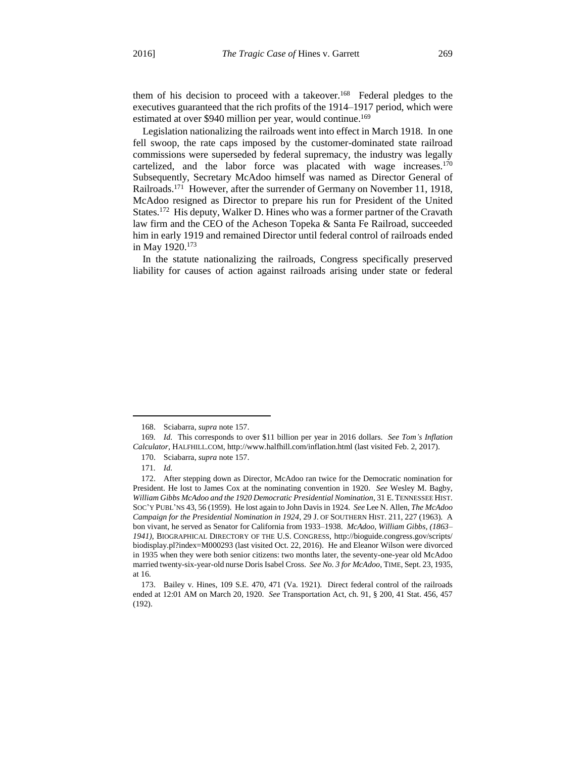them of his decision to proceed with a takeover.[168] Federal pledges to the executives guaranteed that the rich profits of the 1914–1917 period, which were estimated at over $940 million per year, would continue.[169]

Legislation nationalizing the railroads went into effect in March 1918. In one fell swoop, the rate caps imposed by the customer-dominated state railroad commissions were superseded by federal supremacy, the industry was legally cartelized, and the labor force was placated with wage increases.[170] Subsequently, Secretary McAdoo himself was named as Director General of Railroads.[171] However, after the surrender of Germany on November 11, 1918, McAdoo resigned as Director to prepare his run for President of the United States.[172] His deputy, Walker D. Hines who was a former partner of the Cravath law firm and the CEO of the Acheson Topeka & Santa Fe Railroad, succeeded him in early 1919 and remained Director until federal control of railroads ended in May 1920.[173]

In the statute nationalizing the railroads, Congress specifically preserved liability for causes of action against railroads arising under state or federal

---

168. Sciabarra, *supra* note 157.

169. *Id.* This corresponds to over $11 billion per year in 2016 dollars. *See Tom's Inflation Calculator*, HALFHILL.COM, http://www.halfhill.com/inflation.html (last visited Feb. 2, 2017).

170. Sciabarra, *supra* note 157.

171. *Id.*

172. After stepping down as Director, McAdoo ran twice for the Democratic nomination for President. He lost to James Cox at the nominating convention in 1920. *See* Wesley M. Bagby, *William Gibbs McAdoo and the 1920 Democratic Presidential Nomination*, 31 E. TENNESSEE HIST. SOC'Y PUBL'NS 43, 56 (1959). He lost again to John Davis in 1924. *See* Lee N. Allen, *The McAdoo Campaign for the Presidential Nomination in 1924*, 29 J. OF SOUTHERN HIST. 211, 227 (1963). A bon vivant, he served as Senator for California from 1933–1938. *McAdoo, William Gibbs, (1863–1941)*, BIOGRAPHICAL DIRECTORY OF THE U.S. CONGRESS, http://bioguide.congress.gov/scripts/biodisplay.pl?index=M000293 (last visited Oct. 22, 2016). He and Eleanor Wilson were divorced in 1935 when they were both senior citizens: two months later, the seventy-one-year old McAdoo married twenty-six-year-old nurse Doris Isabel Cross. *See No. 3 for McAdoo*, TIME, Sept. 23, 1935, at 16.

173. Bailey v. Hines, 109 S.E. 470, 471 (Va. 1921). Direct federal control of the railroads ended at 12:01 AM on March 20, 1920. *See* Transportation Act, ch. 91, § 200, 41 Stat. 456, 457 (192).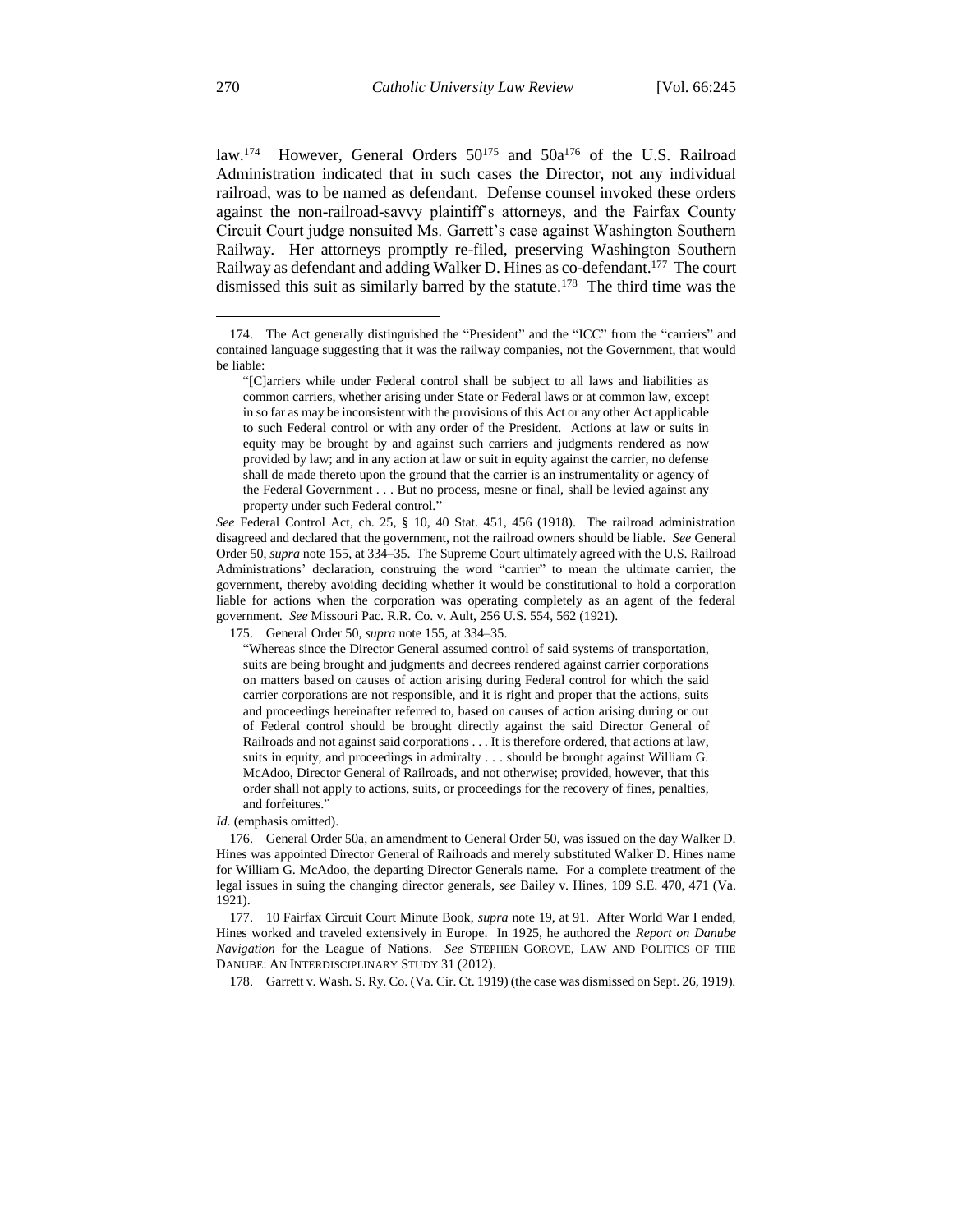law.[174] However, General Orders 50[175] and 50a[176] of the U.S. Railroad Administration indicated that in such cases the Director, not any individual railroad, was to be named as defendant. Defense counsel invoked these orders against the non-railroad-savvy plaintiff's attorneys, and the Fairfax County Circuit Court judge nonsuited Ms. Garrett's case against Washington Southern Railway. Her attorneys promptly re-filed, preserving Washington Southern Railway as defendant and adding Walker D. Hines as co-defendant.[177] The court dismissed this suit as similarly barred by the statute.[178] The third time was the

---

174. The Act generally distinguished the "President" and the "ICC" from the "carriers" and contained language suggesting that it was the railway companies, not the Government, that would be liable:

> "[C]arriers while under Federal control shall be subject to all laws and liabilities as common carriers, whether arising under State or Federal laws or at common law, except in so far as may be inconsistent with the provisions of this Act or any other Act applicable to such Federal control or with any order of the President. Actions at law or suits in equity may be brought by and against such carriers and judgments rendered as now provided by law; and in any action at law or suit in equity against the carrier, no defense shall de made thereto upon the ground that the carrier is an instrumentality or agency of the Federal Government . . . But no process, mesne or final, shall be levied against any property under such Federal control."

*See* Federal Control Act, ch. 25, § 10, 40 Stat. 451, 456 (1918). The railroad administration disagreed and declared that the government, not the railroad owners should be liable. *See* General Order 50, *supra* note 155, at 334–35. The Supreme Court ultimately agreed with the U.S. Railroad Administrations' declaration, construing the word "carrier" to mean the ultimate carrier, the government, thereby avoiding deciding whether it would be constitutional to hold a corporation liable for actions when the corporation was operating completely as an agent of the federal government. *See* Missouri Pac. R.R. Co. v. Ault, 256 U.S. 554, 562 (1921).

175. General Order 50, *supra* note 155, at 334–35.

> "Whereas since the Director General assumed control of said systems of transportation, suits are being brought and judgments and decrees rendered against carrier corporations on matters based on causes of action arising during Federal control for which the said carrier corporations are not responsible, and it is right and proper that the actions, suits and proceedings hereinafter referred to, based on causes of action arising during or out of Federal control should be brought directly against the said Director General of Railroads and not against said corporations . . . It is therefore ordered, that actions at law, suits in equity, and proceedings in admiralty . . . should be brought against William G. McAdoo, Director General of Railroads, and not otherwise; provided, however, that this order shall not apply to actions, suits, or proceedings for the recovery of fines, penalties, and forfeitures."

*Id.* (emphasis omitted).

176. General Order 50a, an amendment to General Order 50, was issued on the day Walker D. Hines was appointed Director General of Railroads and merely substituted Walker D. Hines name for William G. McAdoo, the departing Director Generals name. For a complete treatment of the legal issues in suing the changing director generals, *see* Bailey v. Hines, 109 S.E. 470, 471 (Va. 1921).

177. 10 Fairfax Circuit Court Minute Book, *supra* note 19, at 91. After World War I ended, Hines worked and traveled extensively in Europe. In 1925, he authored the *Report on Danube Navigation* for the League of Nations. *See* STEPHEN GOROVE, LAW AND POLITICS OF THE DANUBE: AN INTERDISCIPLINARY STUDY 31 (2012).

178. Garrett v. Wash. S. Ry. Co. (Va. Cir. Ct. 1919) (the case was dismissed on Sept. 26, 1919).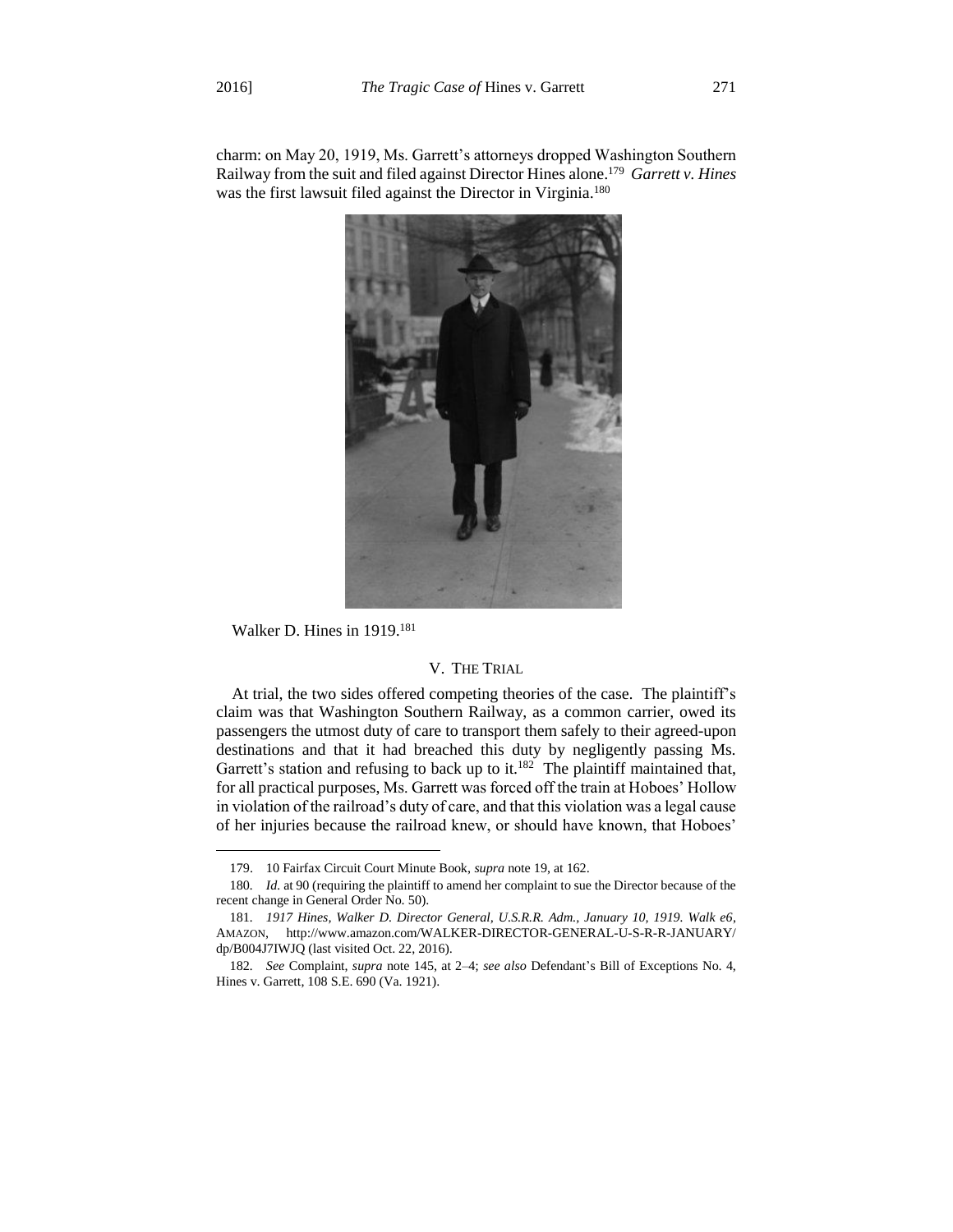charm: on May 20, 1919, Ms. Garrett's attorneys dropped Washington Southern Railway from the suit and filed against Director Hines alone.[179] *Garrett v. Hines* was the first lawsuit filed against the Director in Virginia.[180]

Walker D. Hines in 1919.[181]

## V. THE TRIAL

At trial, the two sides offered competing theories of the case. The plaintiff's claim was that Washington Southern Railway, as a common carrier, owed its passengers the utmost duty of care to transport them safely to their agreed-upon destinations and that it had breached this duty by negligently passing Ms. Garrett's station and refusing to back up to it.[182] The plaintiff maintained that, for all practical purposes, Ms. Garrett was forced off the train at Hoboes' Hollow in violation of the railroad's duty of care, and that this violation was a legal cause of her injuries because the railroad knew, or should have known, that Hoboes'

---

179. 10 Fairfax Circuit Court Minute Book, *supra* note 19, at 162.

180. *Id.* at 90 (requiring the plaintiff to amend her complaint to sue the Director because of the recent change in General Order No. 50).

181. *1917 Hines, Walker D. Director General, U.S.R.R. Adm., January 10, 1919. Walk e6*, AMAZON, http://www.amazon.com/WALKER-DIRECTOR-GENERAL-U-S-R-R-JANUARY/dp/B004J7IWJQ (last visited Oct. 22, 2016).

182. *See* Complaint, *supra* note 145, at 2–4; *see also* Defendant's Bill of Exceptions No. 4, Hines v. Garrett, 108 S.E. 690 (Va. 1921).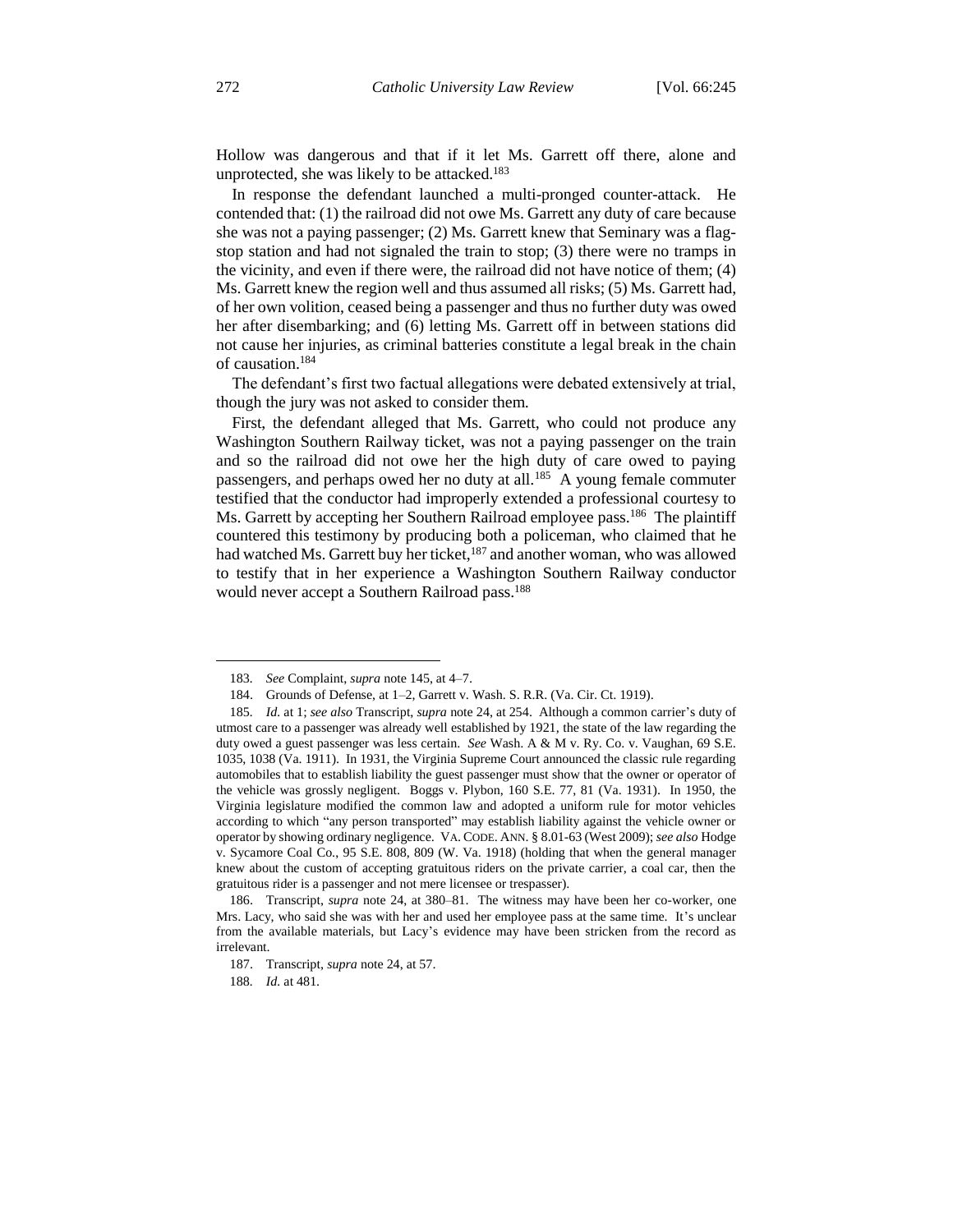Hollow was dangerous and that if it let Ms. Garrett off there, alone and unprotected, she was likely to be attacked.[183]

In response the defendant launched a multi-pronged counter-attack. He contended that: (1) the railroad did not owe Ms. Garrett any duty of care because she was not a paying passenger; (2) Ms. Garrett knew that Seminary was a flag-stop station and had not signaled the train to stop; (3) there were no tramps in the vicinity, and even if there were, the railroad did not have notice of them; (4) Ms. Garrett knew the region well and thus assumed all risks; (5) Ms. Garrett had, of her own volition, ceased being a passenger and thus no further duty was owed her after disembarking; and (6) letting Ms. Garrett off in between stations did not cause her injuries, as criminal batteries constitute a legal break in the chain of causation.[184]

The defendant's first two factual allegations were debated extensively at trial, though the jury was not asked to consider them.

First, the defendant alleged that Ms. Garrett, who could not produce any Washington Southern Railway ticket, was not a paying passenger on the train and so the railroad did not owe her the high duty of care owed to paying passengers, and perhaps owed her no duty at all.[185] A young female commuter testified that the conductor had improperly extended a professional courtesy to Ms. Garrett by accepting her Southern Railroad employee pass.[186] The plaintiff countered this testimony by producing both a policeman, who claimed that he had watched Ms. Garrett buy her ticket,[187] and another woman, who was allowed to testify that in her experience a Washington Southern Railway conductor would never accept a Southern Railroad pass.[188]

---

183. *See* Complaint, *supra* note 145, at 4–7.

184. Grounds of Defense, at 1–2, Garrett v. Wash. S. R.R. (Va. Cir. Ct. 1919).

185. *Id.* at 1; *see also* Transcript, *supra* note 24, at 254. Although a common carrier's duty of utmost care to a passenger was already well established by 1921, the state of the law regarding the duty owed a guest passenger was less certain. *See* Wash. A & M v. Ry. Co. v. Vaughan, 69 S.E. 1035, 1038 (Va. 1911). In 1931, the Virginia Supreme Court announced the classic rule regarding automobiles that to establish liability the guest passenger must show that the owner or operator of the vehicle was grossly negligent. Boggs v. Plybon, 160 S.E. 77, 81 (Va. 1931). In 1950, the Virginia legislature modified the common law and adopted a uniform rule for motor vehicles according to which "any person transported" may establish liability against the vehicle owner or operator by showing ordinary negligence. VA. CODE. ANN. § 8.01-63 (West 2009); *see also* Hodge v. Sycamore Coal Co., 95 S.E. 808, 809 (W. Va. 1918) (holding that when the general manager knew about the custom of accepting gratuitous riders on the private carrier, a coal car, then the gratuitous rider is a passenger and not mere licensee or trespasser).

186. Transcript, *supra* note 24, at 380–81. The witness may have been her co-worker, one Mrs. Lacy, who said she was with her and used her employee pass at the same time. It's unclear from the available materials, but Lacy's evidence may have been stricken from the record as irrelevant.

187. Transcript, *supra* note 24, at 57.

188. *Id.* at 481.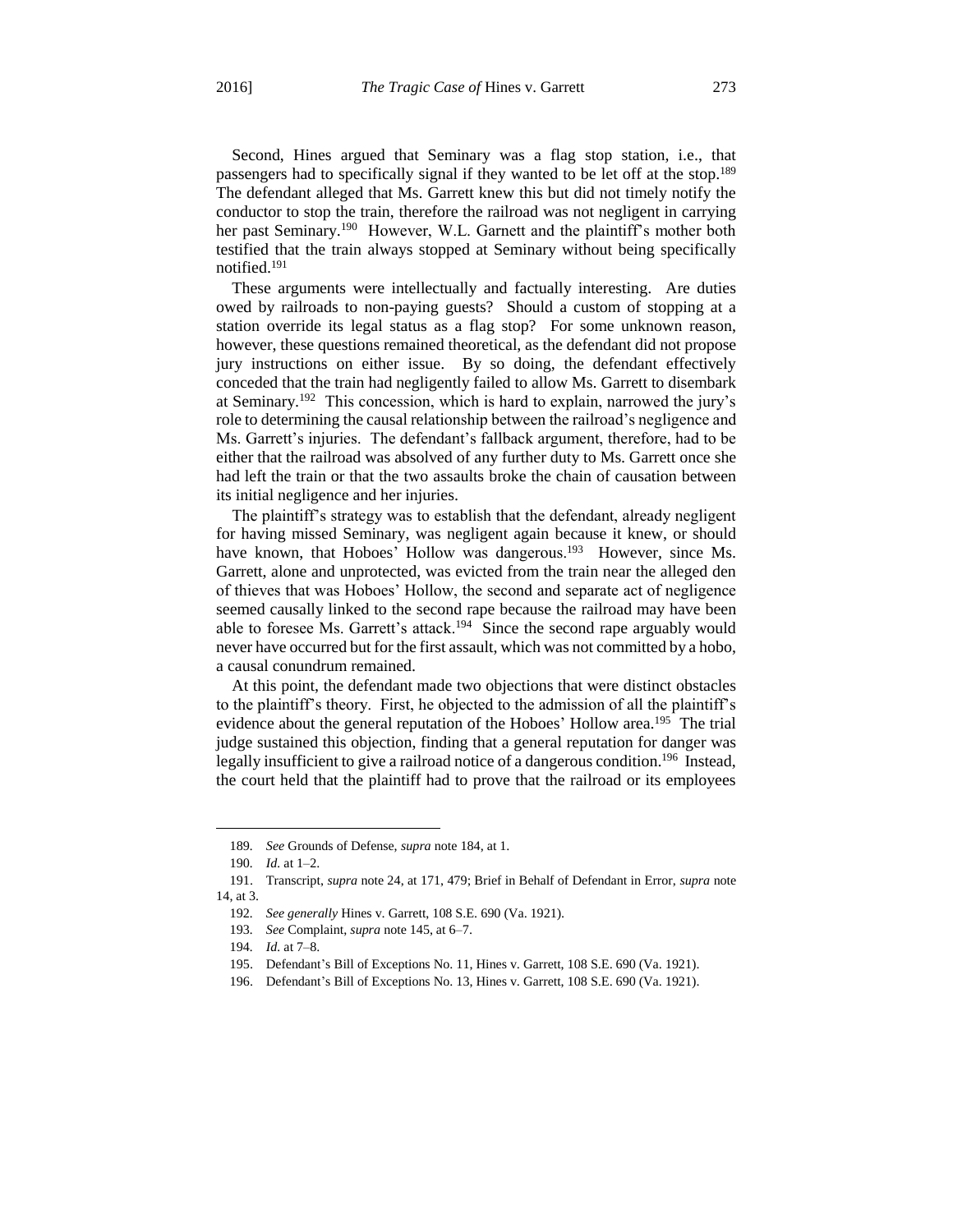Second, Hines argued that Seminary was a flag stop station, i.e., that passengers had to specifically signal if they wanted to be let off at the stop.[189] The defendant alleged that Ms. Garrett knew this but did not timely notify the conductor to stop the train, therefore the railroad was not negligent in carrying her past Seminary.[190] However, W.L. Garnett and the plaintiff's mother both testified that the train always stopped at Seminary without being specifically notified.[191]

These arguments were intellectually and factually interesting. Are duties owed by railroads to non-paying guests? Should a custom of stopping at a station override its legal status as a flag stop? For some unknown reason, however, these questions remained theoretical, as the defendant did not propose jury instructions on either issue. By so doing, the defendant effectively conceded that the train had negligently failed to allow Ms. Garrett to disembark at Seminary.[192] This concession, which is hard to explain, narrowed the jury's role to determining the causal relationship between the railroad's negligence and Ms. Garrett's injuries. The defendant's fallback argument, therefore, had to be either that the railroad was absolved of any further duty to Ms. Garrett once she had left the train or that the two assaults broke the chain of causation between its initial negligence and her injuries.

The plaintiff's strategy was to establish that the defendant, already negligent for having missed Seminary, was negligent again because it knew, or should have known, that Hoboes' Hollow was dangerous.[193] However, since Ms. Garrett, alone and unprotected, was evicted from the train near the alleged den of thieves that was Hoboes' Hollow, the second and separate act of negligence seemed causally linked to the second rape because the railroad may have been able to foresee Ms. Garrett's attack.[194] Since the second rape arguably would never have occurred but for the first assault, which was not committed by a hobo, a causal conundrum remained.

At this point, the defendant made two objections that were distinct obstacles to the plaintiff's theory. First, he objected to the admission of all the plaintiff's evidence about the general reputation of the Hoboes' Hollow area.[195] The trial judge sustained this objection, finding that a general reputation for danger was legally insufficient to give a railroad notice of a dangerous condition.[196] Instead, the court held that the plaintiff had to prove that the railroad or its employees

---

189. *See* Grounds of Defense, *supra* note 184, at 1.

190. *Id.* at 1–2.

191. Transcript, *supra* note 24, at 171, 479; Brief in Behalf of Defendant in Error, *supra* note 14, at 3.

192. *See generally* Hines v. Garrett, 108 S.E. 690 (Va. 1921).

193. *See* Complaint, *supra* note 145, at 6–7.

194. *Id.* at 7–8.

195. Defendant's Bill of Exceptions No. 11, Hines v. Garrett, 108 S.E. 690 (Va. 1921).

196. Defendant's Bill of Exceptions No. 13, Hines v. Garrett, 108 S.E. 690 (Va. 1921).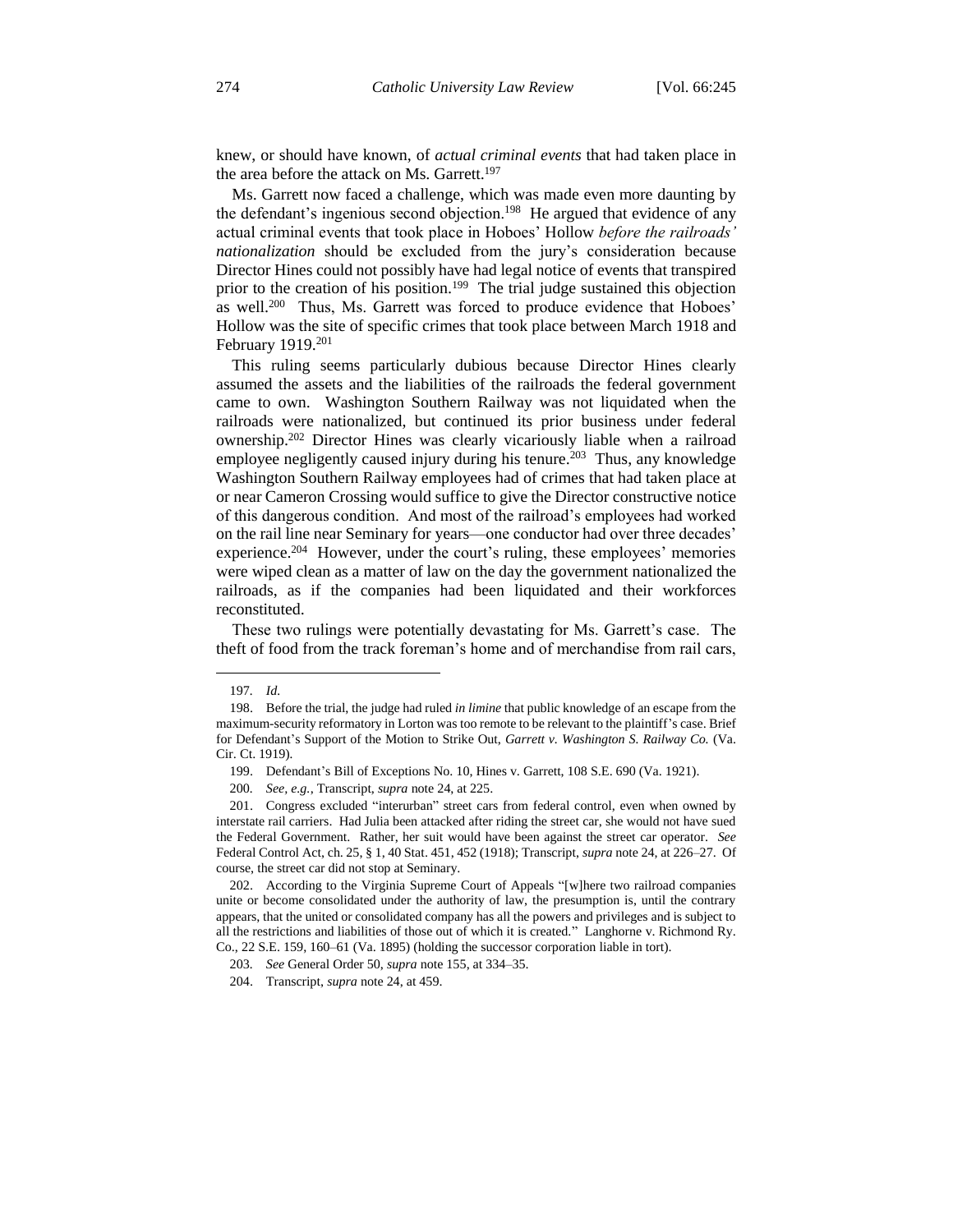knew, or should have known, of *actual criminal events* that had taken place in the area before the attack on Ms. Garrett.[197]

Ms. Garrett now faced a challenge, which was made even more daunting by the defendant's ingenious second objection.[198] He argued that evidence of any actual criminal events that took place in Hoboes' Hollow *before the railroads' nationalization* should be excluded from the jury's consideration because Director Hines could not possibly have had legal notice of events that transpired prior to the creation of his position.[199] The trial judge sustained this objection as well.[200] Thus, Ms. Garrett was forced to produce evidence that Hoboes' Hollow was the site of specific crimes that took place between March 1918 and February 1919.[201]

This ruling seems particularly dubious because Director Hines clearly assumed the assets and the liabilities of the railroads the federal government came to own. Washington Southern Railway was not liquidated when the railroads were nationalized, but continued its prior business under federal ownership.[202] Director Hines was clearly vicariously liable when a railroad employee negligently caused injury during his tenure.[203] Thus, any knowledge Washington Southern Railway employees had of crimes that had taken place at or near Cameron Crossing would suffice to give the Director constructive notice of this dangerous condition. And most of the railroad's employees had worked on the rail line near Seminary for years—one conductor had over three decades' experience.[204] However, under the court's ruling, these employees' memories were wiped clean as a matter of law on the day the government nationalized the railroads, as if the companies had been liquidated and their workforces reconstituted.

These two rulings were potentially devastating for Ms. Garrett's case. The theft of food from the track foreman's home and of merchandise from rail cars,

---

197. *Id.*

198. Before the trial, the judge had ruled *in limine* that public knowledge of an escape from the maximum-security reformatory in Lorton was too remote to be relevant to the plaintiff's case. Brief for Defendant's Support of the Motion to Strike Out, *Garrett v. Washington S. Railway Co.* (Va. Cir. Ct. 1919).

199. Defendant's Bill of Exceptions No. 10, Hines v. Garrett, 108 S.E. 690 (Va. 1921).

200. *See, e.g.*, Transcript, *supra* note 24, at 225.

201. Congress excluded "interurban" street cars from federal control, even when owned by interstate rail carriers. Had Julia been attacked after riding the street car, she would not have sued the Federal Government. Rather, her suit would have been against the street car operator. *See* Federal Control Act, ch. 25, § 1, 40 Stat. 451, 452 (1918); Transcript, *supra* note 24, at 226–27. Of course, the street car did not stop at Seminary.

202. According to the Virginia Supreme Court of Appeals "[w]here two railroad companies unite or become consolidated under the authority of law, the presumption is, until the contrary appears, that the united or consolidated company has all the powers and privileges and is subject to all the restrictions and liabilities of those out of which it is created." Langhorne v. Richmond Ry. Co., 22 S.E. 159, 160–61 (Va. 1895) (holding the successor corporation liable in tort).

203. *See* General Order 50, *supra* note 155, at 334–35.

204. Transcript, *supra* note 24, at 459.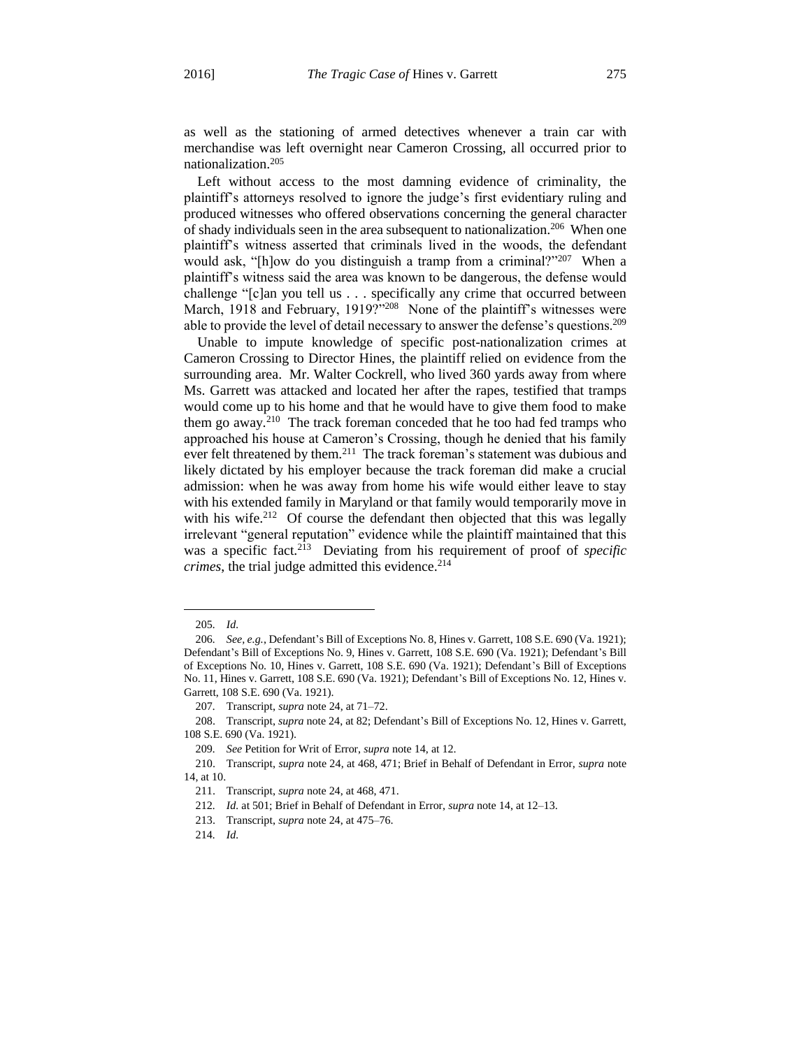as well as the stationing of armed detectives whenever a train car with merchandise was left overnight near Cameron Crossing, all occurred prior to nationalization.[205]

Left without access to the most damning evidence of criminality, the plaintiff's attorneys resolved to ignore the judge's first evidentiary ruling and produced witnesses who offered observations concerning the general character of shady individuals seen in the area subsequent to nationalization.[206] When one plaintiff's witness asserted that criminals lived in the woods, the defendant would ask, "[h]ow do you distinguish a tramp from a criminal?"[207] When a plaintiff's witness said the area was known to be dangerous, the defense would challenge "[c]an you tell us . . . specifically any crime that occurred between March, 1918 and February, 1919?"[208] None of the plaintiff's witnesses were able to provide the level of detail necessary to answer the defense's questions.[209]

Unable to impute knowledge of specific post-nationalization crimes at Cameron Crossing to Director Hines, the plaintiff relied on evidence from the surrounding area. Mr. Walter Cockrell, who lived 360 yards away from where Ms. Garrett was attacked and located her after the rapes, testified that tramps would come up to his home and that he would have to give them food to make them go away.[210] The track foreman conceded that he too had fed tramps who approached his house at Cameron's Crossing, though he denied that his family ever felt threatened by them.[211] The track foreman's statement was dubious and likely dictated by his employer because the track foreman did make a crucial admission: when he was away from home his wife would either leave to stay with his extended family in Maryland or that family would temporarily move in with his wife.[212] Of course the defendant then objected that this was legally irrelevant "general reputation" evidence while the plaintiff maintained that this was a specific fact.[213] Deviating from his requirement of proof of *specific crimes*, the trial judge admitted this evidence.[214]

---

205. *Id.*

206. *See, e.g.*, Defendant's Bill of Exceptions No. 8, Hines v. Garrett, 108 S.E. 690 (Va. 1921); Defendant's Bill of Exceptions No. 9, Hines v. Garrett, 108 S.E. 690 (Va. 1921); Defendant's Bill of Exceptions No. 10, Hines v. Garrett, 108 S.E. 690 (Va. 1921); Defendant's Bill of Exceptions No. 11, Hines v. Garrett, 108 S.E. 690 (Va. 1921); Defendant's Bill of Exceptions No. 12, Hines v. Garrett, 108 S.E. 690 (Va. 1921).

207. Transcript, *supra* note 24, at 71–72.

208. Transcript, *supra* note 24, at 82; Defendant's Bill of Exceptions No. 12, Hines v. Garrett, 108 S.E. 690 (Va. 1921).

209. *See* Petition for Writ of Error, *supra* note 14, at 12.

210. Transcript, *supra* note 24, at 468, 471; Brief in Behalf of Defendant in Error, *supra* note 14, at 10.

211. Transcript, *supra* note 24, at 468, 471.

212. *Id.* at 501; Brief in Behalf of Defendant in Error, *supra* note 14, at 12–13.

213. Transcript, *supra* note 24, at 475–76.

214. *Id.*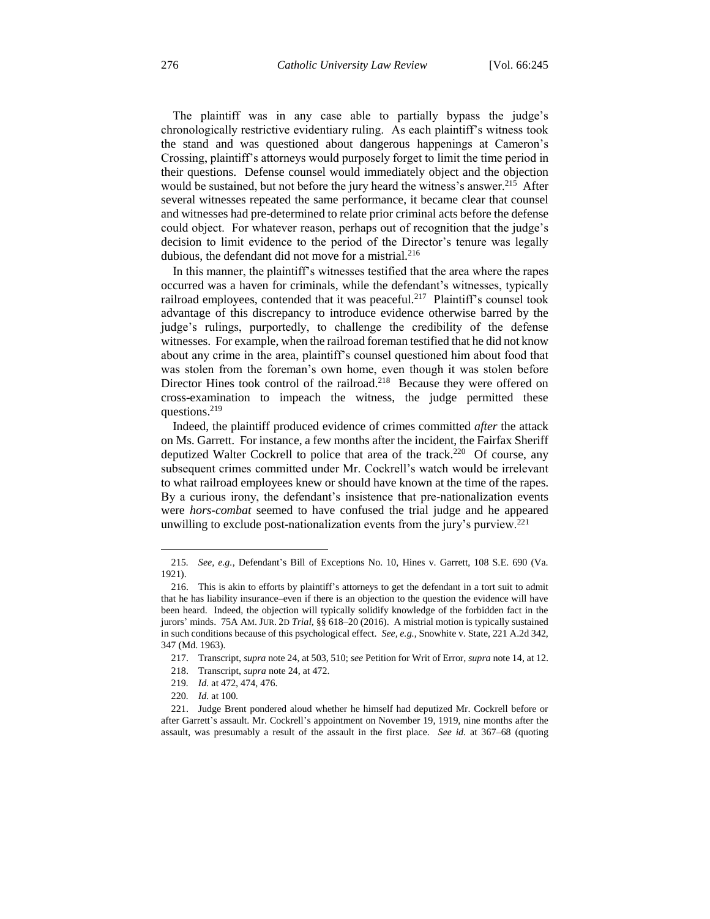The plaintiff was in any case able to partially bypass the judge's chronologically restrictive evidentiary ruling. As each plaintiff's witness took the stand and was questioned about dangerous happenings at Cameron's Crossing, plaintiff's attorneys would purposely forget to limit the time period in their questions. Defense counsel would immediately object and the objection would be sustained, but not before the jury heard the witness's answer.[215] After several witnesses repeated the same performance, it became clear that counsel and witnesses had pre-determined to relate prior criminal acts before the defense could object. For whatever reason, perhaps out of recognition that the judge's decision to limit evidence to the period of the Director's tenure was legally dubious, the defendant did not move for a mistrial.[216]

In this manner, the plaintiff's witnesses testified that the area where the rapes occurred was a haven for criminals, while the defendant's witnesses, typically railroad employees, contended that it was peaceful.[217] Plaintiff's counsel took advantage of this discrepancy to introduce evidence otherwise barred by the judge's rulings, purportedly, to challenge the credibility of the defense witnesses. For example, when the railroad foreman testified that he did not know about any crime in the area, plaintiff's counsel questioned him about food that was stolen from the foreman's own home, even though it was stolen before Director Hines took control of the railroad.[218] Because they were offered on cross-examination to impeach the witness, the judge permitted these questions.[219]

Indeed, the plaintiff produced evidence of crimes committed *after* the attack on Ms. Garrett. For instance, a few months after the incident, the Fairfax Sheriff deputized Walter Cockrell to police that area of the track.[220] Of course, any subsequent crimes committed under Mr. Cockrell's watch would be irrelevant to what railroad employees knew or should have known at the time of the rapes. By a curious irony, the defendant's insistence that pre-nationalization events were *hors-combat* seemed to have confused the trial judge and he appeared unwilling to exclude post-nationalization events from the jury's purview.[221]

---

215. *See, e.g.*, Defendant's Bill of Exceptions No. 10, Hines v. Garrett, 108 S.E. 690 (Va. 1921).

216. This is akin to efforts by plaintiff's attorneys to get the defendant in a tort suit to admit that he has liability insurance–even if there is an objection to the question the evidence will have been heard. Indeed, the objection will typically solidify knowledge of the forbidden fact in the jurors' minds. 75A AM. JUR. 2D *Trial*, §§ 618–20 (2016). A mistrial motion is typically sustained in such conditions because of this psychological effect. *See, e.g.*, Snowhite v. State, 221 A.2d 342, 347 (Md. 1963).

217. Transcript, *supra* note 24, at 503, 510; *see* Petition for Writ of Error, *supra* note 14, at 12.

218. Transcript, *supra* note 24, at 472.

219. *Id.* at 472, 474, 476.

220. *Id.* at 100.

221. Judge Brent pondered aloud whether he himself had deputized Mr. Cockrell before or after Garrett's assault. Mr. Cockrell's appointment on November 19, 1919, nine months after the assault, was presumably a result of the assault in the first place. *See id.* at 367–68 (quoting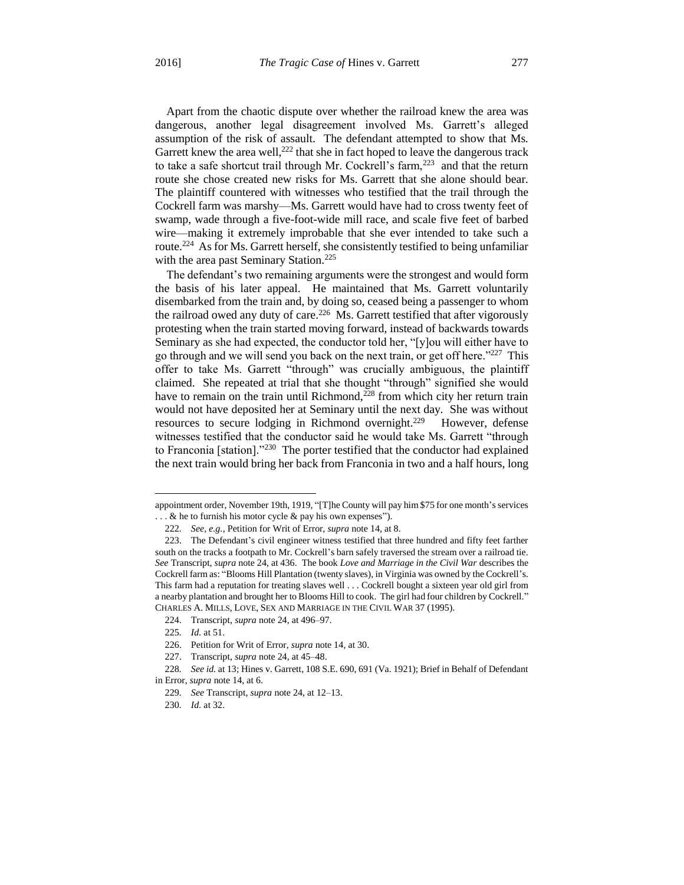Apart from the chaotic dispute over whether the railroad knew the area was dangerous, another legal disagreement involved Ms. Garrett's alleged assumption of the risk of assault. The defendant attempted to show that Ms. Garrett knew the area well,[222] that she in fact hoped to leave the dangerous track to take a safe shortcut trail through Mr. Cockrell's farm,[223] and that the return route she chose created new risks for Ms. Garrett that she alone should bear. The plaintiff countered with witnesses who testified that the trail through the Cockrell farm was marshy—Ms. Garrett would have had to cross twenty feet of swamp, wade through a five-foot-wide mill race, and scale five feet of barbed wire—making it extremely improbable that she ever intended to take such a route.[224] As for Ms. Garrett herself, she consistently testified to being unfamiliar with the area past Seminary Station.[225]

The defendant's two remaining arguments were the strongest and would form the basis of his later appeal. He maintained that Ms. Garrett voluntarily disembarked from the train and, by doing so, ceased being a passenger to whom the railroad owed any duty of care.[226] Ms. Garrett testified that after vigorously protesting when the train started moving forward, instead of backwards towards Seminary as she had expected, the conductor told her, "[y]ou will either have to go through and we will send you back on the next train, or get off here."[227] This offer to take Ms. Garrett "through" was crucially ambiguous, the plaintiff claimed. She repeated at trial that she thought "through" signified she would have to remain on the train until Richmond,[228] from which city her return train would not have deposited her at Seminary until the next day. She was without resources to secure lodging in Richmond overnight.[229] However, defense witnesses testified that the conductor said he would take Ms. Garrett "through to Franconia [station]."[230] The porter testified that the conductor had explained the next train would bring her back from Franconia in two and a half hours, long

---

appointment order, November 19th, 1919, "[T]he County will pay him $75 for one month's services . . . & he to furnish his motor cycle & pay his own expenses").

222. *See, e.g.*, Petition for Writ of Error, *supra* note 14, at 8.

223. The Defendant's civil engineer witness testified that three hundred and fifty feet farther south on the tracks a footpath to Mr. Cockrell's barn safely traversed the stream over a railroad tie. *See* Transcript, *supra* note 24, at 436. The book *Love and Marriage in the Civil War* describes the Cockrell farm as: "Blooms Hill Plantation (twenty slaves), in Virginia was owned by the Cockrell's. This farm had a reputation for treating slaves well . . . Cockrell bought a sixteen year old girl from a nearby plantation and brought her to Blooms Hill to cook. The girl had four children by Cockrell." CHARLES A. MILLS, LOVE, SEX AND MARRIAGE IN THE CIVIL WAR 37 (1995).

224. Transcript, *supra* note 24, at 496–97.

225. *Id.* at 51.

226. Petition for Writ of Error, *supra* note 14, at 30.

227. Transcript, *supra* note 24, at 45–48.

228. *See id.* at 13; Hines v. Garrett, 108 S.E. 690, 691 (Va. 1921); Brief in Behalf of Defendant in Error, *supra* note 14, at 6.

229. *See* Transcript, *supra* note 24, at 12–13.

230. *Id.* at 32.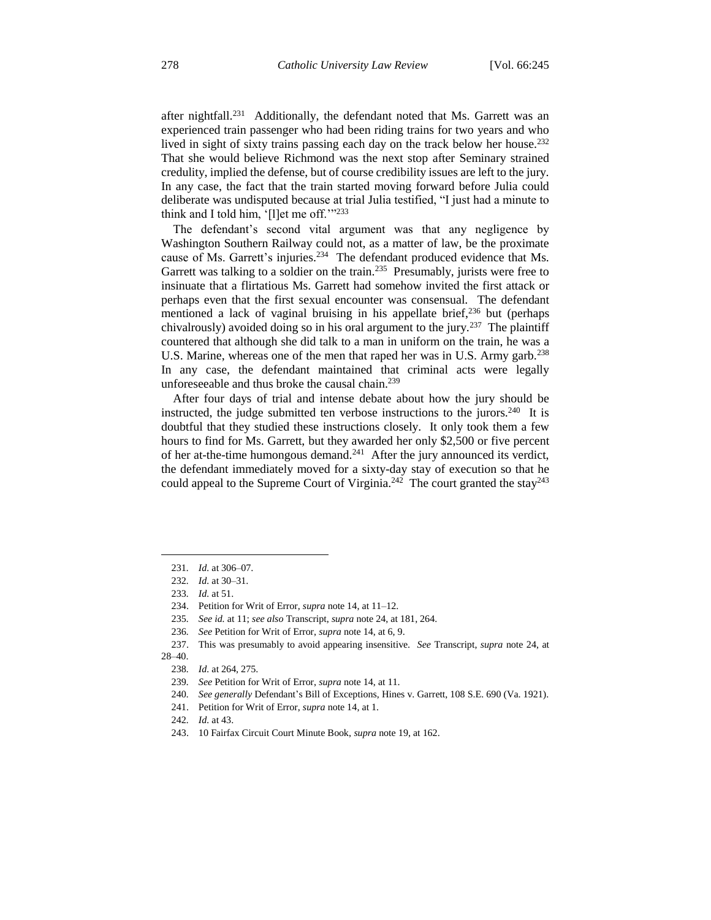after nightfall.[231] Additionally, the defendant noted that Ms. Garrett was an experienced train passenger who had been riding trains for two years and who lived in sight of sixty trains passing each day on the track below her house.[232] That she would believe Richmond was the next stop after Seminary strained credulity, implied the defense, but of course credibility issues are left to the jury. In any case, the fact that the train started moving forward before Julia could deliberate was undisputed because at trial Julia testified, "I just had a minute to think and I told him, '[l]et me off.'"[233]

The defendant's second vital argument was that any negligence by Washington Southern Railway could not, as a matter of law, be the proximate cause of Ms. Garrett's injuries.[234] The defendant produced evidence that Ms. Garrett was talking to a soldier on the train.[235] Presumably, jurists were free to insinuate that a flirtatious Ms. Garrett had somehow invited the first attack or perhaps even that the first sexual encounter was consensual. The defendant mentioned a lack of vaginal bruising in his appellate brief,[236] but (perhaps chivalrously) avoided doing so in his oral argument to the jury.[237] The plaintiff countered that although she did talk to a man in uniform on the train, he was a U.S. Marine, whereas one of the men that raped her was in U.S. Army garb.[238] In any case, the defendant maintained that criminal acts were legally unforeseeable and thus broke the causal chain.[239]

After four days of trial and intense debate about how the jury should be instructed, the judge submitted ten verbose instructions to the jurors.[240] It is doubtful that they studied these instructions closely. It only took them a few hours to find for Ms. Garrett, but they awarded her only $2,500 or five percent of her at-the-time humongous demand.[241] After the jury announced its verdict, the defendant immediately moved for a sixty-day stay of execution so that he could appeal to the Supreme Court of Virginia.[242] The court granted the stay[243]

---

231. *Id.* at 306–07.

232. *Id.* at 30–31.

233. *Id.* at 51.

234. Petition for Writ of Error, *supra* note 14, at 11–12.

235. *See id.* at 11; *see also* Transcript, *supra* note 24, at 181, 264.

236. *See* Petition for Writ of Error, *supra* note 14, at 6, 9.

237. This was presumably to avoid appearing insensitive. *See* Transcript, *supra* note 24, at 28–40.

238. *Id.* at 264, 275.

239. *See* Petition for Writ of Error, *supra* note 14, at 11.

240. *See generally* Defendant's Bill of Exceptions, Hines v. Garrett, 108 S.E. 690 (Va. 1921).

241. Petition for Writ of Error, *supra* note 14, at 1.

242. *Id.* at 43.

243. 10 Fairfax Circuit Court Minute Book, *supra* note 19, at 162.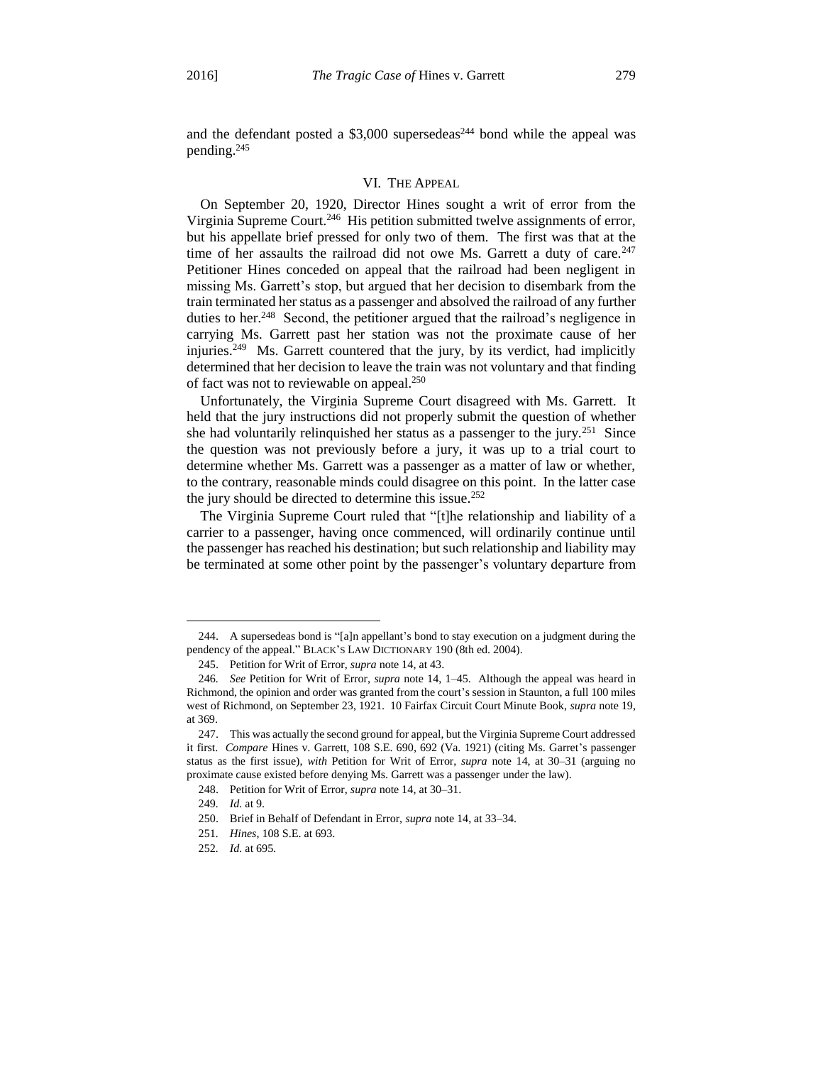and the defendant posted a $3,000 supersedeas[244] bond while the appeal was pending.[245]

## VI. The Appeal

On September 20, 1920, Director Hines sought a writ of error from the Virginia Supreme Court.[246] His petition submitted twelve assignments of error, but his appellate brief pressed for only two of them. The first was that at the time of her assaults the railroad did not owe Ms. Garrett a duty of care.[247] Petitioner Hines conceded on appeal that the railroad had been negligent in missing Ms. Garrett's stop, but argued that her decision to disembark from the train terminated her status as a passenger and absolved the railroad of any further duties to her.[248] Second, the petitioner argued that the railroad's negligence in carrying Ms. Garrett past her station was not the proximate cause of her injuries.[249] Ms. Garrett countered that the jury, by its verdict, had implicitly determined that her decision to leave the train was not voluntary and that finding of fact was not to reviewable on appeal.[250]

Unfortunately, the Virginia Supreme Court disagreed with Ms. Garrett. It held that the jury instructions did not properly submit the question of whether she had voluntarily relinquished her status as a passenger to the jury.[251] Since the question was not previously before a jury, it was up to a trial court to determine whether Ms. Garrett was a passenger as a matter of law or whether, to the contrary, reasonable minds could disagree on this point. In the latter case the jury should be directed to determine this issue.[252]

The Virginia Supreme Court ruled that "[t]he relationship and liability of a carrier to a passenger, having once commenced, will ordinarily continue until the passenger has reached his destination; but such relationship and liability may be terminated at some other point by the passenger's voluntary departure from

---

244. A supersedeas bond is "[a]n appellant's bond to stay execution on a judgment during the pendency of the appeal." BLACK'S LAW DICTIONARY 190 (8th ed. 2004).

245. Petition for Writ of Error, *supra* note 14, at 43.

246. *See* Petition for Writ of Error, *supra* note 14, 1–45. Although the appeal was heard in Richmond, the opinion and order was granted from the court's session in Staunton, a full 100 miles west of Richmond, on September 23, 1921. 10 Fairfax Circuit Court Minute Book, *supra* note 19, at 369.

247. This was actually the second ground for appeal, but the Virginia Supreme Court addressed it first. *Compare* Hines v. Garrett, 108 S.E. 690, 692 (Va. 1921) (citing Ms. Garret's passenger status as the first issue), *with* Petition for Writ of Error, *supra* note 14, at 30–31 (arguing no proximate cause existed before denying Ms. Garrett was a passenger under the law).

248. Petition for Writ of Error, *supra* note 14, at 30–31.

249. *Id.* at 9.

250. Brief in Behalf of Defendant in Error, *supra* note 14, at 33–34.

251. *Hines*, 108 S.E. at 693.

252. *Id.* at 695.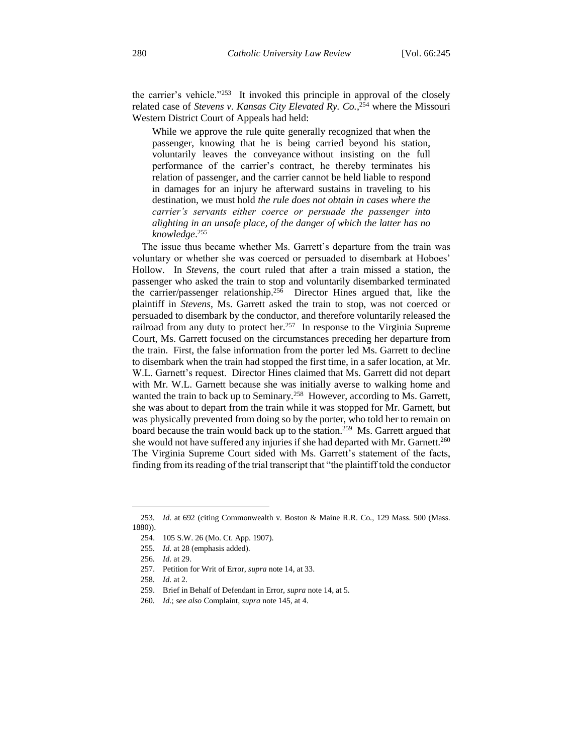the carrier's vehicle."[253] It invoked this principle in approval of the closely related case of *Stevens v. Kansas City Elevated Ry. Co.*,[254] where the Missouri Western District Court of Appeals had held:

> While we approve the rule quite generally recognized that when the passenger, knowing that he is being carried beyond his station, voluntarily leaves the conveyance without insisting on the full performance of the carrier's contract, he thereby terminates his relation of passenger, and the carrier cannot be held liable to respond in damages for an injury he afterward sustains in traveling to his destination, we must hold *the rule does not obtain in cases where the carrier's servants either coerce or persuade the passenger into alighting in an unsafe place, of the danger of which the latter has no knowledge*.[255]

The issue thus became whether Ms. Garrett's departure from the train was voluntary or whether she was coerced or persuaded to disembark at Hoboes' Hollow. In *Stevens*, the court ruled that after a train missed a station, the passenger who asked the train to stop and voluntarily disembarked terminated the carrier/passenger relationship.[256] Director Hines argued that, like the plaintiff in *Stevens*, Ms. Garrett asked the train to stop, was not coerced or persuaded to disembark by the conductor, and therefore voluntarily released the railroad from any duty to protect her.[257] In response to the Virginia Supreme Court, Ms. Garrett focused on the circumstances preceding her departure from the train. First, the false information from the porter led Ms. Garrett to decline to disembark when the train had stopped the first time, in a safer location, at Mr. W.L. Garnett's request. Director Hines claimed that Ms. Garrett did not depart with Mr. W.L. Garnett because she was initially averse to walking home and wanted the train to back up to Seminary.[258] However, according to Ms. Garrett, she was about to depart from the train while it was stopped for Mr. Garnett, but was physically prevented from doing so by the porter, who told her to remain on board because the train would back up to the station.[259] Ms. Garrett argued that she would not have suffered any injuries if she had departed with Mr. Garnett.[260] The Virginia Supreme Court sided with Ms. Garrett's statement of the facts, finding from its reading of the trial transcript that "the plaintiff told the conductor

---

253. *Id.* at 692 (citing Commonwealth v. Boston & Maine R.R. Co., 129 Mass. 500 (Mass. 1880)).

254. 105 S.W. 26 (Mo. Ct. App. 1907).

255. *Id.* at 28 (emphasis added).

256. *Id.* at 29.

257. Petition for Writ of Error, *supra* note 14, at 33.

258. *Id.* at 2.

259. Brief in Behalf of Defendant in Error, *supra* note 14, at 5.

260. *Id.*; *see also* Complaint, *supra* note 145, at 4.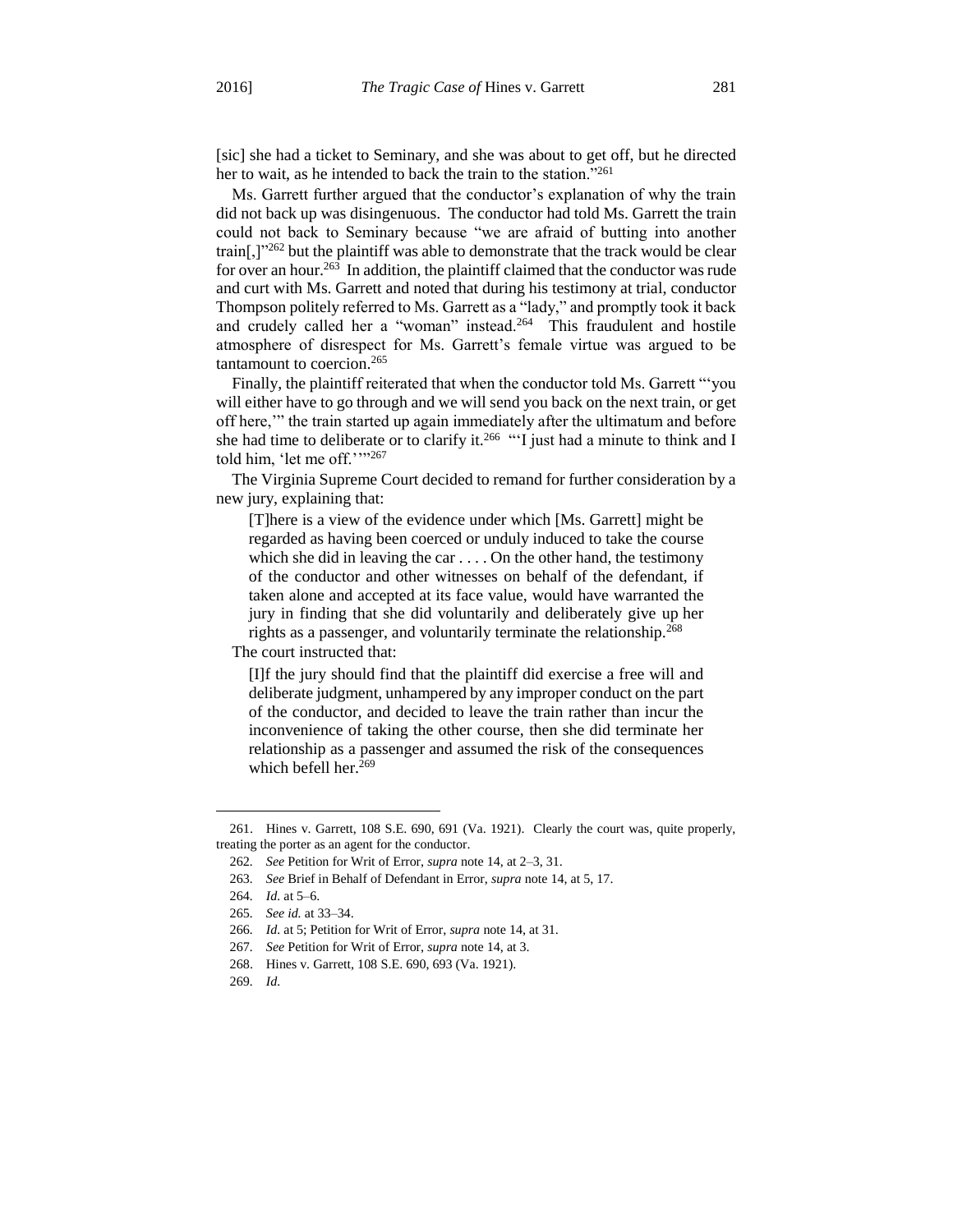[sic] she had a ticket to Seminary, and she was about to get off, but he directed her to wait, as he intended to back the train to the station."[261]

Ms. Garrett further argued that the conductor's explanation of why the train did not back up was disingenuous. The conductor had told Ms. Garrett the train could not back to Seminary because "we are afraid of butting into another train[,]"[262] but the plaintiff was able to demonstrate that the track would be clear for over an hour.[263] In addition, the plaintiff claimed that the conductor was rude and curt with Ms. Garrett and noted that during his testimony at trial, conductor Thompson politely referred to Ms. Garrett as a "lady," and promptly took it back and crudely called her a "woman" instead.[264] This fraudulent and hostile atmosphere of disrespect for Ms. Garrett's female virtue was argued to be tantamount to coercion.[265]

Finally, the plaintiff reiterated that when the conductor told Ms. Garrett "'you will either have to go through and we will send you back on the next train, or get off here,'" the train started up again immediately after the ultimatum and before she had time to deliberate or to clarify it.[266] "'I just had a minute to think and I told him, 'let me off.''"[267]

The Virginia Supreme Court decided to remand for further consideration by a new jury, explaining that:

> [T]here is a view of the evidence under which [Ms. Garrett] might be regarded as having been coerced or unduly induced to take the course which she did in leaving the car . . . . On the other hand, the testimony of the conductor and other witnesses on behalf of the defendant, if taken alone and accepted at its face value, would have warranted the jury in finding that she did voluntarily and deliberately give up her rights as a passenger, and voluntarily terminate the relationship.[268]

The court instructed that:

> [I]f the jury should find that the plaintiff did exercise a free will and deliberate judgment, unhampered by any improper conduct on the part of the conductor, and decided to leave the train rather than incur the inconvenience of taking the other course, then she did terminate her relationship as a passenger and assumed the risk of the consequences which befell her.[269]

---

261. Hines v. Garrett, 108 S.E. 690, 691 (Va. 1921). Clearly the court was, quite properly, treating the porter as an agent for the conductor.

262. *See* Petition for Writ of Error, *supra* note 14, at 2–3, 31.

263. *See* Brief in Behalf of Defendant in Error, *supra* note 14, at 5, 17.

264. *Id.* at 5–6.

265. *See id.* at 33–34.

266. *Id.* at 5; Petition for Writ of Error, *supra* note 14, at 31.

267. *See* Petition for Writ of Error, *supra* note 14, at 3.

268. Hines v. Garrett, 108 S.E. 690, 693 (Va. 1921).

269. *Id.*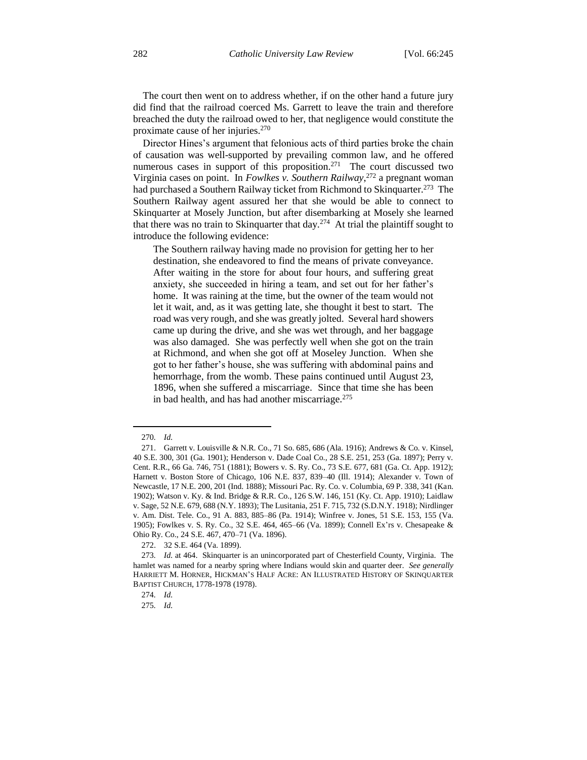The court then went on to address whether, if on the other hand a future jury did find that the railroad coerced Ms. Garrett to leave the train and therefore breached the duty the railroad owed to her, that negligence would constitute the proximate cause of her injuries.[270]

Director Hines's argument that felonious acts of third parties broke the chain of causation was well-supported by prevailing common law, and he offered numerous cases in support of this proposition.[271] The court discussed two Virginia cases on point. In *Fowlkes v. Southern Railway*,[272] a pregnant woman had purchased a Southern Railway ticket from Richmond to Skinquarter.[273] The Southern Railway agent assured her that she would be able to connect to Skinquarter at Mosely Junction, but after disembarking at Mosely she learned that there was no train to Skinquarter that day.[274] At trial the plaintiff sought to introduce the following evidence:

> The Southern railway having made no provision for getting her to her destination, she endeavored to find the means of private conveyance. After waiting in the store for about four hours, and suffering great anxiety, she succeeded in hiring a team, and set out for her father's home. It was raining at the time, but the owner of the team would not let it wait, and, as it was getting late, she thought it best to start. The road was very rough, and she was greatly jolted. Several hard showers came up during the drive, and she was wet through, and her baggage was also damaged. She was perfectly well when she got on the train at Richmond, and when she got off at Moseley Junction. When she got to her father's house, she was suffering with abdominal pains and hemorrhage, from the womb. These pains continued until August 23, 1896, when she suffered a miscarriage. Since that time she has been in bad health, and has had another miscarriage.[275]

---

270. *Id.*

271. Garrett v. Louisville & N.R. Co., 71 So. 685, 686 (Ala. 1916); Andrews & Co. v. Kinsel, 40 S.E. 300, 301 (Ga. 1901); Henderson v. Dade Coal Co., 28 S.E. 251, 253 (Ga. 1897); Perry v. Cent. R.R., 66 Ga. 746, 751 (1881); Bowers v. S. Ry. Co., 73 S.E. 677, 681 (Ga. Ct. App. 1912); Harnett v. Boston Store of Chicago, 106 N.E. 837, 839–40 (Ill. 1914); Alexander v. Town of Newcastle, 17 N.E. 200, 201 (Ind. 1888); Missouri Pac. Ry. Co. v. Columbia, 69 P. 338, 341 (Kan. 1902); Watson v. Ky. & Ind. Bridge & R.R. Co., 126 S.W. 146, 151 (Ky. Ct. App. 1910); Laidlaw v. Sage, 52 N.E. 679, 688 (N.Y. 1893); The Lusitania, 251 F. 715, 732 (S.D.N.Y. 1918); Nirdlinger v. Am. Dist. Tele. Co., 91 A. 883, 885–86 (Pa. 1914); Winfree v. Jones, 51 S.E. 153, 155 (Va. 1905); Fowlkes v. S. Ry. Co., 32 S.E. 464, 465–66 (Va. 1899); Connell Ex'rs v. Chesapeake & Ohio Ry. Co., 24 S.E. 467, 470–71 (Va. 1896).

272. 32 S.E. 464 (Va. 1899).

273. *Id.* at 464. Skinquarter is an unincorporated part of Chesterfield County, Virginia. The hamlet was named for a nearby spring where Indians would skin and quarter deer. *See generally* HARRIETT M. HORNER, HICKMAN'S HALF ACRE: AN ILLUSTRATED HISTORY OF SKINQUARTER BAPTIST CHURCH, 1778-1978 (1978).

274. *Id.*

275. *Id.*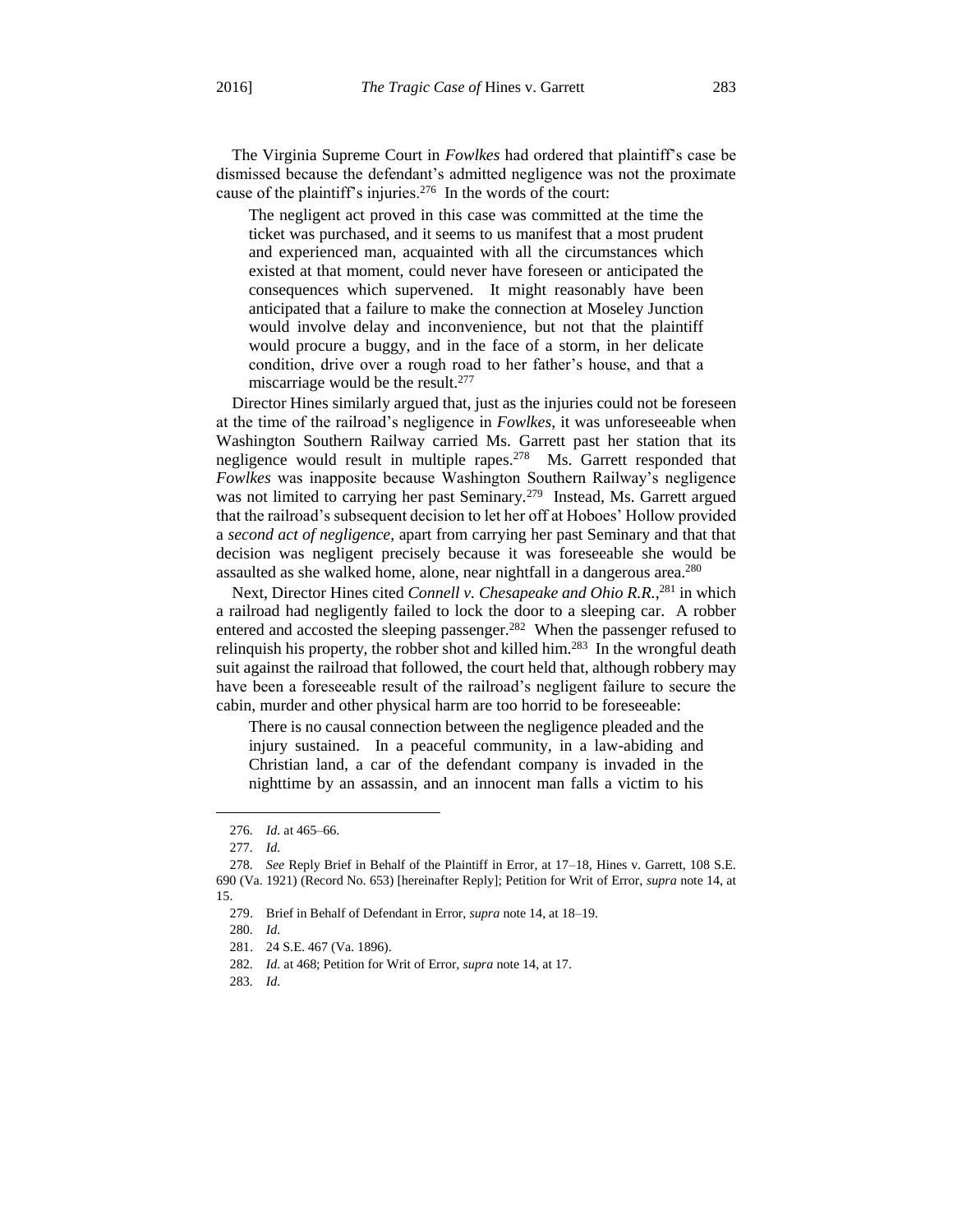The Virginia Supreme Court in *Fowlkes* had ordered that plaintiff's case be dismissed because the defendant's admitted negligence was not the proximate cause of the plaintiff's injuries.[276] In the words of the court:

> The negligent act proved in this case was committed at the time the ticket was purchased, and it seems to us manifest that a most prudent and experienced man, acquainted with all the circumstances which existed at that moment, could never have foreseen or anticipated the consequences which supervened. It might reasonably have been anticipated that a failure to make the connection at Moseley Junction would involve delay and inconvenience, but not that the plaintiff would procure a buggy, and in the face of a storm, in her delicate condition, drive over a rough road to her father's house, and that a miscarriage would be the result.[277]

Director Hines similarly argued that, just as the injuries could not be foreseen at the time of the railroad's negligence in *Fowlkes*, it was unforeseeable when Washington Southern Railway carried Ms. Garrett past her station that its negligence would result in multiple rapes.[278] Ms. Garrett responded that *Fowlkes* was inapposite because Washington Southern Railway's negligence was not limited to carrying her past Seminary.[279] Instead, Ms. Garrett argued that the railroad's subsequent decision to let her off at Hoboes' Hollow provided a *second act of negligence*, apart from carrying her past Seminary and that that decision was negligent precisely because it was foreseeable she would be assaulted as she walked home, alone, near nightfall in a dangerous area.[280]

Next, Director Hines cited *Connell v. Chesapeake and Ohio R.R.*,[281] in which a railroad had negligently failed to lock the door to a sleeping car. A robber entered and accosted the sleeping passenger.[282] When the passenger refused to relinquish his property, the robber shot and killed him.[283] In the wrongful death suit against the railroad that followed, the court held that, although robbery may have been a foreseeable result of the railroad's negligent failure to secure the cabin, murder and other physical harm are too horrid to be foreseeable:

> There is no causal connection between the negligence pleaded and the injury sustained. In a peaceful community, in a law-abiding and Christian land, a car of the defendant company is invaded in the nighttime by an assassin, and an innocent man falls a victim to his

---

276. *Id.* at 465–66.

277. *Id.*

278. *See* Reply Brief in Behalf of the Plaintiff in Error, at 17–18, Hines v. Garrett, 108 S.E. 690 (Va. 1921) (Record No. 653) [hereinafter Reply]; Petition for Writ of Error, *supra* note 14, at 15.

279. Brief in Behalf of Defendant in Error, *supra* note 14, at 18–19.

280. *Id.*

281. 24 S.E. 467 (Va. 1896).

282. *Id.* at 468; Petition for Writ of Error, *supra* note 14, at 17.

283. *Id.*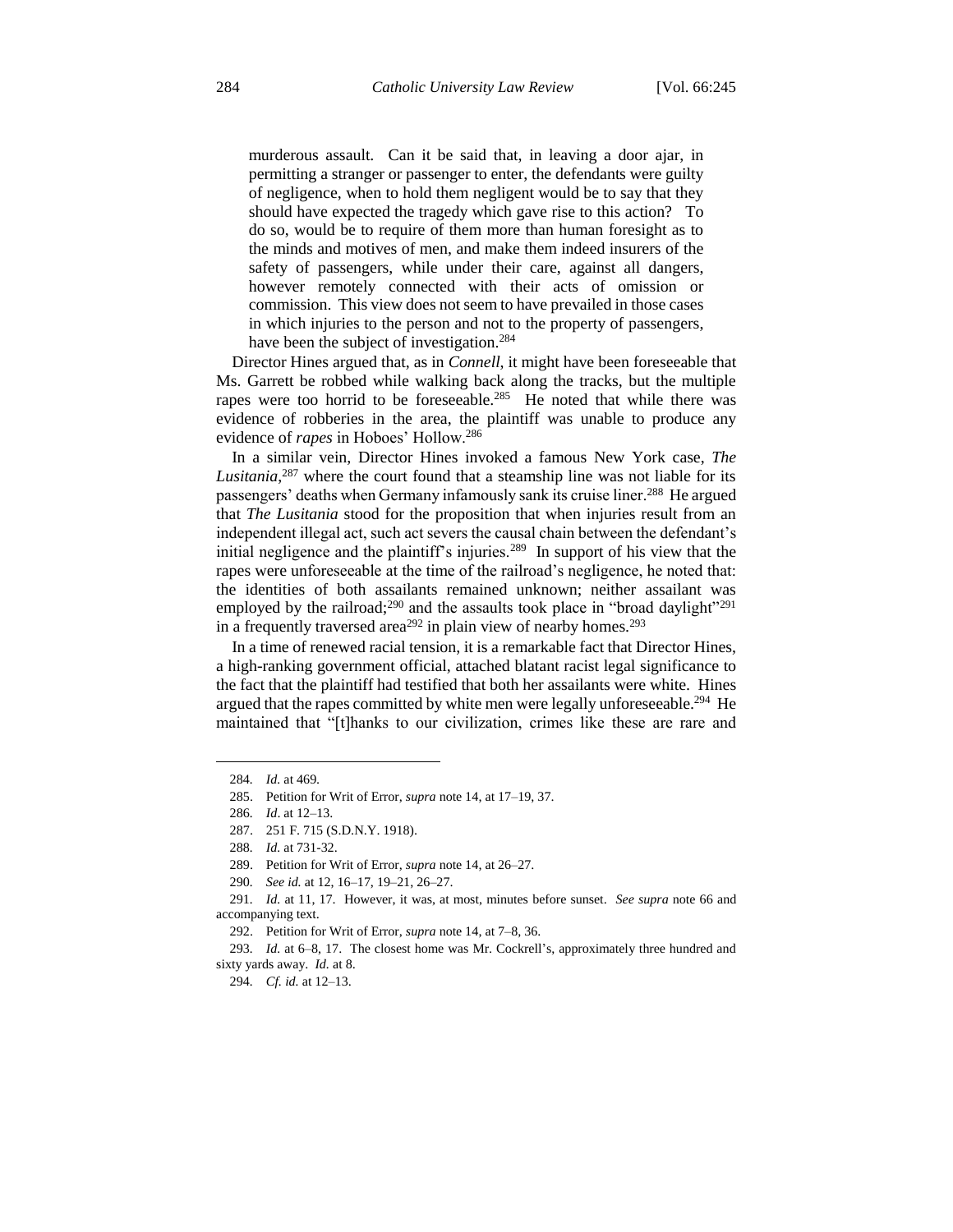> murderous assault. Can it be said that, in leaving a door ajar, in permitting a stranger or passenger to enter, the defendants were guilty of negligence, when to hold them negligent would be to say that they should have expected the tragedy which gave rise to this action? To do so, would be to require of them more than human foresight as to the minds and motives of men, and make them indeed insurers of the safety of passengers, while under their care, against all dangers, however remotely connected with their acts of omission or commission. This view does not seem to have prevailed in those cases in which injuries to the person and not to the property of passengers, have been the subject of investigation.[284]

Director Hines argued that, as in *Connell*, it might have been foreseeable that Ms. Garrett be robbed while walking back along the tracks, but the multiple rapes were too horrid to be foreseeable.[285] He noted that while there was evidence of robberies in the area, the plaintiff was unable to produce any evidence of *rapes* in Hoboes' Hollow.[286]

In a similar vein, Director Hines invoked a famous New York case, *The Lusitania*,[287] where the court found that a steamship line was not liable for its passengers' deaths when Germany infamously sank its cruise liner.[288] He argued that *The Lusitania* stood for the proposition that when injuries result from an independent illegal act, such act severs the causal chain between the defendant's initial negligence and the plaintiff's injuries.[289] In support of his view that the rapes were unforeseeable at the time of the railroad's negligence, he noted that: the identities of both assailants remained unknown; neither assailant was employed by the railroad;[290] and the assaults took place in "broad daylight"[291] in a frequently traversed area[292] in plain view of nearby homes.[293]

In a time of renewed racial tension, it is a remarkable fact that Director Hines, a high-ranking government official, attached blatant racist legal significance to the fact that the plaintiff had testified that both her assailants were white. Hines argued that the rapes committed by white men were legally unforeseeable.[294] He maintained that "[t]hanks to our civilization, crimes like these are rare and

---

284. *Id.* at 469.

285. Petition for Writ of Error, *supra* note 14, at 17–19, 37.

286. *Id*. at 12–13.

287. 251 F. 715 (S.D.N.Y. 1918).

288. *Id.* at 731-32.

289. Petition for Writ of Error, *supra* note 14, at 26–27.

290. *See id.* at 12, 16–17, 19–21, 26–27.

291. *Id.* at 11, 17. However, it was, at most, minutes before sunset. *See supra* note 66 and accompanying text.

292. Petition for Writ of Error, *supra* note 14, at 7–8, 36.

293. *Id.* at 6–8, 17. The closest home was Mr. Cockrell's, approximately three hundred and sixty yards away. *Id.* at 8.

294. *Cf. id.* at 12–13.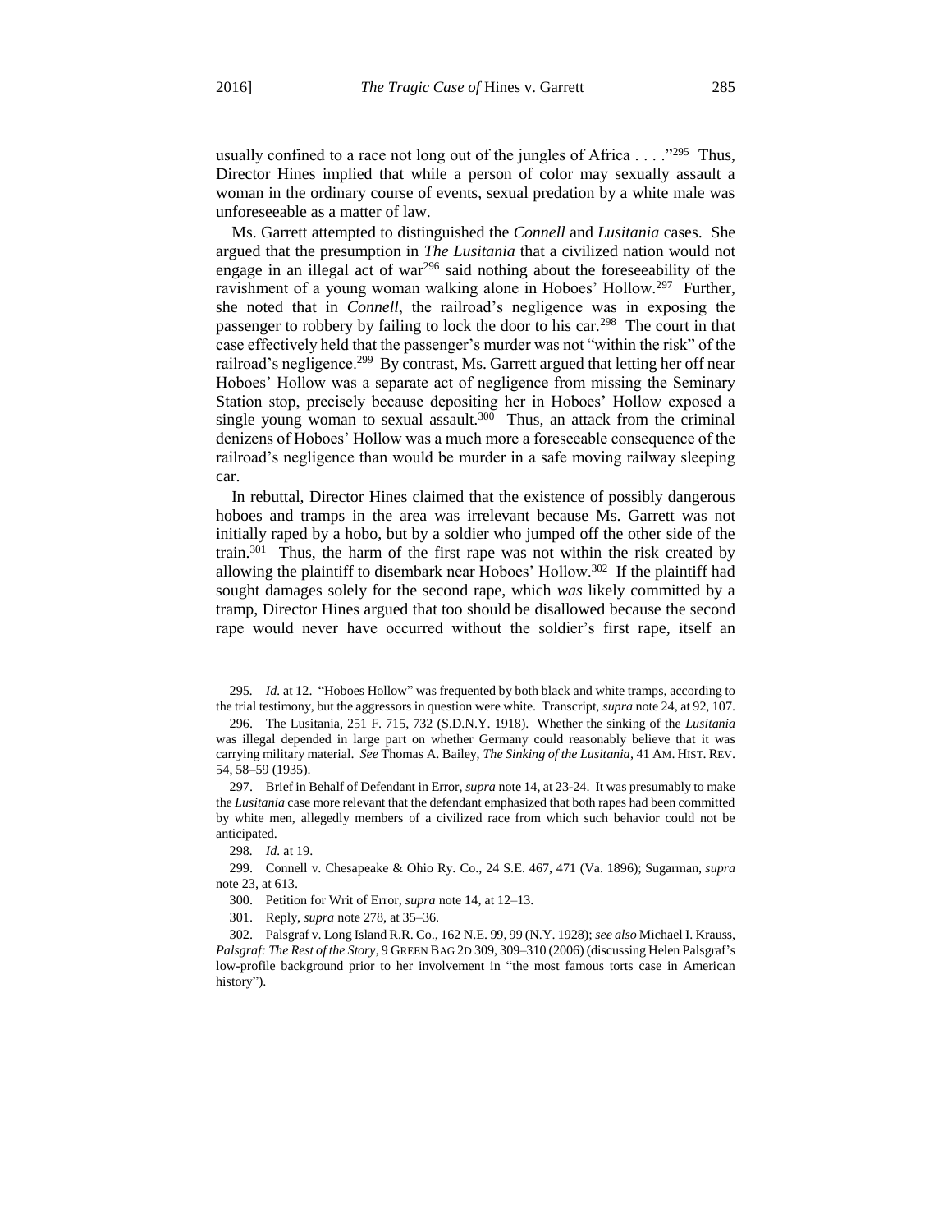usually confined to a race not long out of the jungles of Africa . . . ."[295] Thus, Director Hines implied that while a person of color may sexually assault a woman in the ordinary course of events, sexual predation by a white male was unforeseeable as a matter of law.

Ms. Garrett attempted to distinguished the *Connell* and *Lusitania* cases. She argued that the presumption in *The Lusitania* that a civilized nation would not engage in an illegal act of war[296] said nothing about the foreseeability of the ravishment of a young woman walking alone in Hoboes' Hollow.[297] Further, she noted that in *Connell*, the railroad's negligence was in exposing the passenger to robbery by failing to lock the door to his car.[298] The court in that case effectively held that the passenger's murder was not "within the risk" of the railroad's negligence.[299] By contrast, Ms. Garrett argued that letting her off near Hoboes' Hollow was a separate act of negligence from missing the Seminary Station stop, precisely because depositing her in Hoboes' Hollow exposed a single young woman to sexual assault.[300] Thus, an attack from the criminal denizens of Hoboes' Hollow was a much more a foreseeable consequence of the railroad's negligence than would be murder in a safe moving railway sleeping car.

In rebuttal, Director Hines claimed that the existence of possibly dangerous hoboes and tramps in the area was irrelevant because Ms. Garrett was not initially raped by a hobo, but by a soldier who jumped off the other side of the train.[301] Thus, the harm of the first rape was not within the risk created by allowing the plaintiff to disembark near Hoboes' Hollow.[302] If the plaintiff had sought damages solely for the second rape, which *was* likely committed by a tramp, Director Hines argued that too should be disallowed because the second rape would never have occurred without the soldier's first rape, itself an

---

295. *Id.* at 12. "Hoboes Hollow" was frequented by both black and white tramps, according to the trial testimony, but the aggressors in question were white. Transcript, *supra* note 24, at 92, 107.

296. The Lusitania, 251 F. 715, 732 (S.D.N.Y. 1918). Whether the sinking of the *Lusitania* was illegal depended in large part on whether Germany could reasonably believe that it was carrying military material. *See* Thomas A. Bailey, *The Sinking of the Lusitania*, 41 AM. HIST. REV. 54, 58–59 (1935).

297. Brief in Behalf of Defendant in Error, *supra* note 14, at 23-24. It was presumably to make the *Lusitania* case more relevant that the defendant emphasized that both rapes had been committed by white men, allegedly members of a civilized race from which such behavior could not be anticipated.

298. *Id.* at 19.

299. Connell v. Chesapeake & Ohio Ry. Co., 24 S.E. 467, 471 (Va. 1896); Sugarman, *supra* note 23, at 613.

300. Petition for Writ of Error, *supra* note 14, at 12–13.

301. Reply, *supra* note 278, at 35–36.

302. Palsgraf v. Long Island R.R. Co., 162 N.E. 99, 99 (N.Y. 1928); *see also* Michael I. Krauss, *Palsgraf: The Rest of the Story*, 9 GREEN BAG 2D 309, 309–310 (2006) (discussing Helen Palsgraf's low-profile background prior to her involvement in "the most famous torts case in American history").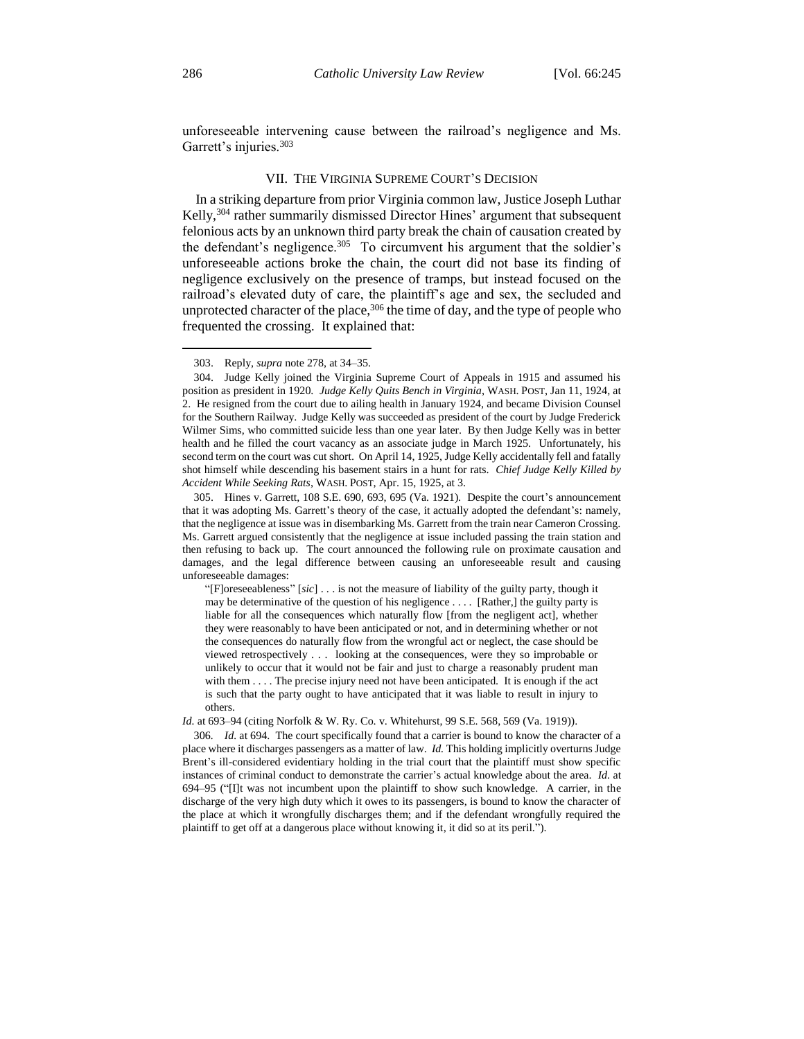unforeseeable intervening cause between the railroad's negligence and Ms. Garrett's injuries.[303]

## VII. THE VIRGINIA SUPREME COURT'S DECISION

In a striking departure from prior Virginia common law, Justice Joseph Luthar Kelly,[304] rather summarily dismissed Director Hines' argument that subsequent felonious acts by an unknown third party break the chain of causation created by the defendant's negligence.[305] To circumvent his argument that the soldier's unforeseeable actions broke the chain, the court did not base its finding of negligence exclusively on the presence of tramps, but instead focused on the railroad's elevated duty of care, the plaintiff's age and sex, the secluded and unprotected character of the place,[306] the time of day, and the type of people who frequented the crossing. It explained that:

---

303. Reply, *supra* note 278, at 34–35.

304. Judge Kelly joined the Virginia Supreme Court of Appeals in 1915 and assumed his position as president in 1920. *Judge Kelly Quits Bench in Virginia*, WASH. POST, Jan 11, 1924, at 2. He resigned from the court due to ailing health in January 1924, and became Division Counsel for the Southern Railway. Judge Kelly was succeeded as president of the court by Judge Frederick Wilmer Sims, who committed suicide less than one year later. By then Judge Kelly was in better health and he filled the court vacancy as an associate judge in March 1925. Unfortunately, his second term on the court was cut short. On April 14, 1925, Judge Kelly accidentally fell and fatally shot himself while descending his basement stairs in a hunt for rats. *Chief Judge Kelly Killed by Accident While Seeking Rats*, WASH. POST, Apr. 15, 1925, at 3.

305. Hines v. Garrett, 108 S.E. 690, 693, 695 (Va. 1921). Despite the court's announcement that it was adopting Ms. Garrett's theory of the case, it actually adopted the defendant's: namely, that the negligence at issue was in disembarking Ms. Garrett from the train near Cameron Crossing. Ms. Garrett argued consistently that the negligence at issue included passing the train station and then refusing to back up. The court announced the following rule on proximate causation and damages, and the legal difference between causing an unforeseeable result and causing unforeseeable damages:

> "[F]oreseeableness" [*sic*] . . . is not the measure of liability of the guilty party, though it may be determinative of the question of his negligence . . . . [Rather,] the guilty party is liable for all the consequences which naturally flow [from the negligent act], whether they were reasonably to have been anticipated or not, and in determining whether or not the consequences do naturally flow from the wrongful act or neglect, the case should be viewed retrospectively . . . looking at the consequences, were they so improbable or unlikely to occur that it would not be fair and just to charge a reasonably prudent man with them . . . . The precise injury need not have been anticipated. It is enough if the act is such that the party ought to have anticipated that it was liable to result in injury to others.

*Id.* at 693–94 (citing Norfolk & W. Ry. Co. v. Whitehurst, 99 S.E. 568, 569 (Va. 1919)).

306. *Id.* at 694. The court specifically found that a carrier is bound to know the character of a place where it discharges passengers as a matter of law. *Id.* This holding implicitly overturns Judge Brent's ill-considered evidentiary holding in the trial court that the plaintiff must show specific instances of criminal conduct to demonstrate the carrier's actual knowledge about the area. *Id.* at 694–95 ("[I]t was not incumbent upon the plaintiff to show such knowledge. A carrier, in the discharge of the very high duty which it owes to its passengers, is bound to know the character of the place at which it wrongfully discharges them; and if the defendant wrongfully required the plaintiff to get off at a dangerous place without knowing it, it did so at its peril.").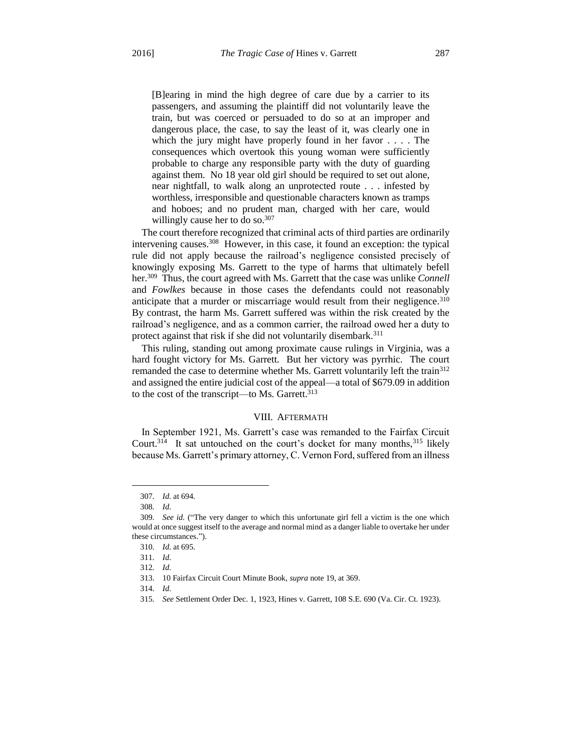> [B]earing in mind the high degree of care due by a carrier to its passengers, and assuming the plaintiff did not voluntarily leave the train, but was coerced or persuaded to do so at an improper and dangerous place, the case, to say the least of it, was clearly one in which the jury might have properly found in her favor . . . . The consequences which overtook this young woman were sufficiently probable to charge any responsible party with the duty of guarding against them. No 18 year old girl should be required to set out alone, near nightfall, to walk along an unprotected route . . . infested by worthless, irresponsible and questionable characters known as tramps and hoboes; and no prudent man, charged with her care, would willingly cause her to do so.[307]

The court therefore recognized that criminal acts of third parties are ordinarily intervening causes.[308] However, in this case, it found an exception: the typical rule did not apply because the railroad's negligence consisted precisely of knowingly exposing Ms. Garrett to the type of harms that ultimately befell her.[309] Thus, the court agreed with Ms. Garrett that the case was unlike *Connell* and *Fowlkes* because in those cases the defendants could not reasonably anticipate that a murder or miscarriage would result from their negligence.[310] By contrast, the harm Ms. Garrett suffered was within the risk created by the railroad's negligence, and as a common carrier, the railroad owed her a duty to protect against that risk if she did not voluntarily disembark.[311]

This ruling, standing out among proximate cause rulings in Virginia, was a hard fought victory for Ms. Garrett. But her victory was pyrrhic. The court remanded the case to determine whether Ms. Garrett voluntarily left the train[312] and assigned the entire judicial cost of the appeal—a total of $679.09 in addition to the cost of the transcript—to Ms. Garrett.[313]

## VIII. Aftermath

In September 1921, Ms. Garrett's case was remanded to the Fairfax Circuit Court.[314] It sat untouched on the court's docket for many months,[315] likely because Ms. Garrett's primary attorney, C. Vernon Ford, suffered from an illness

---

307. *Id.* at 694.

308. *Id.*

309. *See id.* ("The very danger to which this unfortunate girl fell a victim is the one which would at once suggest itself to the average and normal mind as a danger liable to overtake her under these circumstances.").

310. *Id.* at 695.

311. *Id.*

312. *Id.*

313. 10 Fairfax Circuit Court Minute Book, *supra* note 19, at 369.

314. *Id.*

315. *See* Settlement Order Dec. 1, 1923, Hines v. Garrett, 108 S.E. 690 (Va. Cir. Ct. 1923).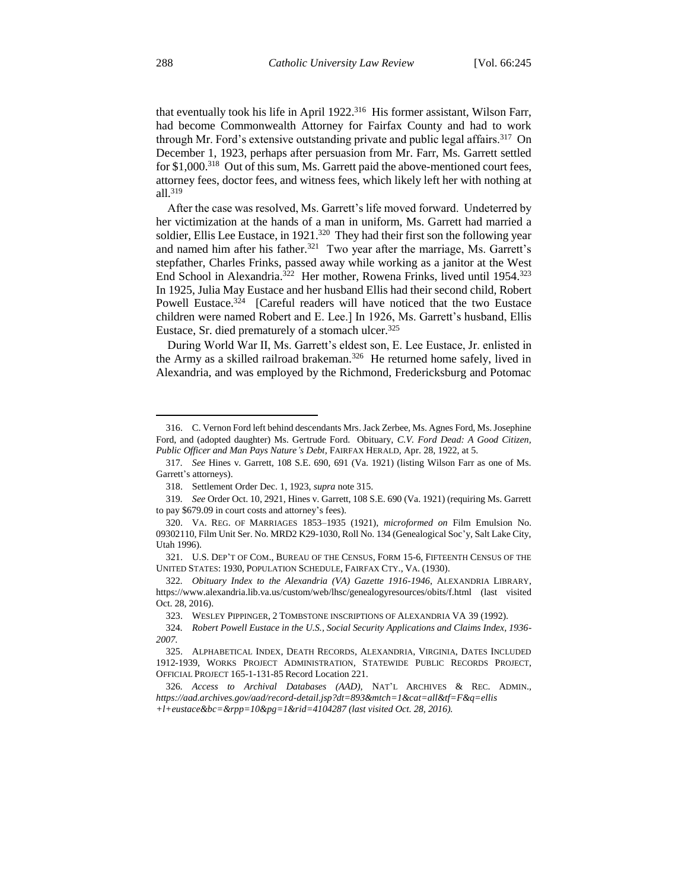that eventually took his life in April 1922.[316] His former assistant, Wilson Farr, had become Commonwealth Attorney for Fairfax County and had to work through Mr. Ford's extensive outstanding private and public legal affairs.[317] On December 1, 1923, perhaps after persuasion from Mr. Farr, Ms. Garrett settled for $1,000.[318] Out of this sum, Ms. Garrett paid the above-mentioned court fees, attorney fees, doctor fees, and witness fees, which likely left her with nothing at all.[319]

After the case was resolved, Ms. Garrett's life moved forward. Undeterred by her victimization at the hands of a man in uniform, Ms. Garrett had married a soldier, Ellis Lee Eustace, in 1921.[320] They had their first son the following year and named him after his father.[321] Two year after the marriage, Ms. Garrett's stepfather, Charles Frinks, passed away while working as a janitor at the West End School in Alexandria.[322] Her mother, Rowena Frinks, lived until 1954.[323] In 1925, Julia May Eustace and her husband Ellis had their second child, Robert Powell Eustace.[324] [Careful readers will have noticed that the two Eustace children were named Robert and E. Lee.] In 1926, Ms. Garrett's husband, Ellis Eustace, Sr. died prematurely of a stomach ulcer.[325]

During World War II, Ms. Garrett's eldest son, E. Lee Eustace, Jr. enlisted in the Army as a skilled railroad brakeman.[326] He returned home safely, lived in Alexandria, and was employed by the Richmond, Fredericksburg and Potomac

---

316. C. Vernon Ford left behind descendants Mrs. Jack Zerbee, Ms. Agnes Ford, Ms. Josephine Ford, and (adopted daughter) Ms. Gertrude Ford. Obituary, *C.V. Ford Dead: A Good Citizen, Public Officer and Man Pays Nature's Debt*, FAIRFAX HERALD, Apr. 28, 1922, at 5.

317. *See* Hines v. Garrett, 108 S.E. 690, 691 (Va. 1921) (listing Wilson Farr as one of Ms. Garrett's attorneys).

318. Settlement Order Dec. 1, 1923, *supra* note 315.

319. *See* Order Oct. 10, 2921, Hines v. Garrett, 108 S.E. 690 (Va. 1921) (requiring Ms. Garrett to pay $679.09 in court costs and attorney's fees).

320. VA. REG. OF MARRIAGES 1853–1935 (1921), *microformed on* Film Emulsion No. 09302110, Film Unit Ser. No. MRD2 K29-1030, Roll No. 134 (Genealogical Soc'y, Salt Lake City, Utah 1996).

321. U.S. DEP'T OF COM., BUREAU OF THE CENSUS, FORM 15-6, FIFTEENTH CENSUS OF THE UNITED STATES: 1930, POPULATION SCHEDULE, FAIRFAX CTY., VA. (1930).

322. *Obituary Index to the Alexandria (VA) Gazette 1916-1946*, ALEXANDRIA LIBRARY, https://www.alexandria.lib.va.us/custom/web/lhsc/genealogyresources/obits/f.html (last visited Oct. 28, 2016).

323. WESLEY PIPPINGER, 2 TOMBSTONE INSCRIPTIONS OF ALEXANDRIA VA 39 (1992).

324. *Robert Powell Eustace in the U.S., Social Security Applications and Claims Index, 1936-2007.*

325. ALPHABETICAL INDEX, DEATH RECORDS, ALEXANDRIA, VIRGINIA, DATES INCLUDED 1912-1939, WORKS PROJECT ADMINISTRATION, STATEWIDE PUBLIC RECORDS PROJECT, OFFICIAL PROJECT 165-1-131-85 Record Location 221.

326. *Access to Archival Databases (AAD)*, NAT'L ARCHIVES & REC. ADMIN., *https://aad.archives.gov/aad/record-detail.jsp?dt=893&mtch=1&cat=all&tf=F&q=ellis+l+eustace&bc=&rpp=10&pg=1&rid=4104287 (last visited Oct. 28, 2016).*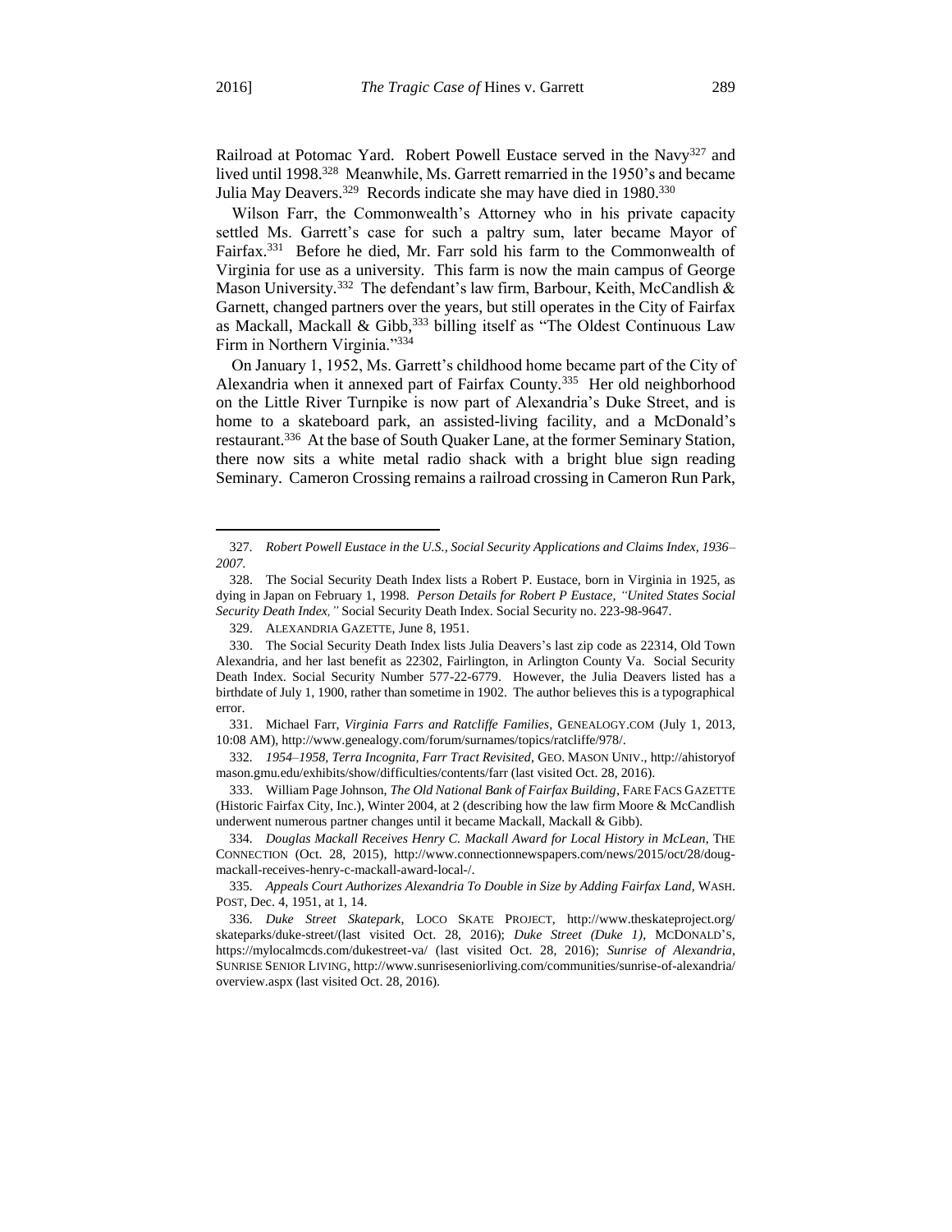Railroad at Potomac Yard. Robert Powell Eustace served in the Navy[327] and lived until 1998.[328] Meanwhile, Ms. Garrett remarried in the 1950's and became Julia May Deavers.[329] Records indicate she may have died in 1980.[330]

Wilson Farr, the Commonwealth's Attorney who in his private capacity settled Ms. Garrett's case for such a paltry sum, later became Mayor of Fairfax.[331] Before he died, Mr. Farr sold his farm to the Commonwealth of Virginia for use as a university. This farm is now the main campus of George Mason University.[332] The defendant's law firm, Barbour, Keith, McCandlish & Garnett, changed partners over the years, but still operates in the City of Fairfax as Mackall, Mackall & Gibb,[333] billing itself as "The Oldest Continuous Law Firm in Northern Virginia."[334]

On January 1, 1952, Ms. Garrett's childhood home became part of the City of Alexandria when it annexed part of Fairfax County.[335] Her old neighborhood on the Little River Turnpike is now part of Alexandria's Duke Street, and is home to a skateboard park, an assisted-living facility, and a McDonald's restaurant.[336] At the base of South Quaker Lane, at the former Seminary Station, there now sits a white metal radio shack with a bright blue sign reading Seminary. Cameron Crossing remains a railroad crossing in Cameron Run Park,

---

327. *Robert Powell Eustace in the U.S., Social Security Applications and Claims Index, 1936–2007.*

328. The Social Security Death Index lists a Robert P. Eustace, born in Virginia in 1925, as dying in Japan on February 1, 1998. *Person Details for Robert P Eustace, "United States Social Security Death Index,"* Social Security Death Index. Social Security no. 223-98-9647.

329. ALEXANDRIA GAZETTE, June 8, 1951.

330. The Social Security Death Index lists Julia Deavers's last zip code as 22314, Old Town Alexandria, and her last benefit as 22302, Fairlington, in Arlington County Va. Social Security Death Index. Social Security Number 577-22-6779. However, the Julia Deavers listed has a birthdate of July 1, 1900, rather than sometime in 1902. The author believes this is a typographical error.

331. Michael Farr, *Virginia Farrs and Ratcliffe Families*, GENEALOGY.COM (July 1, 2013, 10:08 AM), http://www.genealogy.com/forum/surnames/topics/ratcliffe/978/.

332. *1954–1958, Terra Incognita, Farr Tract Revisited*, GEO. MASON UNIV., http://ahistoryofmason.gmu.edu/exhibits/show/difficulties/contents/farr (last visited Oct. 28, 2016).

333. William Page Johnson, *The Old National Bank of Fairfax Building*, FARE FACS GAZETTE (Historic Fairfax City, Inc.), Winter 2004, at 2 (describing how the law firm Moore & McCandlish underwent numerous partner changes until it became Mackall, Mackall & Gibb).

334. *Douglas Mackall Receives Henry C. Mackall Award for Local History in McLean*, THE CONNECTION (Oct. 28, 2015), http://www.connectionnewspapers.com/news/2015/oct/28/doug-mackall-receives-henry-c-mackall-award-local-/.

335. *Appeals Court Authorizes Alexandria To Double in Size by Adding Fairfax Land*, WASH. POST, Dec. 4, 1951, at 1, 14.

336. *Duke Street Skatepark*, LOCO SKATE PROJECT, http://www.theskateproject.org/skateparks/duke-street/(last visited Oct. 28, 2016); *Duke Street (Duke 1)*, MCDONALD'S, https://mylocalmcds.com/dukestreet-va/ (last visited Oct. 28, 2016); *Sunrise of Alexandria*, SUNRISE SENIOR LIVING, http://www.sunriseseniorliving.com/communities/sunrise-of-alexandria/overview.aspx (last visited Oct. 28, 2016).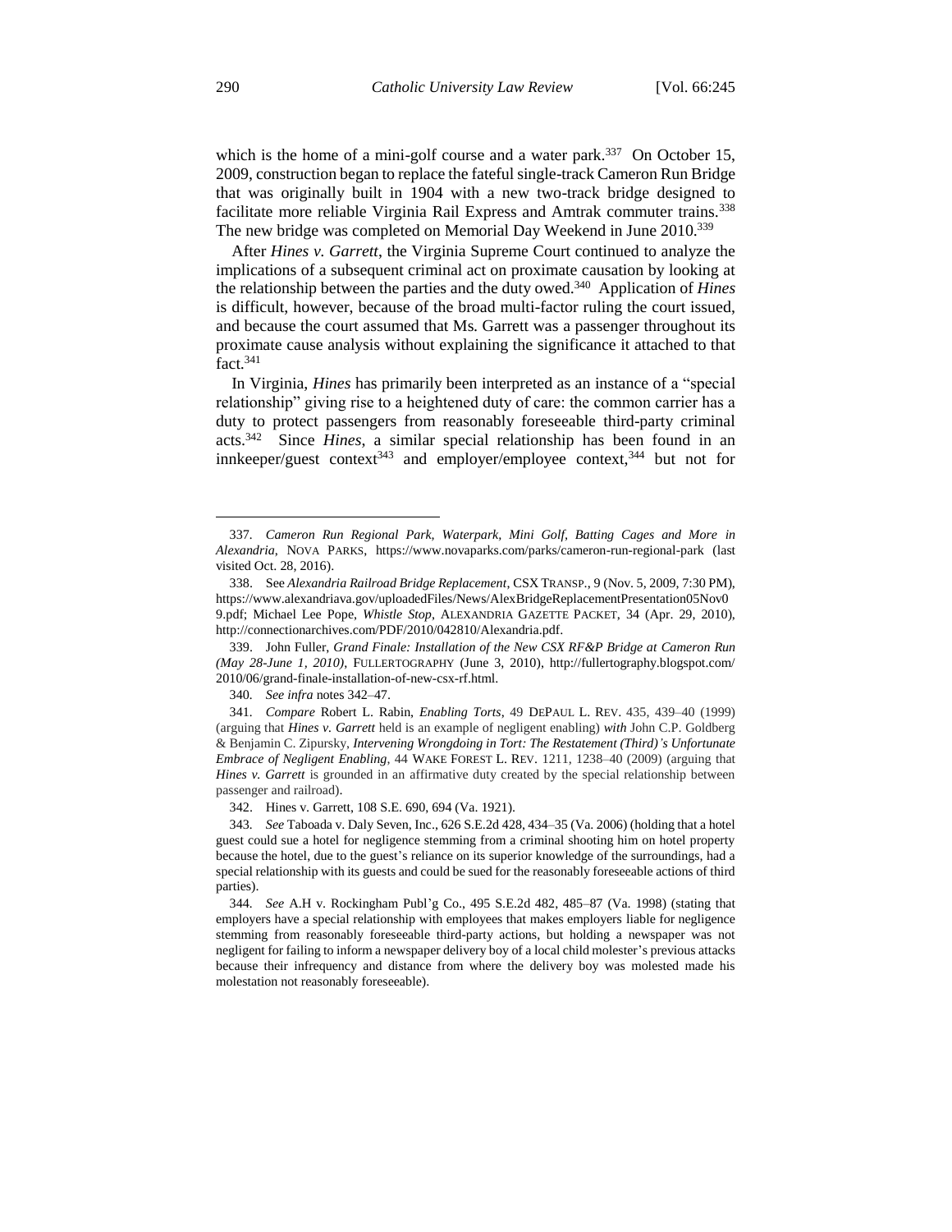which is the home of a mini-golf course and a water park.[337] On October 15, 2009, construction began to replace the fateful single-track Cameron Run Bridge that was originally built in 1904 with a new two-track bridge designed to facilitate more reliable Virginia Rail Express and Amtrak commuter trains.[338] The new bridge was completed on Memorial Day Weekend in June 2010.[339]

After *Hines v. Garrett*, the Virginia Supreme Court continued to analyze the implications of a subsequent criminal act on proximate causation by looking at the relationship between the parties and the duty owed.[340] Application of *Hines* is difficult, however, because of the broad multi-factor ruling the court issued, and because the court assumed that Ms. Garrett was a passenger throughout its proximate cause analysis without explaining the significance it attached to that fact.[341]

In Virginia, *Hines* has primarily been interpreted as an instance of a "special relationship" giving rise to a heightened duty of care: the common carrier has a duty to protect passengers from reasonably foreseeable third-party criminal acts.[342] Since *Hines*, a similar special relationship has been found in an innkeeper/guest context[343] and employer/employee context,[344] but not for

---

337. *Cameron Run Regional Park, Waterpark, Mini Golf, Batting Cages and More in Alexandria*, NOVA PARKS, https://www.novaparks.com/parks/cameron-run-regional-park (last visited Oct. 28, 2016).

338. See *Alexandria Railroad Bridge Replacement*, CSX TRANSP., 9 (Nov. 5, 2009, 7:30 PM), https://www.alexandriava.gov/uploadedFiles/News/AlexBridgeReplacementPresentation05Nov09.pdf; Michael Lee Pope, *Whistle Stop*, ALEXANDRIA GAZETTE PACKET, 34 (Apr. 29, 2010), http://connectionarchives.com/PDF/2010/042810/Alexandria.pdf.

339. John Fuller, *Grand Finale: Installation of the New CSX RF&P Bridge at Cameron Run (May 28-June 1, 2010)*, FULLERTOGRAPHY (June 3, 2010), http://fullertography.blogspot.com/2010/06/grand-finale-installation-of-new-csx-rf.html.

340. *See infra* notes 342–47.

341. *Compare* Robert L. Rabin, *Enabling Torts*, 49 DEPAUL L. REV. 435, 439–40 (1999) (arguing that *Hines v. Garrett* held is an example of negligent enabling) *with* John C.P. Goldberg & Benjamin C. Zipursky, *Intervening Wrongdoing in Tort: The Restatement (Third)'s Unfortunate Embrace of Negligent Enabling*, 44 WAKE FOREST L. REV. 1211, 1238–40 (2009) (arguing that *Hines v. Garrett* is grounded in an affirmative duty created by the special relationship between passenger and railroad).

342. Hines v. Garrett, 108 S.E. 690, 694 (Va. 1921).

343. *See* Taboada v. Daly Seven, Inc., 626 S.E.2d 428, 434–35 (Va. 2006) (holding that a hotel guest could sue a hotel for negligence stemming from a criminal shooting him on hotel property because the hotel, due to the guest's reliance on its superior knowledge of the surroundings, had a special relationship with its guests and could be sued for the reasonably foreseeable actions of third parties).

344. *See* A.H v. Rockingham Publ'g Co., 495 S.E.2d 482, 485–87 (Va. 1998) (stating that employers have a special relationship with employees that makes employers liable for negligence stemming from reasonably foreseeable third-party actions, but holding a newspaper was not negligent for failing to inform a newspaper delivery boy of a local child molester's previous attacks because their infrequency and distance from where the delivery boy was molested made his molestation not reasonably foreseeable).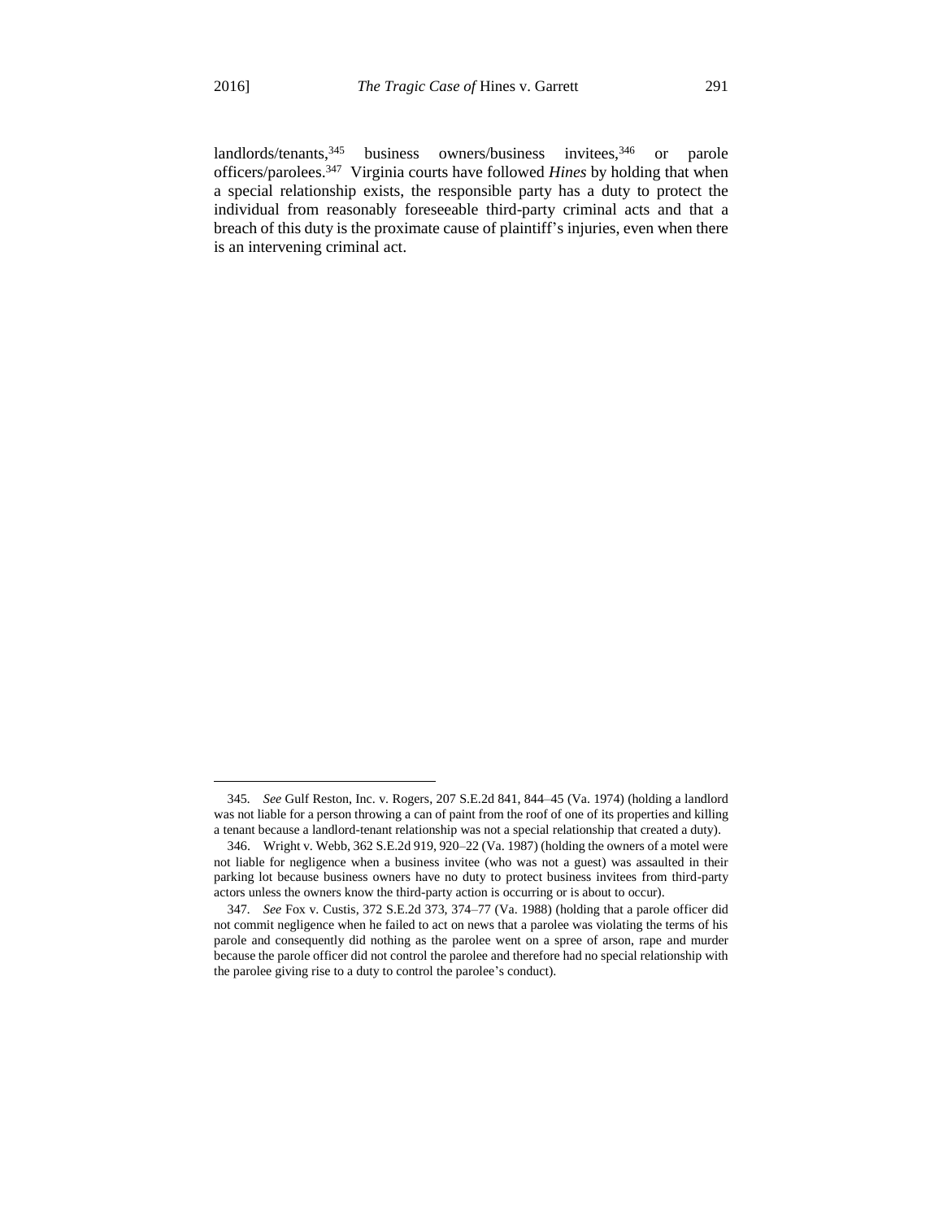landlords/tenants,[345] business owners/business invitees,[346] or parole officers/parolees.[347] Virginia courts have followed *Hines* by holding that when a special relationship exists, the responsible party has a duty to protect the individual from reasonably foreseeable third-party criminal acts and that a breach of this duty is the proximate cause of plaintiff's injuries, even when there is an intervening criminal act.

---

345. *See* Gulf Reston, Inc. v. Rogers, 207 S.E.2d 841, 844–45 (Va. 1974) (holding a landlord was not liable for a person throwing a can of paint from the roof of one of its properties and killing a tenant because a landlord-tenant relationship was not a special relationship that created a duty).

346. Wright v. Webb, 362 S.E.2d 919, 920–22 (Va. 1987) (holding the owners of a motel were not liable for negligence when a business invitee (who was not a guest) was assaulted in their parking lot because business owners have no duty to protect business invitees from third-party actors unless the owners know the third-party action is occurring or is about to occur).

347. *See* Fox v. Custis, 372 S.E.2d 373, 374–77 (Va. 1988) (holding that a parole officer did not commit negligence when he failed to act on news that a parolee was violating the terms of his parole and consequently did nothing as the parolee went on a spree of arson, rape and murder because the parole officer did not control the parolee and therefore had no special relationship with the parolee giving rise to a duty to control the parolee's conduct).